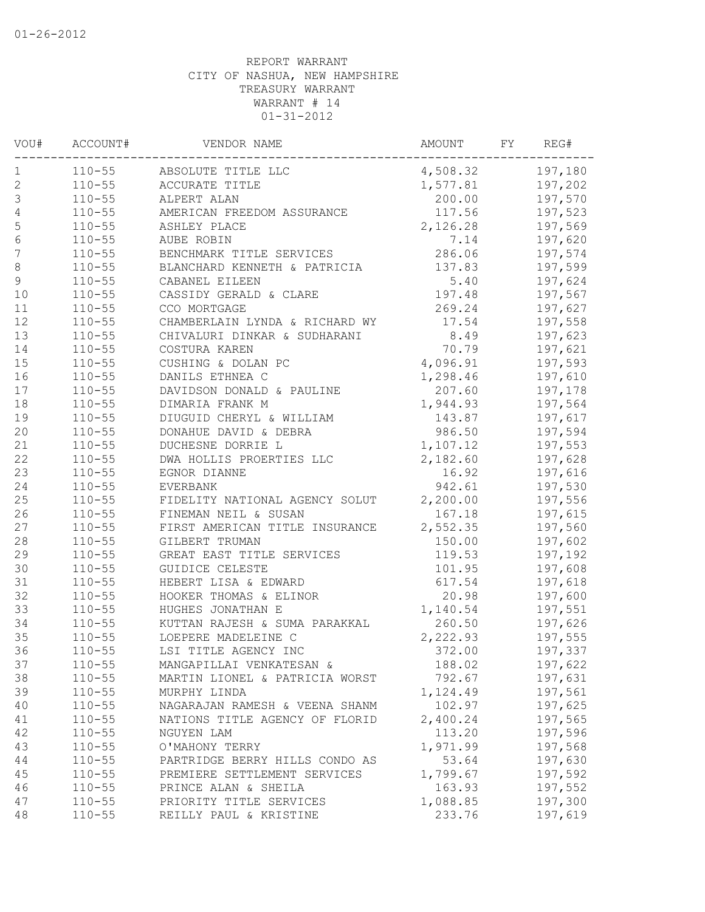01-26-2012

REPORT WARRANT
CITY OF NASHUA, NEW HAMPSHIRE
TREASURY WARRANT
WARRANT # 14
01-31-2012

| VOU# | ACCOUNT# | VENDOR NAME | AMOUNT | FY | REG# |
|---|---|---|---|---|---|
| 1 | 110-55 | ABSOLUTE TITLE LLC | 4,508.32 | | 197,180 |
| 2 | 110-55 | ACCURATE TITLE | 1,577.81 | | 197,202 |
| 3 | 110-55 | ALPERT ALAN | 200.00 | | 197,570 |
| 4 | 110-55 | AMERICAN FREEDOM ASSURANCE | 117.56 | | 197,523 |
| 5 | 110-55 | ASHLEY PLACE | 2,126.28 | | 197,569 |
| 6 | 110-55 | AUBE ROBIN | 7.14 | | 197,620 |
| 7 | 110-55 | BENCHMARK TITLE SERVICES | 286.06 | | 197,574 |
| 8 | 110-55 | BLANCHARD KENNETH & PATRICIA | 137.83 | | 197,599 |
| 9 | 110-55 | CABANEL EILEEN | 5.40 | | 197,624 |
| 10 | 110-55 | CASSIDY GERALD & CLARE | 197.48 | | 197,567 |
| 11 | 110-55 | CCO MORTGAGE | 269.24 | | 197,627 |
| 12 | 110-55 | CHAMBERLAIN LYNDA & RICHARD WY | 17.54 | | 197,558 |
| 13 | 110-55 | CHIVALURI DINKAR & SUDHARANI | 8.49 | | 197,623 |
| 14 | 110-55 | COSTURA KAREN | 70.79 | | 197,621 |
| 15 | 110-55 | CUSHING & DOLAN PC | 4,096.91 | | 197,593 |
| 16 | 110-55 | DANILS ETHNEA C | 1,298.46 | | 197,610 |
| 17 | 110-55 | DAVIDSON DONALD & PAULINE | 207.60 | | 197,178 |
| 18 | 110-55 | DIMARIA FRANK M | 1,944.93 | | 197,564 |
| 19 | 110-55 | DIUGUID CHERYL & WILLIAM | 143.87 | | 197,617 |
| 20 | 110-55 | DONAHUE DAVID & DEBRA | 986.50 | | 197,594 |
| 21 | 110-55 | DUCHESNE DORRIE L | 1,107.12 | | 197,553 |
| 22 | 110-55 | DWA HOLLIS PROERTIES LLC | 2,182.60 | | 197,628 |
| 23 | 110-55 | EGNOR DIANNE | 16.92 | | 197,616 |
| 24 | 110-55 | EVERBANK | 942.61 | | 197,530 |
| 25 | 110-55 | FIDELITY NATIONAL AGENCY SOLUT | 2,200.00 | | 197,556 |
| 26 | 110-55 | FINEMAN NEIL & SUSAN | 167.18 | | 197,615 |
| 27 | 110-55 | FIRST AMERICAN TITLE INSURANCE | 2,552.35 | | 197,560 |
| 28 | 110-55 | GILBERT TRUMAN | 150.00 | | 197,602 |
| 29 | 110-55 | GREAT EAST TITLE SERVICES | 119.53 | | 197,192 |
| 30 | 110-55 | GUIDICE CELESTE | 101.95 | | 197,608 |
| 31 | 110-55 | HEBERT LISA & EDWARD | 617.54 | | 197,618 |
| 32 | 110-55 | HOOKER THOMAS & ELINOR | 20.98 | | 197,600 |
| 33 | 110-55 | HUGHES JONATHAN E | 1,140.54 | | 197,551 |
| 34 | 110-55 | KUTTAN RAJESH & SUMA PARAKKAL | 260.50 | | 197,626 |
| 35 | 110-55 | LOEPERE MADELEINE C | 2,222.93 | | 197,555 |
| 36 | 110-55 | LSI TITLE AGENCY INC | 372.00 | | 197,337 |
| 37 | 110-55 | MANGAPILLAI VENKATESAN & | 188.02 | | 197,622 |
| 38 | 110-55 | MARTIN LIONEL & PATRICIA WORST | 792.67 | | 197,631 |
| 39 | 110-55 | MURPHY LINDA | 1,124.49 | | 197,561 |
| 40 | 110-55 | NAGARAJAN RAMESH & VEENA SHANM | 102.97 | | 197,625 |
| 41 | 110-55 | NATIONS TITLE AGENCY OF FLORID | 2,400.24 | | 197,565 |
| 42 | 110-55 | NGUYEN LAM | 113.20 | | 197,596 |
| 43 | 110-55 | O'MAHONY TERRY | 1,971.99 | | 197,568 |
| 44 | 110-55 | PARTRIDGE BERRY HILLS CONDO AS | 53.64 | | 197,630 |
| 45 | 110-55 | PREMIERE SETTLEMENT SERVICES | 1,799.67 | | 197,592 |
| 46 | 110-55 | PRINCE ALAN & SHEILA | 163.93 | | 197,552 |
| 47 | 110-55 | PRIORITY TITLE SERVICES | 1,088.85 | | 197,300 |
| 48 | 110-55 | REILLY PAUL & KRISTINE | 233.76 | | 197,619 |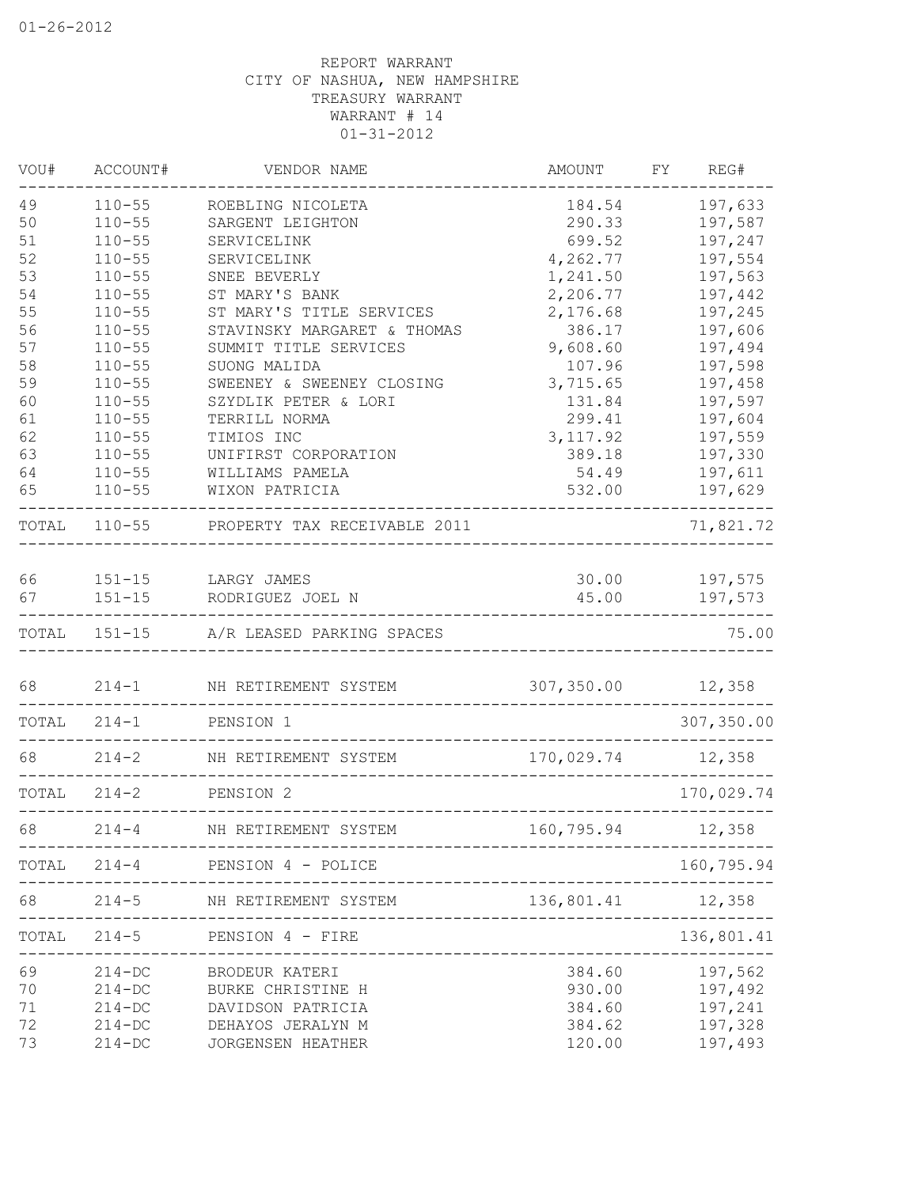REPORT WARRANT
CITY OF NASHUA, NEW HAMPSHIRE
TREASURY WARRANT
WARRANT # 14
01-31-2012

| VOU# | ACCOUNT# | VENDOR NAME | AMOUNT | FY | REG# |
|---|---|---|---|---|---|
| 49 | 110-55 | ROEBLING NICOLETA | 184.54 | | 197,633 |
| 50 | 110-55 | SARGENT LEIGHTON | 290.33 | | 197,587 |
| 51 | 110-55 | SERVICELINK | 699.52 | | 197,247 |
| 52 | 110-55 | SERVICELINK | 4,262.77 | | 197,554 |
| 53 | 110-55 | SNEE BEVERLY | 1,241.50 | | 197,563 |
| 54 | 110-55 | ST MARY'S BANK | 2,206.77 | | 197,442 |
| 55 | 110-55 | ST MARY'S TITLE SERVICES | 2,176.68 | | 197,245 |
| 56 | 110-55 | STAVINSKY MARGARET & THOMAS | 386.17 | | 197,606 |
| 57 | 110-55 | SUMMIT TITLE SERVICES | 9,608.60 | | 197,494 |
| 58 | 110-55 | SUONG MALIDA | 107.96 | | 197,598 |
| 59 | 110-55 | SWEENEY & SWEENEY CLOSING | 3,715.65 | | 197,458 |
| 60 | 110-55 | SZYDLIK PETER & LORI | 131.84 | | 197,597 |
| 61 | 110-55 | TERRILL NORMA | 299.41 | | 197,604 |
| 62 | 110-55 | TIMIOS INC | 3,117.92 | | 197,559 |
| 63 | 110-55 | UNIFIRST CORPORATION | 389.18 | | 197,330 |
| 64 | 110-55 | WILLIAMS PAMELA | 54.49 | | 197,611 |
| 65 | 110-55 | WIXON PATRICIA | 532.00 | | 197,629 |
| TOTAL | 110-55 | PROPERTY TAX RECEIVABLE 2011 | | | 71,821.72 |
| 66 | 151-15 | LARGY JAMES | 30.00 | | 197,575 |
| 67 | 151-15 | RODRIGUEZ JOEL N | 45.00 | | 197,573 |
| TOTAL | 151-15 | A/R LEASED PARKING SPACES | | | 75.00 |
| 68 | 214-1 | NH RETIREMENT SYSTEM | 307,350.00 | | 12,358 |
| TOTAL | 214-1 | PENSION 1 | | | 307,350.00 |
| 68 | 214-2 | NH RETIREMENT SYSTEM | 170,029.74 | | 12,358 |
| TOTAL | 214-2 | PENSION 2 | | | 170,029.74 |
| 68 | 214-4 | NH RETIREMENT SYSTEM | 160,795.94 | | 12,358 |
| TOTAL | 214-4 | PENSION 4 - POLICE | | | 160,795.94 |
| 68 | 214-5 | NH RETIREMENT SYSTEM | 136,801.41 | | 12,358 |
| TOTAL | 214-5 | PENSION 4 - FIRE | | | 136,801.41 |
| 69 | 214-DC | BRODEUR KATERI | 384.60 | | 197,562 |
| 70 | 214-DC | BURKE CHRISTINE H | 930.00 | | 197,492 |
| 71 | 214-DC | DAVIDSON PATRICIA | 384.60 | | 197,241 |
| 72 | 214-DC | DEHAYOS JERALYN M | 384.62 | | 197,328 |
| 73 | 214-DC | JORGENSEN HEATHER | 120.00 | | 197,493 |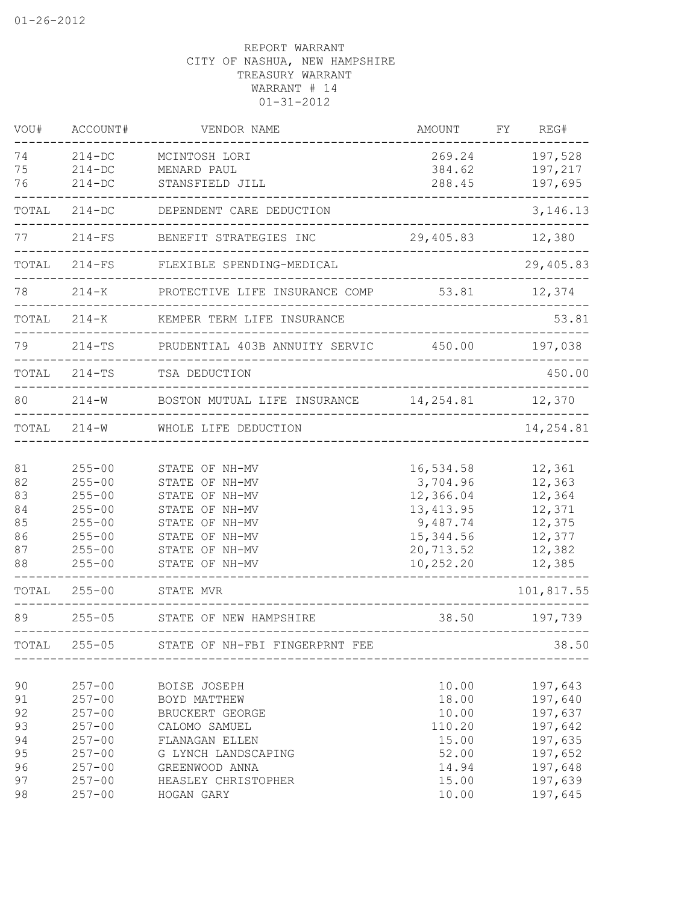REPORT WARRANT
CITY OF NASHUA, NEW HAMPSHIRE
TREASURY WARRANT
WARRANT # 14
01-31-2012

| VOU# | ACCOUNT# | VENDOR NAME | AMOUNT | FY | REG# |
|---|---|---|---|---|---|
| 74 | 214-DC | MCINTOSH LORI | 269.24 | | 197,528 |
| 75 | 214-DC | MENARD PAUL | 384.62 | | 197,217 |
| 76 | 214-DC | STANSFIELD JILL | 288.45 | | 197,695 |
| TOTAL | 214-DC | DEPENDENT CARE DEDUCTION | | | 3,146.13 |
| 77 | 214-FS | BENEFIT STRATEGIES INC | 29,405.83 | | 12,380 |
| TOTAL | 214-FS | FLEXIBLE SPENDING-MEDICAL | | | 29,405.83 |
| 78 | 214-K | PROTECTIVE LIFE INSURANCE COMP | 53.81 | | 12,374 |
| TOTAL | 214-K | KEMPER TERM LIFE INSURANCE | | | 53.81 |
| 79 | 214-TS | PRUDENTIAL 403B ANNUITY SERVIC | 450.00 | | 197,038 |
| TOTAL | 214-TS | TSA DEDUCTION | | | 450.00 |
| 80 | 214-W | BOSTON MUTUAL LIFE INSURANCE | 14,254.81 | | 12,370 |
| TOTAL | 214-W | WHOLE LIFE DEDUCTION | | | 14,254.81 |
| 81 | 255-00 | STATE OF NH-MV | 16,534.58 | | 12,361 |
| 82 | 255-00 | STATE OF NH-MV | 3,704.96 | | 12,363 |
| 83 | 255-00 | STATE OF NH-MV | 12,366.04 | | 12,364 |
| 84 | 255-00 | STATE OF NH-MV | 13,413.95 | | 12,371 |
| 85 | 255-00 | STATE OF NH-MV | 9,487.74 | | 12,375 |
| 86 | 255-00 | STATE OF NH-MV | 15,344.56 | | 12,377 |
| 87 | 255-00 | STATE OF NH-MV | 20,713.52 | | 12,382 |
| 88 | 255-00 | STATE OF NH-MV | 10,252.20 | | 12,385 |
| TOTAL | 255-00 | STATE MVR | | | 101,817.55 |
| 89 | 255-05 | STATE OF NEW HAMPSHIRE | 38.50 | | 197,739 |
| TOTAL | 255-05 | STATE OF NH-FBI FINGERPRNT FEE | | | 38.50 |
| 90 | 257-00 | BOISE JOSEPH | 10.00 | | 197,643 |
| 91 | 257-00 | BOYD MATTHEW | 18.00 | | 197,640 |
| 92 | 257-00 | BRUCKERT GEORGE | 10.00 | | 197,637 |
| 93 | 257-00 | CALOMO SAMUEL | 110.20 | | 197,642 |
| 94 | 257-00 | FLANAGAN ELLEN | 15.00 | | 197,635 |
| 95 | 257-00 | G LYNCH LANDSCAPING | 52.00 | | 197,652 |
| 96 | 257-00 | GREENWOOD ANNA | 14.94 | | 197,648 |
| 97 | 257-00 | HEASLEY CHRISTOPHER | 15.00 | | 197,639 |
| 98 | 257-00 | HOGAN GARY | 10.00 | | 197,645 |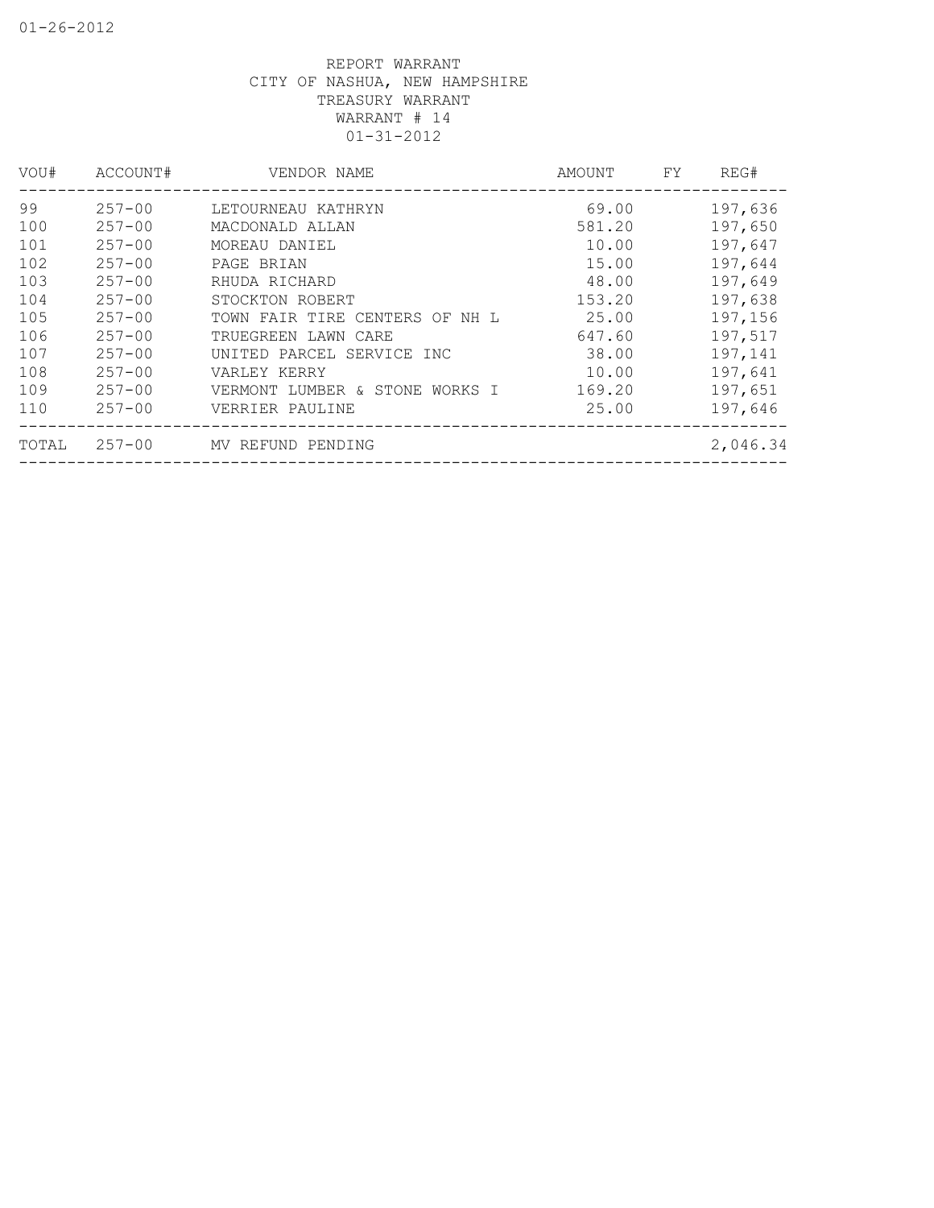REPORT WARRANT
CITY OF NASHUA, NEW HAMPSHIRE
TREASURY WARRANT
WARRANT # 14
01-31-2012

| VOU# | ACCOUNT# | VENDOR NAME | AMOUNT | FY | REG# |
|---|---|---|---|---|---|
| 99 | 257-00 | LETOURNEAU KATHRYN | 69.00 | | 197,636 |
| 100 | 257-00 | MACDONALD ALLAN | 581.20 | | 197,650 |
| 101 | 257-00 | MOREAU DANIEL | 10.00 | | 197,647 |
| 102 | 257-00 | PAGE BRIAN | 15.00 | | 197,644 |
| 103 | 257-00 | RHUDA RICHARD | 48.00 | | 197,649 |
| 104 | 257-00 | STOCKTON ROBERT | 153.20 | | 197,638 |
| 105 | 257-00 | TOWN FAIR TIRE CENTERS OF NH L | 25.00 | | 197,156 |
| 106 | 257-00 | TRUEGREEN LAWN CARE | 647.60 | | 197,517 |
| 107 | 257-00 | UNITED PARCEL SERVICE INC | 38.00 | | 197,141 |
| 108 | 257-00 | VARLEY KERRY | 10.00 | | 197,641 |
| 109 | 257-00 | VERMONT LUMBER & STONE WORKS I | 169.20 | | 197,651 |
| 110 | 257-00 | VERRIER PAULINE | 25.00 | | 197,646 |
| TOTAL | 257-00 | MV REFUND PENDING | | | 2,046.34 |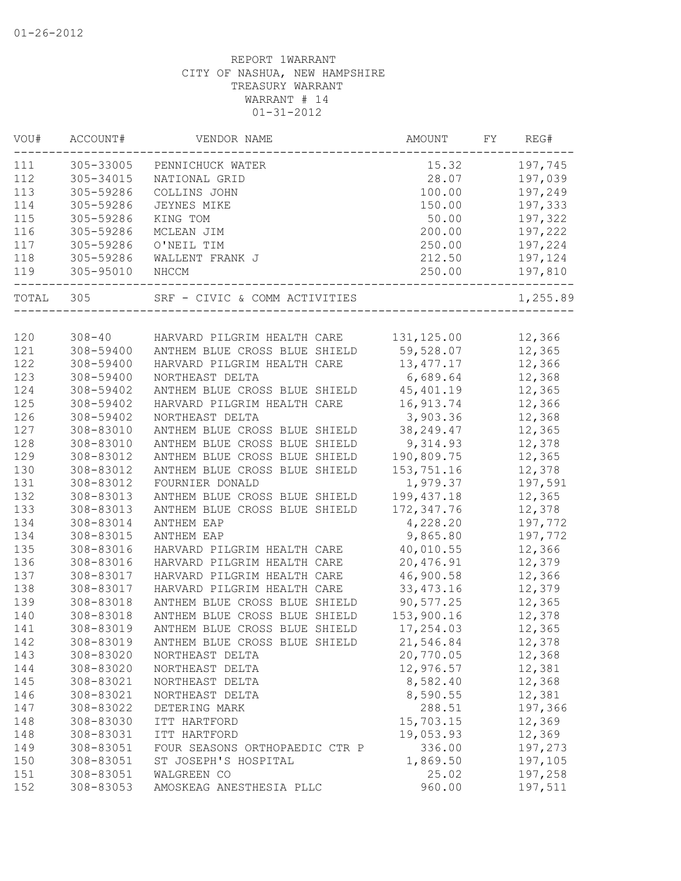01-26-2012

REPORT 1WARRANT
CITY OF NASHUA, NEW HAMPSHIRE
TREASURY WARRANT
WARRANT # 14
01-31-2012

| VOU# | ACCOUNT# | VENDOR NAME | AMOUNT | FY | REG# |
|---|---|---|---|---|---|
| 111 | 305-33005 | PENNICHUCK WATER | 15.32 | | 197,745 |
| 112 | 305-34015 | NATIONAL GRID | 28.07 | | 197,039 |
| 113 | 305-59286 | COLLINS JOHN | 100.00 | | 197,249 |
| 114 | 305-59286 | JEYNES MIKE | 150.00 | | 197,333 |
| 115 | 305-59286 | KING TOM | 50.00 | | 197,322 |
| 116 | 305-59286 | MCLEAN JIM | 200.00 | | 197,222 |
| 117 | 305-59286 | O'NEIL TIM | 250.00 | | 197,224 |
| 118 | 305-59286 | WALLENT FRANK J | 212.50 | | 197,124 |
| 119 | 305-95010 | NHCCM | 250.00 | | 197,810 |
| TOTAL | 305 | SRF - CIVIC & COMM ACTIVITIES | | | 1,255.89 |
| 120 | 308-40 | HARVARD PILGRIM HEALTH CARE | 131,125.00 | | 12,366 |
| 121 | 308-59400 | ANTHEM BLUE CROSS BLUE SHIELD | 59,528.07 | | 12,365 |
| 122 | 308-59400 | HARVARD PILGRIM HEALTH CARE | 13,477.17 | | 12,366 |
| 123 | 308-59400 | NORTHEAST DELTA | 6,689.64 | | 12,368 |
| 124 | 308-59402 | ANTHEM BLUE CROSS BLUE SHIELD | 45,401.19 | | 12,365 |
| 125 | 308-59402 | HARVARD PILGRIM HEALTH CARE | 16,913.74 | | 12,366 |
| 126 | 308-59402 | NORTHEAST DELTA | 3,903.36 | | 12,368 |
| 127 | 308-83010 | ANTHEM BLUE CROSS BLUE SHIELD | 38,249.47 | | 12,365 |
| 128 | 308-83010 | ANTHEM BLUE CROSS BLUE SHIELD | 9,314.93 | | 12,378 |
| 129 | 308-83012 | ANTHEM BLUE CROSS BLUE SHIELD | 190,809.75 | | 12,365 |
| 130 | 308-83012 | ANTHEM BLUE CROSS BLUE SHIELD | 153,751.16 | | 12,378 |
| 131 | 308-83012 | FOURNIER DONALD | 1,979.37 | | 197,591 |
| 132 | 308-83013 | ANTHEM BLUE CROSS BLUE SHIELD | 199,437.18 | | 12,365 |
| 133 | 308-83013 | ANTHEM BLUE CROSS BLUE SHIELD | 172,347.76 | | 12,378 |
| 134 | 308-83014 | ANTHEM EAP | 4,228.20 | | 197,772 |
| 134 | 308-83015 | ANTHEM EAP | 9,865.80 | | 197,772 |
| 135 | 308-83016 | HARVARD PILGRIM HEALTH CARE | 40,010.55 | | 12,366 |
| 136 | 308-83016 | HARVARD PILGRIM HEALTH CARE | 20,476.91 | | 12,379 |
| 137 | 308-83017 | HARVARD PILGRIM HEALTH CARE | 46,900.58 | | 12,366 |
| 138 | 308-83017 | HARVARD PILGRIM HEALTH CARE | 33,473.16 | | 12,379 |
| 139 | 308-83018 | ANTHEM BLUE CROSS BLUE SHIELD | 90,577.25 | | 12,365 |
| 140 | 308-83018 | ANTHEM BLUE CROSS BLUE SHIELD | 153,900.16 | | 12,378 |
| 141 | 308-83019 | ANTHEM BLUE CROSS BLUE SHIELD | 17,254.03 | | 12,365 |
| 142 | 308-83019 | ANTHEM BLUE CROSS BLUE SHIELD | 21,546.84 | | 12,378 |
| 143 | 308-83020 | NORTHEAST DELTA | 20,770.05 | | 12,368 |
| 144 | 308-83020 | NORTHEAST DELTA | 12,976.57 | | 12,381 |
| 145 | 308-83021 | NORTHEAST DELTA | 8,582.40 | | 12,368 |
| 146 | 308-83021 | NORTHEAST DELTA | 8,590.55 | | 12,381 |
| 147 | 308-83022 | DETERING MARK | 288.51 | | 197,366 |
| 148 | 308-83030 | ITT HARTFORD | 15,703.15 | | 12,369 |
| 148 | 308-83031 | ITT HARTFORD | 19,053.93 | | 12,369 |
| 149 | 308-83051 | FOUR SEASONS ORTHOPAEDIC CTR P | 336.00 | | 197,273 |
| 150 | 308-83051 | ST JOSEPH'S HOSPITAL | 1,869.50 | | 197,105 |
| 151 | 308-83051 | WALGREEN CO | 25.02 | | 197,258 |
| 152 | 308-83053 | AMOSKEAG ANESTHESIA PLLC | 960.00 | | 197,511 |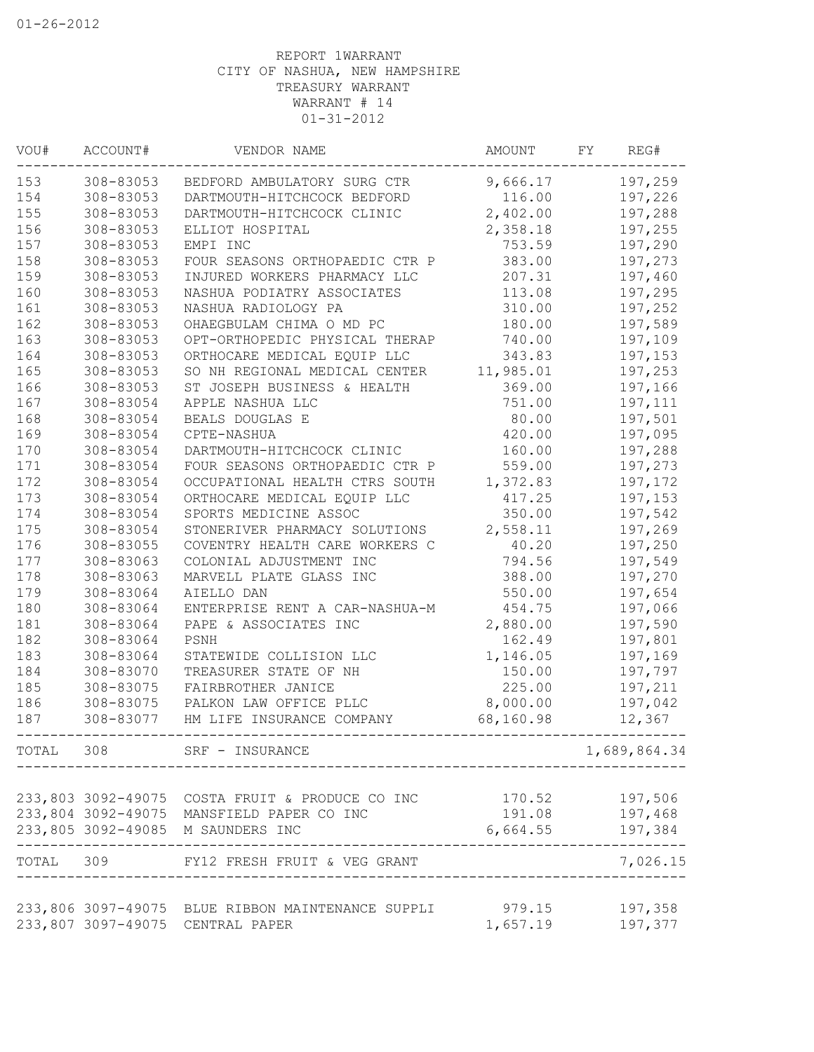01-26-2012

REPORT 1WARRANT
CITY OF NASHUA, NEW HAMPSHIRE
TREASURY WARRANT
WARRANT # 14
01-31-2012

| VOU# | ACCOUNT# | VENDOR NAME | AMOUNT | FY | REG# |
|---|---|---|---|---|---|
| 153 | 308-83053 | BEDFORD AMBULATORY SURG CTR | 9,666.17 | | 197,259 |
| 154 | 308-83053 | DARTMOUTH-HITCHCOCK BEDFORD | 116.00 | | 197,226 |
| 155 | 308-83053 | DARTMOUTH-HITCHCOCK CLINIC | 2,402.00 | | 197,288 |
| 156 | 308-83053 | ELLIOT HOSPITAL | 2,358.18 | | 197,255 |
| 157 | 308-83053 | EMPI INC | 753.59 | | 197,290 |
| 158 | 308-83053 | FOUR SEASONS ORTHOPAEDIC CTR P | 383.00 | | 197,273 |
| 159 | 308-83053 | INJURED WORKERS PHARMACY LLC | 207.31 | | 197,460 |
| 160 | 308-83053 | NASHUA PODIATRY ASSOCIATES | 113.08 | | 197,295 |
| 161 | 308-83053 | NASHUA RADIOLOGY PA | 310.00 | | 197,252 |
| 162 | 308-83053 | OHAEGBULAM CHIMA O MD PC | 180.00 | | 197,589 |
| 163 | 308-83053 | OPT-ORTHOPEDIC PHYSICAL THERAP | 740.00 | | 197,109 |
| 164 | 308-83053 | ORTHOCARE MEDICAL EQUIP LLC | 343.83 | | 197,153 |
| 165 | 308-83053 | SO NH REGIONAL MEDICAL CENTER | 11,985.01 | | 197,253 |
| 166 | 308-83053 | ST JOSEPH BUSINESS & HEALTH | 369.00 | | 197,166 |
| 167 | 308-83054 | APPLE NASHUA LLC | 751.00 | | 197,111 |
| 168 | 308-83054 | BEALS DOUGLAS E | 80.00 | | 197,501 |
| 169 | 308-83054 | CPTE-NASHUA | 420.00 | | 197,095 |
| 170 | 308-83054 | DARTMOUTH-HITCHCOCK CLINIC | 160.00 | | 197,288 |
| 171 | 308-83054 | FOUR SEASONS ORTHOPAEDIC CTR P | 559.00 | | 197,273 |
| 172 | 308-83054 | OCCUPATIONAL HEALTH CTRS SOUTH | 1,372.83 | | 197,172 |
| 173 | 308-83054 | ORTHOCARE MEDICAL EQUIP LLC | 417.25 | | 197,153 |
| 174 | 308-83054 | SPORTS MEDICINE ASSOC | 350.00 | | 197,542 |
| 175 | 308-83054 | STONERIVER PHARMACY SOLUTIONS | 2,558.11 | | 197,269 |
| 176 | 308-83055 | COVENTRY HEALTH CARE WORKERS C | 40.20 | | 197,250 |
| 177 | 308-83063 | COLONIAL ADJUSTMENT INC | 794.56 | | 197,549 |
| 178 | 308-83063 | MARVELL PLATE GLASS INC | 388.00 | | 197,270 |
| 179 | 308-83064 | AIELLO DAN | 550.00 | | 197,654 |
| 180 | 308-83064 | ENTERPRISE RENT A CAR-NASHUA-M | 454.75 | | 197,066 |
| 181 | 308-83064 | PAPE & ASSOCIATES INC | 2,880.00 | | 197,590 |
| 182 | 308-83064 | PSNH | 162.49 | | 197,801 |
| 183 | 308-83064 | STATEWIDE COLLISION LLC | 1,146.05 | | 197,169 |
| 184 | 308-83070 | TREASURER STATE OF NH | 150.00 | | 197,797 |
| 185 | 308-83075 | FAIRBROTHER JANICE | 225.00 | | 197,211 |
| 186 | 308-83075 | PALKON LAW OFFICE PLLC | 8,000.00 | | 197,042 |
| 187 | 308-83077 | HM LIFE INSURANCE COMPANY | 68,160.98 | | 12,367 |
| TOTAL | 308 | SRF - INSURANCE | | | 1,689,864.34 |
| 233,803 | 3092-49075 | COSTA FRUIT & PRODUCE CO INC | 170.52 | | 197,506 |
| 233,804 | 3092-49075 | MANSFIELD PAPER CO INC | 191.08 | | 197,468 |
| 233,805 | 3092-49085 | M SAUNDERS INC | 6,664.55 | | 197,384 |
| TOTAL | 309 | FY12 FRESH FRUIT & VEG GRANT | | | 7,026.15 |
| 233,806 | 3097-49075 | BLUE RIBBON MAINTENANCE SUPPLI | 979.15 | | 197,358 |
| 233,807 | 3097-49075 | CENTRAL PAPER | 1,657.19 | | 197,377 |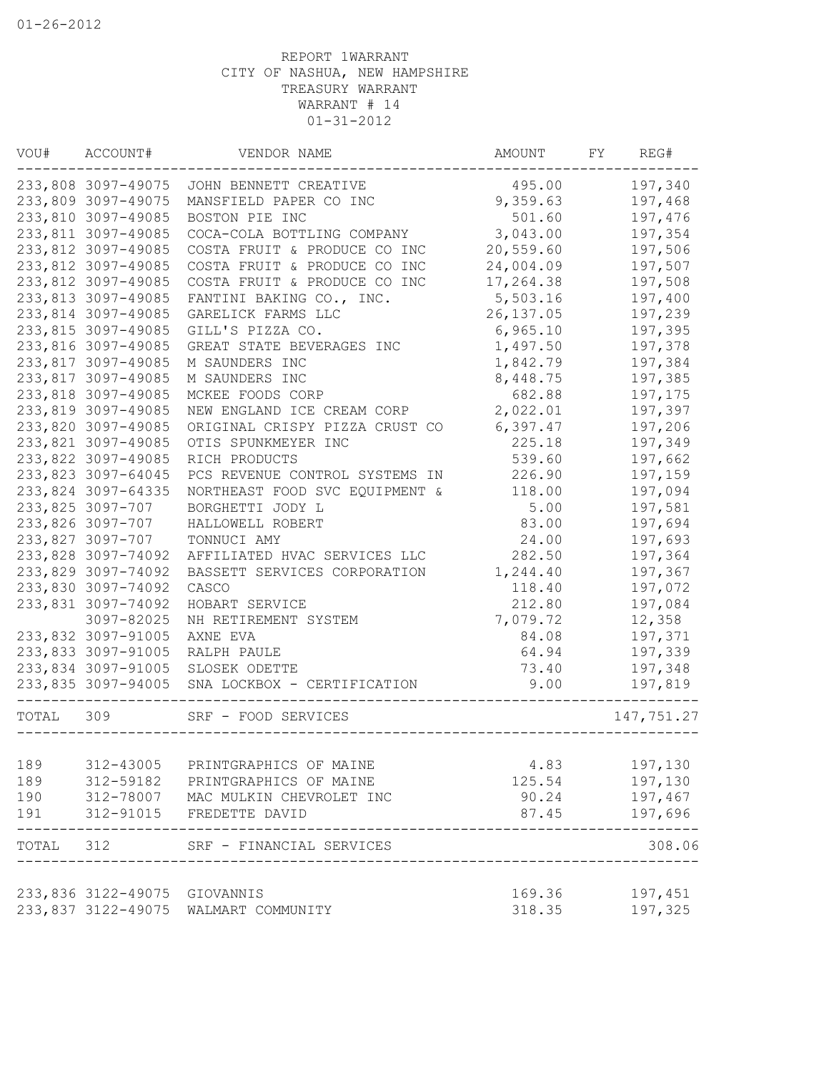REPORT 1WARRANT
CITY OF NASHUA, NEW HAMPSHIRE
TREASURY WARRANT
WARRANT # 14
01-31-2012

| VOU# | ACCOUNT# | VENDOR NAME | AMOUNT | FY | REG# |
|---|---|---|---|---|---|
| 233,808 | 3097-49075 | JOHN BENNETT CREATIVE | 495.00 | | 197,340 |
| 233,809 | 3097-49075 | MANSFIELD PAPER CO INC | 9,359.63 | | 197,468 |
| 233,810 | 3097-49085 | BOSTON PIE INC | 501.60 | | 197,476 |
| 233,811 | 3097-49085 | COCA-COLA BOTTLING COMPANY | 3,043.00 | | 197,354 |
| 233,812 | 3097-49085 | COSTA FRUIT & PRODUCE CO INC | 20,559.60 | | 197,506 |
| 233,812 | 3097-49085 | COSTA FRUIT & PRODUCE CO INC | 24,004.09 | | 197,507 |
| 233,812 | 3097-49085 | COSTA FRUIT & PRODUCE CO INC | 17,264.38 | | 197,508 |
| 233,813 | 3097-49085 | FANTINI BAKING CO., INC. | 5,503.16 | | 197,400 |
| 233,814 | 3097-49085 | GARELICK FARMS LLC | 26,137.05 | | 197,239 |
| 233,815 | 3097-49085 | GILL'S PIZZA CO. | 6,965.10 | | 197,395 |
| 233,816 | 3097-49085 | GREAT STATE BEVERAGES INC | 1,497.50 | | 197,378 |
| 233,817 | 3097-49085 | M SAUNDERS INC | 1,842.79 | | 197,384 |
| 233,817 | 3097-49085 | M SAUNDERS INC | 8,448.75 | | 197,385 |
| 233,818 | 3097-49085 | MCKEE FOODS CORP | 682.88 | | 197,175 |
| 233,819 | 3097-49085 | NEW ENGLAND ICE CREAM CORP | 2,022.01 | | 197,397 |
| 233,820 | 3097-49085 | ORIGINAL CRISPY PIZZA CRUST CO | 6,397.47 | | 197,206 |
| 233,821 | 3097-49085 | OTIS SPUNKMEYER INC | 225.18 | | 197,349 |
| 233,822 | 3097-49085 | RICH PRODUCTS | 539.60 | | 197,662 |
| 233,823 | 3097-64045 | PCS REVENUE CONTROL SYSTEMS IN | 226.90 | | 197,159 |
| 233,824 | 3097-64335 | NORTHEAST FOOD SVC EQUIPMENT & | 118.00 | | 197,094 |
| 233,825 | 3097-707 | BORGHETTI JODY L | 5.00 | | 197,581 |
| 233,826 | 3097-707 | HALLOWELL ROBERT | 83.00 | | 197,694 |
| 233,827 | 3097-707 | TONNUCI AMY | 24.00 | | 197,693 |
| 233,828 | 3097-74092 | AFFILIATED HVAC SERVICES LLC | 282.50 | | 197,364 |
| 233,829 | 3097-74092 | BASSETT SERVICES CORPORATION | 1,244.40 | | 197,367 |
| 233,830 | 3097-74092 | CASCO | 118.40 | | 197,072 |
| 233,831 | 3097-74092 | HOBART SERVICE | 212.80 | | 197,084 |
| | 3097-82025 | NH RETIREMENT SYSTEM | 7,079.72 | | 12,358 |
| 233,832 | 3097-91005 | AXNE EVA | 84.08 | | 197,371 |
| 233,833 | 3097-91005 | RALPH PAULE | 64.94 | | 197,339 |
| 233,834 | 3097-91005 | SLOSEK ODETTE | 73.40 | | 197,348 |
| 233,835 | 3097-94005 | SNA LOCKBOX - CERTIFICATION | 9.00 | | 197,819 |
| TOTAL | 309 | SRF - FOOD SERVICES | | | 147,751.27 |
| 189 | 312-43005 | PRINTGRAPHICS OF MAINE | 4.83 | | 197,130 |
| 189 | 312-59182 | PRINTGRAPHICS OF MAINE | 125.54 | | 197,130 |
| 190 | 312-78007 | MAC MULKIN CHEVROLET INC | 90.24 | | 197,467 |
| 191 | 312-91015 | FREDETTE DAVID | 87.45 | | 197,696 |
| TOTAL | 312 | SRF - FINANCIAL SERVICES | | | 308.06 |
| 233,836 | 3122-49075 | GIOVANNIS | 169.36 | | 197,451 |
| 233,837 | 3122-49075 | WALMART COMMUNITY | 318.35 | | 197,325 |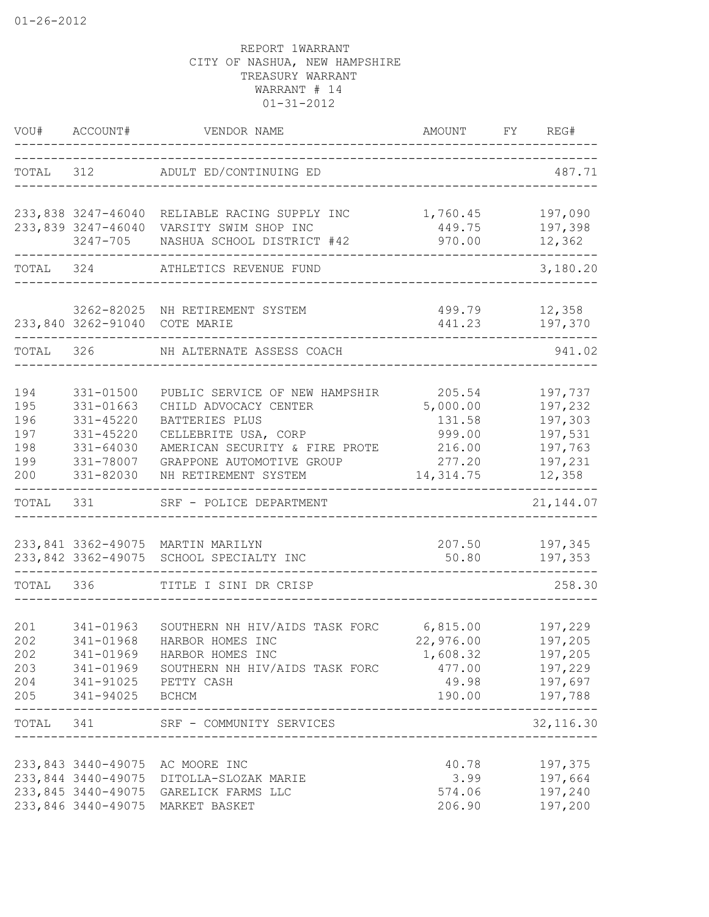01-26-2012

REPORT 1WARRANT
CITY OF NASHUA, NEW HAMPSHIRE
TREASURY WARRANT
WARRANT # 14
01-31-2012

| VOU# | ACCOUNT# | VENDOR NAME | AMOUNT | FY | REG# |
|---|---|---|---|---|---|
| TOTAL | 312 | ADULT ED/CONTINUING ED | | | 487.71 |
| 233,838 | 3247-46040 | RELIABLE RACING SUPPLY INC | 1,760.45 | | 197,090 |
| 233,839 | 3247-46040 | VARSITY SWIM SHOP INC | 449.75 | | 197,398 |
| | 3247-705 | NASHUA SCHOOL DISTRICT #42 | 970.00 | | 12,362 |
| TOTAL | 324 | ATHLETICS REVENUE FUND | | | 3,180.20 |
| | 3262-82025 | NH RETIREMENT SYSTEM | 499.79 | | 12,358 |
| 233,840 | 3262-91040 | COTE MARIE | 441.23 | | 197,370 |
| TOTAL | 326 | NH ALTERNATE ASSESS COACH | | | 941.02 |
| 194 | 331-01500 | PUBLIC SERVICE OF NEW HAMPSHIR | 205.54 | | 197,737 |
| 195 | 331-01663 | CHILD ADVOCACY CENTER | 5,000.00 | | 197,232 |
| 196 | 331-45220 | BATTERIES PLUS | 131.58 | | 197,303 |
| 197 | 331-45220 | CELLEBRITE USA, CORP | 999.00 | | 197,531 |
| 198 | 331-64030 | AMERICAN SECURITY & FIRE PROTE | 216.00 | | 197,763 |
| 199 | 331-78007 | GRAPPONE AUTOMOTIVE GROUP | 277.20 | | 197,231 |
| 200 | 331-82030 | NH RETIREMENT SYSTEM | 14,314.75 | | 12,358 |
| TOTAL | 331 | SRF - POLICE DEPARTMENT | | | 21,144.07 |
| 233,841 | 3362-49075 | MARTIN MARILYN | 207.50 | | 197,345 |
| 233,842 | 3362-49075 | SCHOOL SPECIALTY INC | 50.80 | | 197,353 |
| TOTAL | 336 | TITLE I SINI DR CRISP | | | 258.30 |
| 201 | 341-01963 | SOUTHERN NH HIV/AIDS TASK FORC | 6,815.00 | | 197,229 |
| 202 | 341-01968 | HARBOR HOMES INC | 22,976.00 | | 197,205 |
| 202 | 341-01969 | HARBOR HOMES INC | 1,608.32 | | 197,205 |
| 203 | 341-01969 | SOUTHERN NH HIV/AIDS TASK FORC | 477.00 | | 197,229 |
| 204 | 341-91025 | PETTY CASH | 49.98 | | 197,697 |
| 205 | 341-94025 | BCHCM | 190.00 | | 197,788 |
| TOTAL | 341 | SRF - COMMUNITY SERVICES | | | 32,116.30 |
| 233,843 | 3440-49075 | AC MOORE INC | 40.78 | | 197,375 |
| 233,844 | 3440-49075 | DITOLLA-SLOZAK MARIE | 3.99 | | 197,664 |
| 233,845 | 3440-49075 | GARELICK FARMS LLC | 574.06 | | 197,240 |
| 233,846 | 3440-49075 | MARKET BASKET | 206.90 | | 197,200 |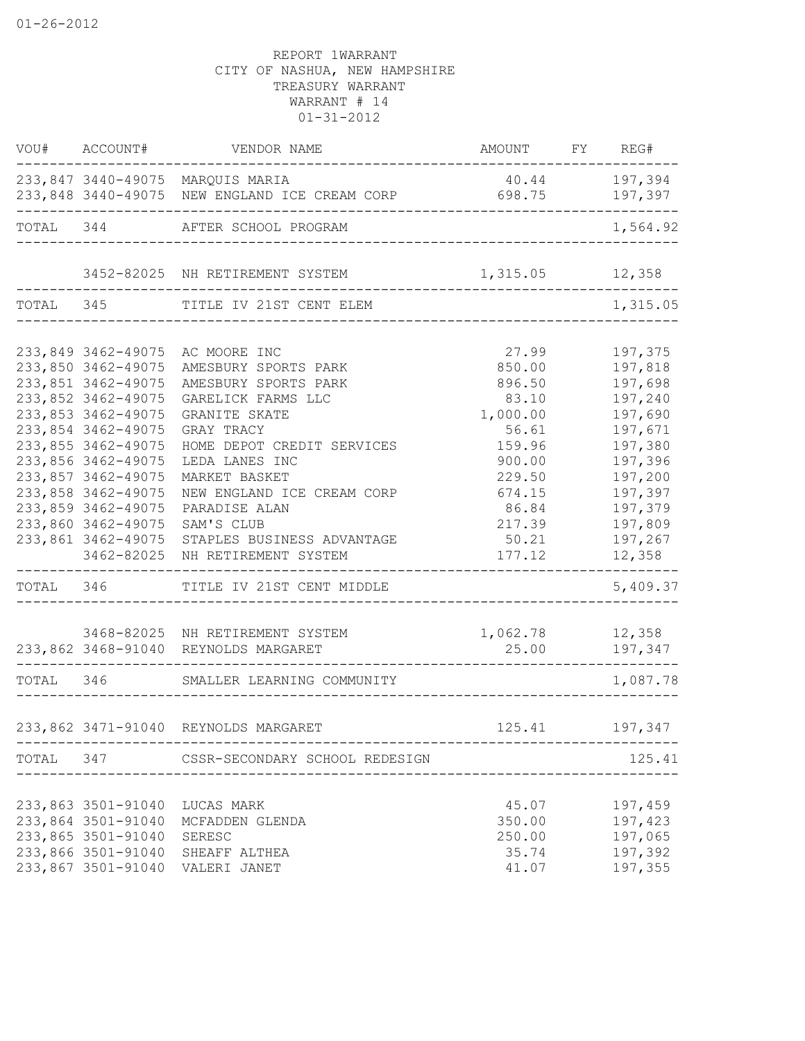01-26-2012

REPORT 1WARRANT
CITY OF NASHUA, NEW HAMPSHIRE
TREASURY WARRANT
WARRANT # 14
01-31-2012

| VOU# | ACCOUNT# | VENDOR NAME | AMOUNT | FY | REG# |
|---|---|---|---|---|---|
| 233,847 | 3440-49075 | MARQUIS MARIA | 40.44 | | 197,394 |
| 233,848 | 3440-49075 | NEW ENGLAND ICE CREAM CORP | 698.75 | | 197,397 |
| TOTAL | 344 | AFTER SCHOOL PROGRAM | | | 1,564.92 |
| | 3452-82025 | NH RETIREMENT SYSTEM | 1,315.05 | | 12,358 |
| TOTAL | 345 | TITLE IV 21ST CENT ELEM | | | 1,315.05 |
| 233,849 | 3462-49075 | AC MOORE INC | 27.99 | | 197,375 |
| 233,850 | 3462-49075 | AMESBURY SPORTS PARK | 850.00 | | 197,818 |
| 233,851 | 3462-49075 | AMESBURY SPORTS PARK | 896.50 | | 197,698 |
| 233,852 | 3462-49075 | GARELICK FARMS LLC | 83.10 | | 197,240 |
| 233,853 | 3462-49075 | GRANITE SKATE | 1,000.00 | | 197,690 |
| 233,854 | 3462-49075 | GRAY TRACY | 56.61 | | 197,671 |
| 233,855 | 3462-49075 | HOME DEPOT CREDIT SERVICES | 159.96 | | 197,380 |
| 233,856 | 3462-49075 | LEDA LANES INC | 900.00 | | 197,396 |
| 233,857 | 3462-49075 | MARKET BASKET | 229.50 | | 197,200 |
| 233,858 | 3462-49075 | NEW ENGLAND ICE CREAM CORP | 674.15 | | 197,397 |
| 233,859 | 3462-49075 | PARADISE ALAN | 86.84 | | 197,379 |
| 233,860 | 3462-49075 | SAM'S CLUB | 217.39 | | 197,809 |
| 233,861 | 3462-49075 | STAPLES BUSINESS ADVANTAGE | 50.21 | | 197,267 |
| | 3462-82025 | NH RETIREMENT SYSTEM | 177.12 | | 12,358 |
| TOTAL | 346 | TITLE IV 21ST CENT MIDDLE | | | 5,409.37 |
| | 3468-82025 | NH RETIREMENT SYSTEM | 1,062.78 | | 12,358 |
| 233,862 | 3468-91040 | REYNOLDS MARGARET | 25.00 | | 197,347 |
| TOTAL | 346 | SMALLER LEARNING COMMUNITY | | | 1,087.78 |
| 233,862 | 3471-91040 | REYNOLDS MARGARET | 125.41 | | 197,347 |
| TOTAL | 347 | CSSR-SECONDARY SCHOOL REDESIGN | | | 125.41 |
| 233,863 | 3501-91040 | LUCAS MARK | 45.07 | | 197,459 |
| 233,864 | 3501-91040 | MCFADDEN GLENDA | 350.00 | | 197,423 |
| 233,865 | 3501-91040 | SERESC | 250.00 | | 197,065 |
| 233,866 | 3501-91040 | SHEAFF ALTHEA | 35.74 | | 197,392 |
| 233,867 | 3501-91040 | VALERI JANET | 41.07 | | 197,355 |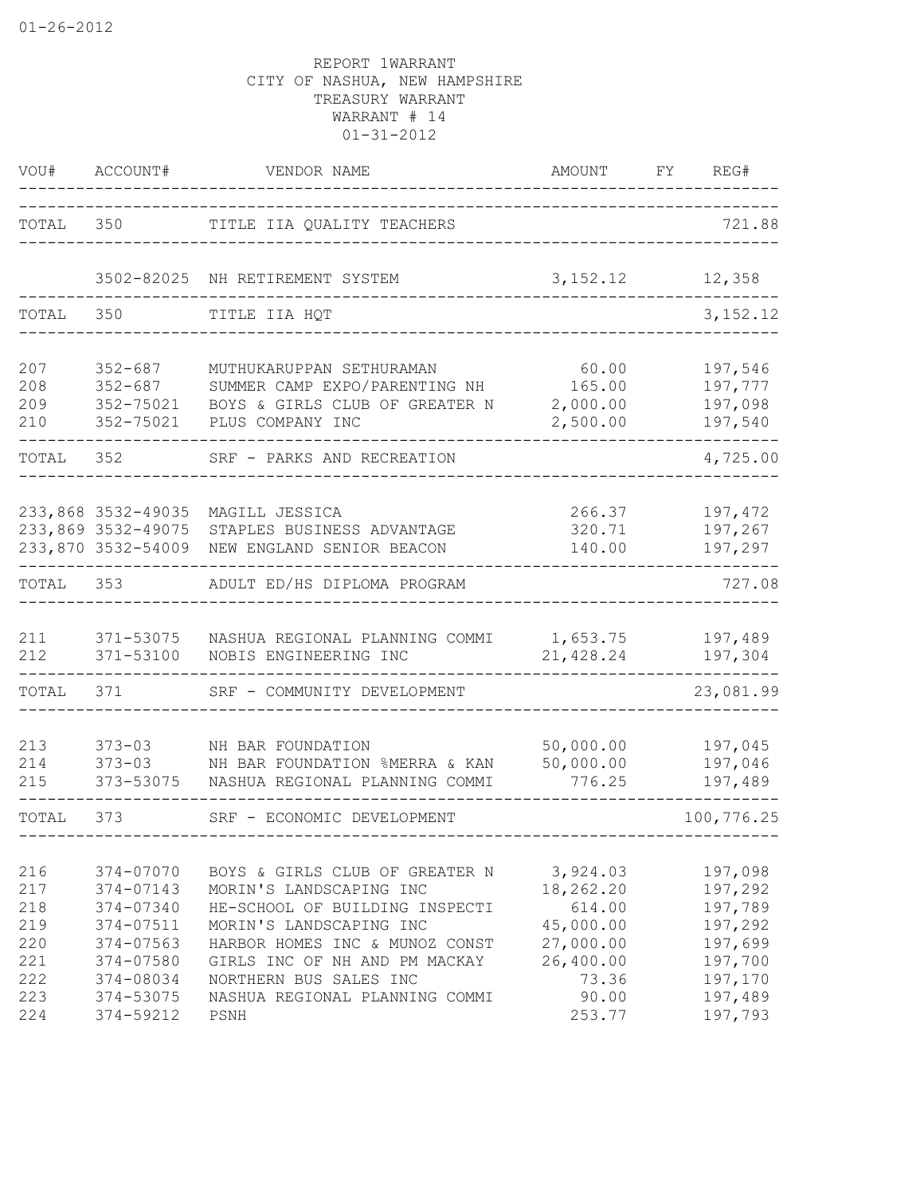01-26-2012

REPORT 1WARRANT
CITY OF NASHUA, NEW HAMPSHIRE
TREASURY WARRANT
WARRANT # 14
01-31-2012

| VOU# | ACCOUNT# | VENDOR NAME | AMOUNT | FY | REG# |
|---|---|---|---|---|---|
| TOTAL | 350 | TITLE IIA QUALITY TEACHERS | | | 721.88 |
| | 3502-82025 | NH RETIREMENT SYSTEM | 3,152.12 | | 12,358 |
| TOTAL | 350 | TITLE IIA HQT | | | 3,152.12 |
| 207 | 352-687 | MUTHUKARUPPAN SETHURAMAN | 60.00 | | 197,546 |
| 208 | 352-687 | SUMMER CAMP EXPO/PARENTING NH | 165.00 | | 197,777 |
| 209 | 352-75021 | BOYS & GIRLS CLUB OF GREATER N | 2,000.00 | | 197,098 |
| 210 | 352-75021 | PLUS COMPANY INC | 2,500.00 | | 197,540 |
| TOTAL | 352 | SRF - PARKS AND RECREATION | | | 4,725.00 |
| 233,868 | 3532-49035 | MAGILL JESSICA | 266.37 | | 197,472 |
| 233,869 | 3532-49075 | STAPLES BUSINESS ADVANTAGE | 320.71 | | 197,267 |
| 233,870 | 3532-54009 | NEW ENGLAND SENIOR BEACON | 140.00 | | 197,297 |
| TOTAL | 353 | ADULT ED/HS DIPLOMA PROGRAM | | | 727.08 |
| 211 | 371-53075 | NASHUA REGIONAL PLANNING COMMI | 1,653.75 | | 197,489 |
| 212 | 371-53100 | NOBIS ENGINEERING INC | 21,428.24 | | 197,304 |
| TOTAL | 371 | SRF - COMMUNITY DEVELOPMENT | | | 23,081.99 |
| 213 | 373-03 | NH BAR FOUNDATION | 50,000.00 | | 197,045 |
| 214 | 373-03 | NH BAR FOUNDATION %MERRA & KAN | 50,000.00 | | 197,046 |
| 215 | 373-53075 | NASHUA REGIONAL PLANNING COMMI | 776.25 | | 197,489 |
| TOTAL | 373 | SRF - ECONOMIC DEVELOPMENT | | | 100,776.25 |
| 216 | 374-07070 | BOYS & GIRLS CLUB OF GREATER N | 3,924.03 | | 197,098 |
| 217 | 374-07143 | MORIN'S LANDSCAPING INC | 18,262.20 | | 197,292 |
| 218 | 374-07340 | HE-SCHOOL OF BUILDING INSPECTI | 614.00 | | 197,789 |
| 219 | 374-07511 | MORIN'S LANDSCAPING INC | 45,000.00 | | 197,292 |
| 220 | 374-07563 | HARBOR HOMES INC & MUNOZ CONST | 27,000.00 | | 197,699 |
| 221 | 374-07580 | GIRLS INC OF NH AND PM MACKAY | 26,400.00 | | 197,700 |
| 222 | 374-08034 | NORTHERN BUS SALES INC | 73.36 | | 197,170 |
| 223 | 374-53075 | NASHUA REGIONAL PLANNING COMMI | 90.00 | | 197,489 |
| 224 | 374-59212 | PSNH | 253.77 | | 197,793 |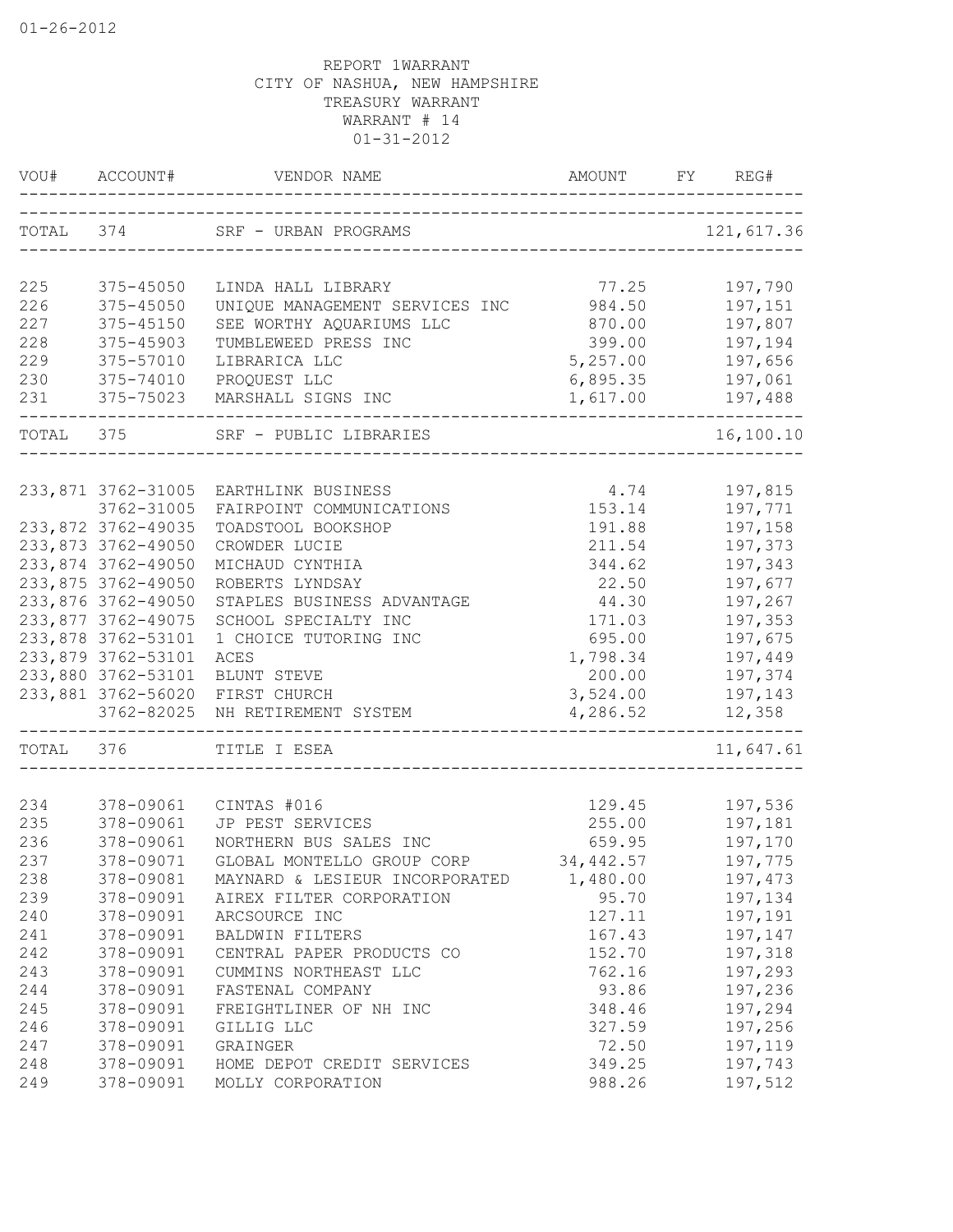01-26-2012

REPORT 1WARRANT
CITY OF NASHUA, NEW HAMPSHIRE
TREASURY WARRANT
WARRANT # 14
01-31-2012

| VOU# | ACCOUNT# | VENDOR NAME | AMOUNT | FY | REG# |
|---|---|---|---|---|---|
| TOTAL | 374 | SRF - URBAN PROGRAMS | | | 121,617.36 |
| 225 | 375-45050 | LINDA HALL LIBRARY | 77.25 | | 197,790 |
| 226 | 375-45050 | UNIQUE MANAGEMENT SERVICES INC | 984.50 | | 197,151 |
| 227 | 375-45150 | SEE WORTHY AQUARIUMS LLC | 870.00 | | 197,807 |
| 228 | 375-45903 | TUMBLEWEED PRESS INC | 399.00 | | 197,194 |
| 229 | 375-57010 | LIBRARICA LLC | 5,257.00 | | 197,656 |
| 230 | 375-74010 | PROQUEST LLC | 6,895.35 | | 197,061 |
| 231 | 375-75023 | MARSHALL SIGNS INC | 1,617.00 | | 197,488 |
| TOTAL | 375 | SRF - PUBLIC LIBRARIES | | | 16,100.10 |
| 233,871 | 3762-31005 | EARTHLINK BUSINESS | 4.74 | | 197,815 |
| | 3762-31005 | FAIRPOINT COMMUNICATIONS | 153.14 | | 197,771 |
| 233,872 | 3762-49035 | TOADSTOOL BOOKSHOP | 191.88 | | 197,158 |
| 233,873 | 3762-49050 | CROWDER LUCIE | 211.54 | | 197,373 |
| 233,874 | 3762-49050 | MICHAUD CYNTHIA | 344.62 | | 197,343 |
| 233,875 | 3762-49050 | ROBERTS LYNDSAY | 22.50 | | 197,677 |
| 233,876 | 3762-49050 | STAPLES BUSINESS ADVANTAGE | 44.30 | | 197,267 |
| 233,877 | 3762-49075 | SCHOOL SPECIALTY INC | 171.03 | | 197,353 |
| 233,878 | 3762-53101 | 1 CHOICE TUTORING INC | 695.00 | | 197,675 |
| 233,879 | 3762-53101 | ACES | 1,798.34 | | 197,449 |
| 233,880 | 3762-53101 | BLUNT STEVE | 200.00 | | 197,374 |
| 233,881 | 3762-56020 | FIRST CHURCH | 3,524.00 | | 197,143 |
| | 3762-82025 | NH RETIREMENT SYSTEM | 4,286.52 | | 12,358 |
| TOTAL | 376 | TITLE I ESEA | | | 11,647.61 |
| 234 | 378-09061 | CINTAS #016 | 129.45 | | 197,536 |
| 235 | 378-09061 | JP PEST SERVICES | 255.00 | | 197,181 |
| 236 | 378-09061 | NORTHERN BUS SALES INC | 659.95 | | 197,170 |
| 237 | 378-09071 | GLOBAL MONTELLO GROUP CORP | 34,442.57 | | 197,775 |
| 238 | 378-09081 | MAYNARD & LESIEUR INCORPORATED | 1,480.00 | | 197,473 |
| 239 | 378-09091 | AIREX FILTER CORPORATION | 95.70 | | 197,134 |
| 240 | 378-09091 | ARCSOURCE INC | 127.11 | | 197,191 |
| 241 | 378-09091 | BALDWIN FILTERS | 167.43 | | 197,147 |
| 242 | 378-09091 | CENTRAL PAPER PRODUCTS CO | 152.70 | | 197,318 |
| 243 | 378-09091 | CUMMINS NORTHEAST LLC | 762.16 | | 197,293 |
| 244 | 378-09091 | FASTENAL COMPANY | 93.86 | | 197,236 |
| 245 | 378-09091 | FREIGHTLINER OF NH INC | 348.46 | | 197,294 |
| 246 | 378-09091 | GILLIG LLC | 327.59 | | 197,256 |
| 247 | 378-09091 | GRAINGER | 72.50 | | 197,119 |
| 248 | 378-09091 | HOME DEPOT CREDIT SERVICES | 349.25 | | 197,743 |
| 249 | 378-09091 | MOLLY CORPORATION | 988.26 | | 197,512 |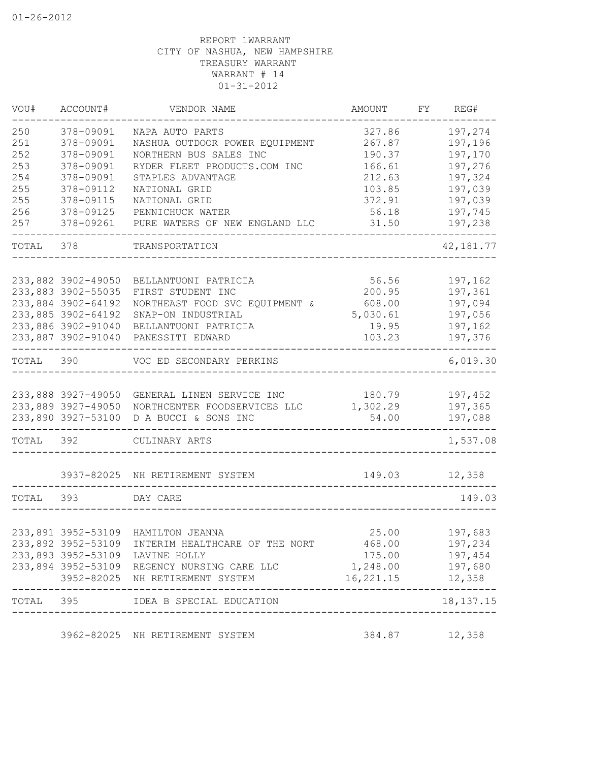01-26-2012

REPORT 1WARRANT
CITY OF NASHUA, NEW HAMPSHIRE
TREASURY WARRANT
WARRANT # 14
01-31-2012

| VOU# | ACCOUNT# | VENDOR NAME | AMOUNT | FY | REG# |
|---|---|---|---|---|---|
| 250 | 378-09091 | NAPA AUTO PARTS | 327.86 | | 197,274 |
| 251 | 378-09091 | NASHUA OUTDOOR POWER EQUIPMENT | 267.87 | | 197,196 |
| 252 | 378-09091 | NORTHERN BUS SALES INC | 190.37 | | 197,170 |
| 253 | 378-09091 | RYDER FLEET PRODUCTS.COM INC | 166.61 | | 197,276 |
| 254 | 378-09091 | STAPLES ADVANTAGE | 212.63 | | 197,324 |
| 255 | 378-09112 | NATIONAL GRID | 103.85 | | 197,039 |
| 255 | 378-09115 | NATIONAL GRID | 372.91 | | 197,039 |
| 256 | 378-09125 | PENNICHUCK WATER | 56.18 | | 197,745 |
| 257 | 378-09261 | PURE WATERS OF NEW ENGLAND LLC | 31.50 | | 197,238 |
| TOTAL | 378 | TRANSPORTATION | | | 42,181.77 |
| 233,882 | 3902-49050 | BELLANTUONI PATRICIA | 56.56 | | 197,162 |
| 233,883 | 3902-55035 | FIRST STUDENT INC | 200.95 | | 197,361 |
| 233,884 | 3902-64192 | NORTHEAST FOOD SVC EQUIPMENT & | 608.00 | | 197,094 |
| 233,885 | 3902-64192 | SNAP-ON INDUSTRIAL | 5,030.61 | | 197,056 |
| 233,886 | 3902-91040 | BELLANTUONI PATRICIA | 19.95 | | 197,162 |
| 233,887 | 3902-91040 | PANESSITI EDWARD | 103.23 | | 197,376 |
| TOTAL | 390 | VOC ED SECONDARY PERKINS | | | 6,019.30 |
| 233,888 | 3927-49050 | GENERAL LINEN SERVICE INC | 180.79 | | 197,452 |
| 233,889 | 3927-49050 | NORTHCENTER FOODSERVICES LLC | 1,302.29 | | 197,365 |
| 233,890 | 3927-53100 | D A BUCCI & SONS INC | 54.00 | | 197,088 |
| TOTAL | 392 | CULINARY ARTS | | | 1,537.08 |
| | 3937-82025 | NH RETIREMENT SYSTEM | 149.03 | | 12,358 |
| TOTAL | 393 | DAY CARE | | | 149.03 |
| 233,891 | 3952-53109 | HAMILTON JEANNA | 25.00 | | 197,683 |
| 233,892 | 3952-53109 | INTERIM HEALTHCARE OF THE NORT | 468.00 | | 197,234 |
| 233,893 | 3952-53109 | LAVINE HOLLY | 175.00 | | 197,454 |
| 233,894 | 3952-53109 | REGENCY NURSING CARE LLC | 1,248.00 | | 197,680 |
| | 3952-82025 | NH RETIREMENT SYSTEM | 16,221.15 | | 12,358 |
| TOTAL | 395 | IDEA B SPECIAL EDUCATION | | | 18,137.15 |
| | 3962-82025 | NH RETIREMENT SYSTEM | 384.87 | | 12,358 |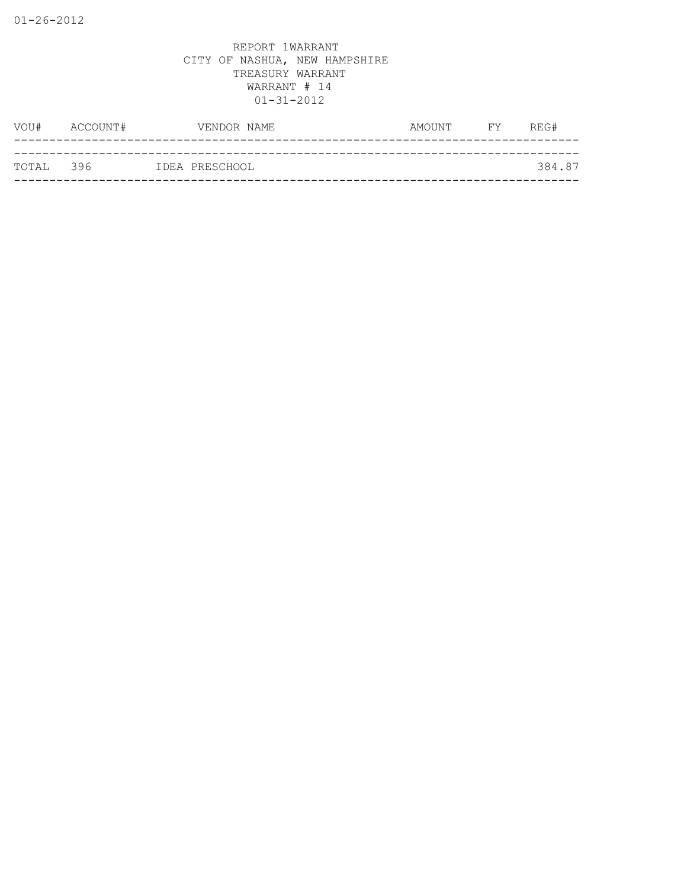REPORT 1WARRANT
CITY OF NASHUA, NEW HAMPSHIRE
TREASURY WARRANT
WARRANT # 14
01-31-2012

| VOU# | ACCOUNT# | VENDOR NAME | AMOUNT | FY | REG# |
|---|---|---|---|---|---|
| TOTAL | 396 | IDEA PRESCHOOL | | | 384.87 |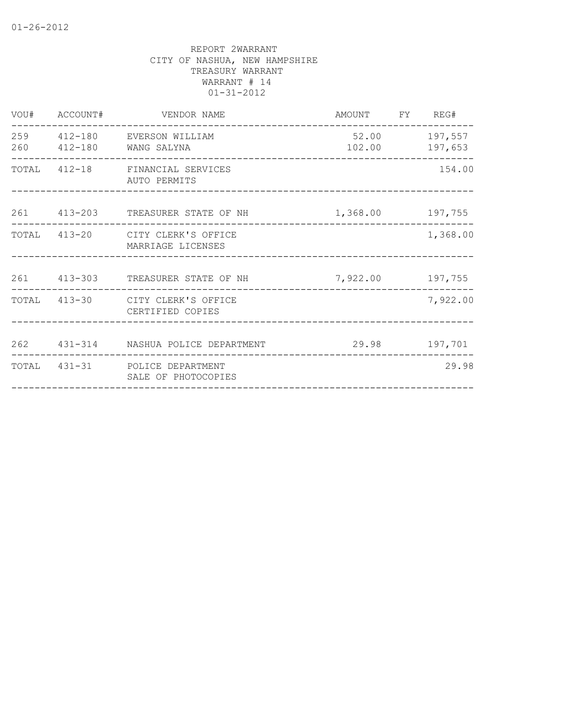01-26-2012

REPORT 2WARRANT
CITY OF NASHUA, NEW HAMPSHIRE
TREASURY WARRANT
WARRANT # 14
01-31-2012

| VOU# | ACCOUNT# | VENDOR NAME | AMOUNT | FY | REG# |
|---|---|---|---|---|---|
| 259 | 412-180 | EVERSON WILLIAM | 52.00 | | 197,557 |
| 260 | 412-180 | WANG SALYNA | 102.00 | | 197,653 |
| TOTAL | 412-18 | FINANCIAL SERVICES AUTO PERMITS | | | 154.00 |
| 261 | 413-203 | TREASURER STATE OF NH | 1,368.00 | | 197,755 |
| TOTAL | 413-20 | CITY CLERK'S OFFICE MARRIAGE LICENSES | | | 1,368.00 |
| 261 | 413-303 | TREASURER STATE OF NH | 7,922.00 | | 197,755 |
| TOTAL | 413-30 | CITY CLERK'S OFFICE CERTIFIED COPIES | | | 7,922.00 |
| 262 | 431-314 | NASHUA POLICE DEPARTMENT | 29.98 | | 197,701 |
| TOTAL | 431-31 | POLICE DEPARTMENT SALE OF PHOTOCOPIES | | | 29.98 |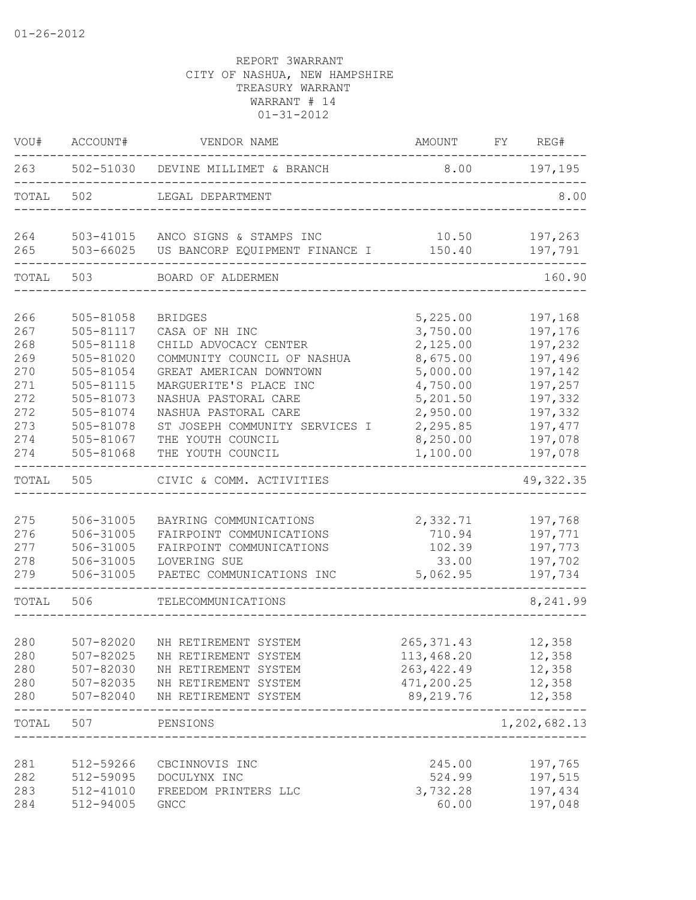REPORT 3WARRANT
CITY OF NASHUA, NEW HAMPSHIRE
TREASURY WARRANT
WARRANT # 14
01-31-2012

| VOU# | ACCOUNT# | VENDOR NAME | AMOUNT | FY | REG# |
|---|---|---|---|---|---|
| 263 | 502-51030 | DEVINE MILLIMET & BRANCH | 8.00 | | 197,195 |
| TOTAL | 502 | LEGAL DEPARTMENT | | | 8.00 |
| 264 | 503-41015 | ANCO SIGNS & STAMPS INC | 10.50 | | 197,263 |
| 265 | 503-66025 | US BANCORP EQUIPMENT FINANCE I | 150.40 | | 197,791 |
| TOTAL | 503 | BOARD OF ALDERMEN | | | 160.90 |
| 266 | 505-81058 | BRIDGES | 5,225.00 | | 197,168 |
| 267 | 505-81117 | CASA OF NH INC | 3,750.00 | | 197,176 |
| 268 | 505-81118 | CHILD ADVOCACY CENTER | 2,125.00 | | 197,232 |
| 269 | 505-81020 | COMMUNITY COUNCIL OF NASHUA | 8,675.00 | | 197,496 |
| 270 | 505-81054 | GREAT AMERICAN DOWNTOWN | 5,000.00 | | 197,142 |
| 271 | 505-81115 | MARGUERITE'S PLACE INC | 4,750.00 | | 197,257 |
| 272 | 505-81073 | NASHUA PASTORAL CARE | 5,201.50 | | 197,332 |
| 272 | 505-81074 | NASHUA PASTORAL CARE | 2,950.00 | | 197,332 |
| 273 | 505-81078 | ST JOSEPH COMMUNITY SERVICES I | 2,295.85 | | 197,477 |
| 274 | 505-81067 | THE YOUTH COUNCIL | 8,250.00 | | 197,078 |
| 274 | 505-81068 | THE YOUTH COUNCIL | 1,100.00 | | 197,078 |
| TOTAL | 505 | CIVIC & COMM. ACTIVITIES | | | 49,322.35 |
| 275 | 506-31005 | BAYRING COMMUNICATIONS | 2,332.71 | | 197,768 |
| 276 | 506-31005 | FAIRPOINT COMMUNICATIONS | 710.94 | | 197,771 |
| 277 | 506-31005 | FAIRPOINT COMMUNICATIONS | 102.39 | | 197,773 |
| 278 | 506-31005 | LOVERING SUE | 33.00 | | 197,702 |
| 279 | 506-31005 | PAETEC COMMUNICATIONS INC | 5,062.95 | | 197,734 |
| TOTAL | 506 | TELECOMMUNICATIONS | | | 8,241.99 |
| 280 | 507-82020 | NH RETIREMENT SYSTEM | 265,371.43 | | 12,358 |
| 280 | 507-82025 | NH RETIREMENT SYSTEM | 113,468.20 | | 12,358 |
| 280 | 507-82030 | NH RETIREMENT SYSTEM | 263,422.49 | | 12,358 |
| 280 | 507-82035 | NH RETIREMENT SYSTEM | 471,200.25 | | 12,358 |
| 280 | 507-82040 | NH RETIREMENT SYSTEM | 89,219.76 | | 12,358 |
| TOTAL | 507 | PENSIONS | | | 1,202,682.13 |
| 281 | 512-59266 | CBCINNOVIS INC | 245.00 | | 197,765 |
| 282 | 512-59095 | DOCULYNX INC | 524.99 | | 197,515 |
| 283 | 512-41010 | FREEDOM PRINTERS LLC | 3,732.28 | | 197,434 |
| 284 | 512-94005 | GNCC | 60.00 | | 197,048 |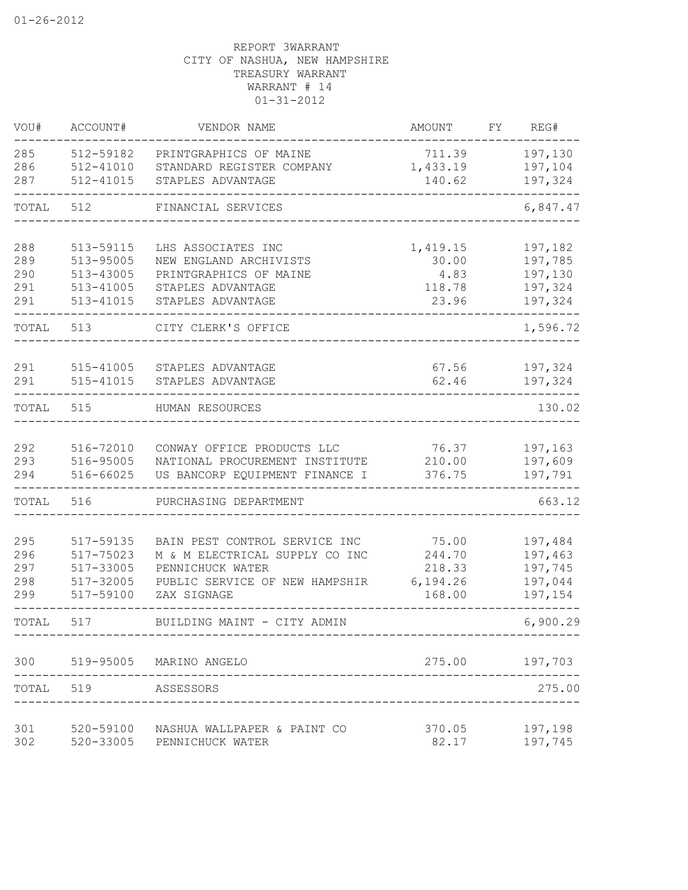01-26-2012

REPORT 3WARRANT
CITY OF NASHUA, NEW HAMPSHIRE
TREASURY WARRANT
WARRANT # 14
01-31-2012

| VOU# | ACCOUNT# | VENDOR NAME | AMOUNT | FY | REG# |
|---|---|---|---|---|---|
| 285 | 512-59182 | PRINTGRAPHICS OF MAINE | 711.39 | | 197,130 |
| 286 | 512-41010 | STANDARD REGISTER COMPANY | 1,433.19 | | 197,104 |
| 287 | 512-41015 | STAPLES ADVANTAGE | 140.62 | | 197,324 |
| TOTAL | 512 | FINANCIAL SERVICES | | | 6,847.47 |
| 288 | 513-59115 | LHS ASSOCIATES INC | 1,419.15 | | 197,182 |
| 289 | 513-95005 | NEW ENGLAND ARCHIVISTS | 30.00 | | 197,785 |
| 290 | 513-43005 | PRINTGRAPHICS OF MAINE | 4.83 | | 197,130 |
| 291 | 513-41005 | STAPLES ADVANTAGE | 118.78 | | 197,324 |
| 291 | 513-41015 | STAPLES ADVANTAGE | 23.96 | | 197,324 |
| TOTAL | 513 | CITY CLERK'S OFFICE | | | 1,596.72 |
| 291 | 515-41005 | STAPLES ADVANTAGE | 67.56 | | 197,324 |
| 291 | 515-41015 | STAPLES ADVANTAGE | 62.46 | | 197,324 |
| TOTAL | 515 | HUMAN RESOURCES | | | 130.02 |
| 292 | 516-72010 | CONWAY OFFICE PRODUCTS LLC | 76.37 | | 197,163 |
| 293 | 516-95005 | NATIONAL PROCUREMENT INSTITUTE | 210.00 | | 197,609 |
| 294 | 516-66025 | US BANCORP EQUIPMENT FINANCE I | 376.75 | | 197,791 |
| TOTAL | 516 | PURCHASING DEPARTMENT | | | 663.12 |
| 295 | 517-59135 | BAIN PEST CONTROL SERVICE INC | 75.00 | | 197,484 |
| 296 | 517-75023 | M & M ELECTRICAL SUPPLY CO INC | 244.70 | | 197,463 |
| 297 | 517-33005 | PENNICHUCK WATER | 218.33 | | 197,745 |
| 298 | 517-32005 | PUBLIC SERVICE OF NEW HAMPSHIR | 6,194.26 | | 197,044 |
| 299 | 517-59100 | ZAX SIGNAGE | 168.00 | | 197,154 |
| TOTAL | 517 | BUILDING MAINT - CITY ADMIN | | | 6,900.29 |
| 300 | 519-95005 | MARINO ANGELO | 275.00 | | 197,703 |
| TOTAL | 519 | ASSESSORS | | | 275.00 |
| 301 | 520-59100 | NASHUA WALLPAPER & PAINT CO | 370.05 | | 197,198 |
| 302 | 520-33005 | PENNICHUCK WATER | 82.17 | | 197,745 |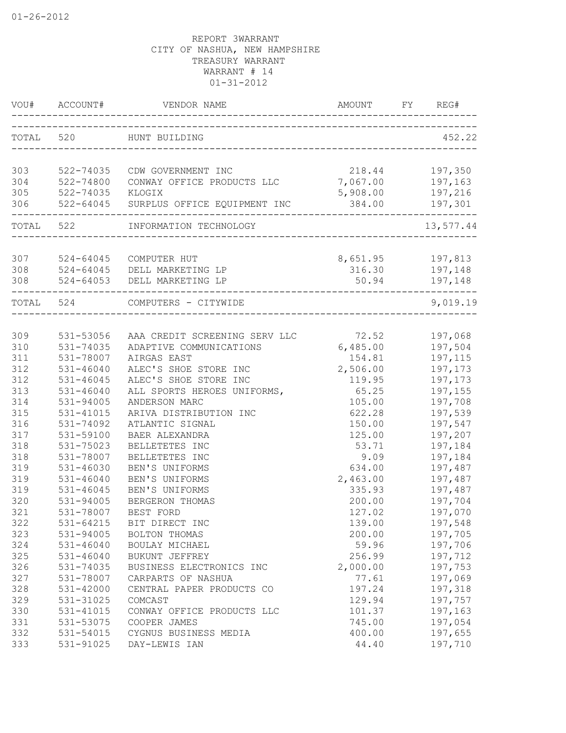01-26-2012

REPORT 3WARRANT
CITY OF NASHUA, NEW HAMPSHIRE
TREASURY WARRANT
WARRANT # 14
01-31-2012

| VOU# | ACCOUNT# | VENDOR NAME | AMOUNT | FY | REG# |
|---|---|---|---|---|---|
| TOTAL | 520 | HUNT BUILDING | | | 452.22 |
| 303 | 522-74035 | CDW GOVERNMENT INC | 218.44 | | 197,350 |
| 304 | 522-74800 | CONWAY OFFICE PRODUCTS LLC | 7,067.00 | | 197,163 |
| 305 | 522-74035 | KLOGIX | 5,908.00 | | 197,216 |
| 306 | 522-64045 | SURPLUS OFFICE EQUIPMENT INC | 384.00 | | 197,301 |
| TOTAL | 522 | INFORMATION TECHNOLOGY | | | 13,577.44 |
| 307 | 524-64045 | COMPUTER HUT | 8,651.95 | | 197,813 |
| 308 | 524-64045 | DELL MARKETING LP | 316.30 | | 197,148 |
| 308 | 524-64053 | DELL MARKETING LP | 50.94 | | 197,148 |
| TOTAL | 524 | COMPUTERS - CITYWIDE | | | 9,019.19 |
| 309 | 531-53056 | AAA CREDIT SCREENING SERV LLC | 72.52 | | 197,068 |
| 310 | 531-74035 | ADAPTIVE COMMUNICATIONS | 6,485.00 | | 197,504 |
| 311 | 531-78007 | AIRGAS EAST | 154.81 | | 197,115 |
| 312 | 531-46040 | ALEC'S SHOE STORE INC | 2,506.00 | | 197,173 |
| 312 | 531-46045 | ALEC'S SHOE STORE INC | 119.95 | | 197,173 |
| 313 | 531-46040 | ALL SPORTS HEROES UNIFORMS, | 65.25 | | 197,155 |
| 314 | 531-94005 | ANDERSON MARC | 105.00 | | 197,708 |
| 315 | 531-41015 | ARIVA DISTRIBUTION INC | 622.28 | | 197,539 |
| 316 | 531-74092 | ATLANTIC SIGNAL | 150.00 | | 197,547 |
| 317 | 531-59100 | BAER ALEXANDRA | 125.00 | | 197,207 |
| 318 | 531-75023 | BELLETETES INC | 53.71 | | 197,184 |
| 318 | 531-78007 | BELLETETES INC | 9.09 | | 197,184 |
| 319 | 531-46030 | BEN'S UNIFORMS | 634.00 | | 197,487 |
| 319 | 531-46040 | BEN'S UNIFORMS | 2,463.00 | | 197,487 |
| 319 | 531-46045 | BEN'S UNIFORMS | 335.93 | | 197,487 |
| 320 | 531-94005 | BERGERON THOMAS | 200.00 | | 197,704 |
| 321 | 531-78007 | BEST FORD | 127.02 | | 197,070 |
| 322 | 531-64215 | BIT DIRECT INC | 139.00 | | 197,548 |
| 323 | 531-94005 | BOLTON THOMAS | 200.00 | | 197,705 |
| 324 | 531-46040 | BOULAY MICHAEL | 59.96 | | 197,706 |
| 325 | 531-46040 | BUKUNT JEFFREY | 256.99 | | 197,712 |
| 326 | 531-74035 | BUSINESS ELECTRONICS INC | 2,000.00 | | 197,753 |
| 327 | 531-78007 | CARPARTS OF NASHUA | 77.61 | | 197,069 |
| 328 | 531-42000 | CENTRAL PAPER PRODUCTS CO | 197.24 | | 197,318 |
| 329 | 531-31025 | COMCAST | 129.94 | | 197,757 |
| 330 | 531-41015 | CONWAY OFFICE PRODUCTS LLC | 101.37 | | 197,163 |
| 331 | 531-53075 | COOPER JAMES | 745.00 | | 197,054 |
| 332 | 531-54015 | CYGNUS BUSINESS MEDIA | 400.00 | | 197,655 |
| 333 | 531-91025 | DAY-LEWIS IAN | 44.40 | | 197,710 |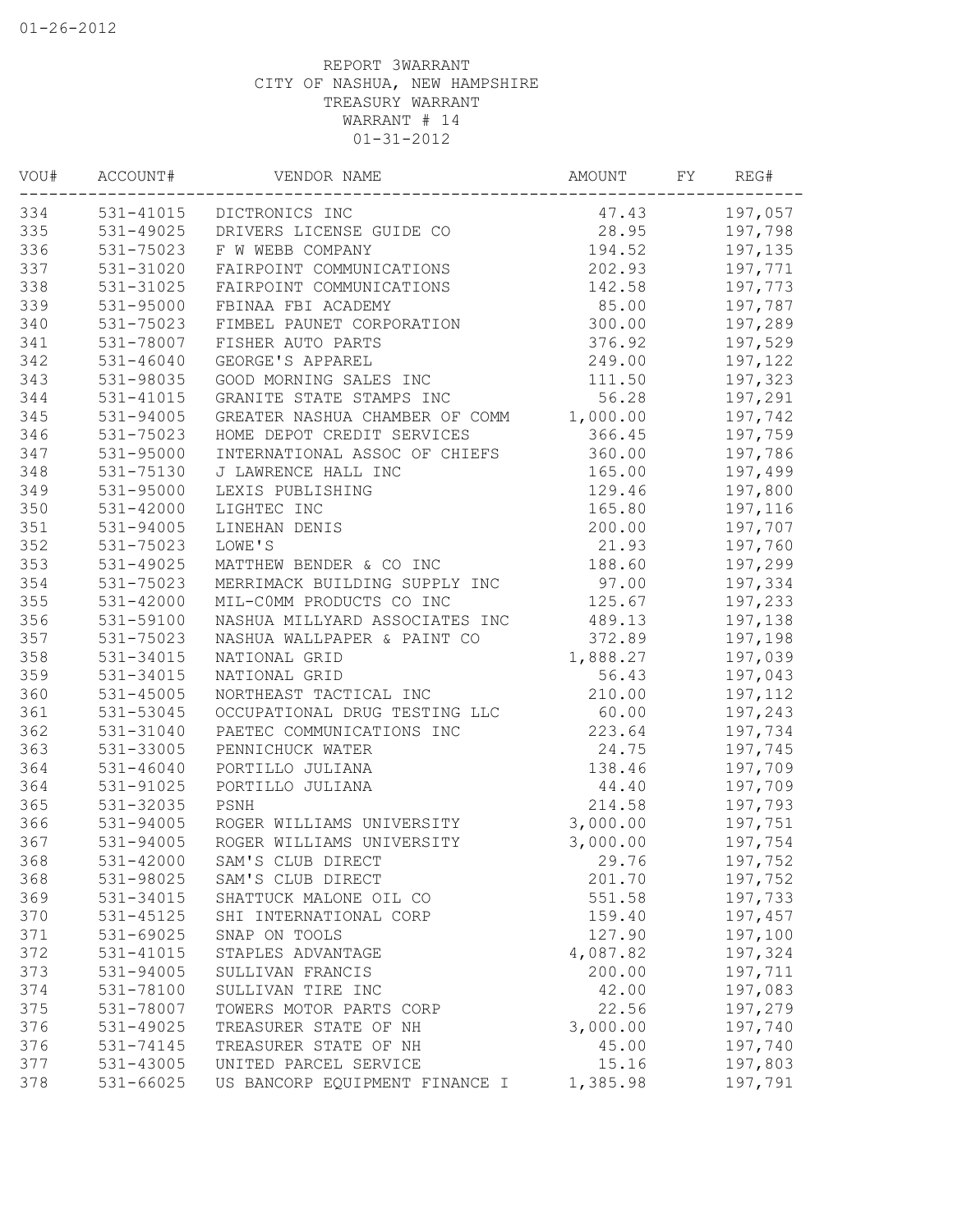01-26-2012

REPORT 3WARRANT
CITY OF NASHUA, NEW HAMPSHIRE
TREASURY WARRANT
WARRANT # 14
01-31-2012

| VOU# | ACCOUNT# | VENDOR NAME | AMOUNT | FY | REG# |
|---|---|---|---|---|---|
| 334 | 531-41015 | DICTRONICS INC | 47.43 | | 197,057 |
| 335 | 531-49025 | DRIVERS LICENSE GUIDE CO | 28.95 | | 197,798 |
| 336 | 531-75023 | F W WEBB COMPANY | 194.52 | | 197,135 |
| 337 | 531-31020 | FAIRPOINT COMMUNICATIONS | 202.93 | | 197,771 |
| 338 | 531-31025 | FAIRPOINT COMMUNICATIONS | 142.58 | | 197,773 |
| 339 | 531-95000 | FBINAA FBI ACADEMY | 85.00 | | 197,787 |
| 340 | 531-75023 | FIMBEL PAUNET CORPORATION | 300.00 | | 197,289 |
| 341 | 531-78007 | FISHER AUTO PARTS | 376.92 | | 197,529 |
| 342 | 531-46040 | GEORGE'S APPAREL | 249.00 | | 197,122 |
| 343 | 531-98035 | GOOD MORNING SALES INC | 111.50 | | 197,323 |
| 344 | 531-41015 | GRANITE STATE STAMPS INC | 56.28 | | 197,291 |
| 345 | 531-94005 | GREATER NASHUA CHAMBER OF COMM | 1,000.00 | | 197,742 |
| 346 | 531-75023 | HOME DEPOT CREDIT SERVICES | 366.45 | | 197,759 |
| 347 | 531-95000 | INTERNATIONAL ASSOC OF CHIEFS | 360.00 | | 197,786 |
| 348 | 531-75130 | J LAWRENCE HALL INC | 165.00 | | 197,499 |
| 349 | 531-95000 | LEXIS PUBLISHING | 129.46 | | 197,800 |
| 350 | 531-42000 | LIGHTEC INC | 165.80 | | 197,116 |
| 351 | 531-94005 | LINEHAN DENIS | 200.00 | | 197,707 |
| 352 | 531-75023 | LOWE'S | 21.93 | | 197,760 |
| 353 | 531-49025 | MATTHEW BENDER & CO INC | 188.60 | | 197,299 |
| 354 | 531-75023 | MERRIMACK BUILDING SUPPLY INC | 97.00 | | 197,334 |
| 355 | 531-42000 | MIL-C0MM PRODUCTS CO INC | 125.67 | | 197,233 |
| 356 | 531-59100 | NASHUA MILLYARD ASSOCIATES INC | 489.13 | | 197,138 |
| 357 | 531-75023 | NASHUA WALLPAPER & PAINT CO | 372.89 | | 197,198 |
| 358 | 531-34015 | NATIONAL GRID | 1,888.27 | | 197,039 |
| 359 | 531-34015 | NATIONAL GRID | 56.43 | | 197,043 |
| 360 | 531-45005 | NORTHEAST TACTICAL INC | 210.00 | | 197,112 |
| 361 | 531-53045 | OCCUPATIONAL DRUG TESTING LLC | 60.00 | | 197,243 |
| 362 | 531-31040 | PAETEC COMMUNICATIONS INC | 223.64 | | 197,734 |
| 363 | 531-33005 | PENNICHUCK WATER | 24.75 | | 197,745 |
| 364 | 531-46040 | PORTILLO JULIANA | 138.46 | | 197,709 |
| 364 | 531-91025 | PORTILLO JULIANA | 44.40 | | 197,709 |
| 365 | 531-32035 | PSNH | 214.58 | | 197,793 |
| 366 | 531-94005 | ROGER WILLIAMS UNIVERSITY | 3,000.00 | | 197,751 |
| 367 | 531-94005 | ROGER WILLIAMS UNIVERSITY | 3,000.00 | | 197,754 |
| 368 | 531-42000 | SAM'S CLUB DIRECT | 29.76 | | 197,752 |
| 368 | 531-98025 | SAM'S CLUB DIRECT | 201.70 | | 197,752 |
| 369 | 531-34015 | SHATTUCK MALONE OIL CO | 551.58 | | 197,733 |
| 370 | 531-45125 | SHI INTERNATIONAL CORP | 159.40 | | 197,457 |
| 371 | 531-69025 | SNAP ON TOOLS | 127.90 | | 197,100 |
| 372 | 531-41015 | STAPLES ADVANTAGE | 4,087.82 | | 197,324 |
| 373 | 531-94005 | SULLIVAN FRANCIS | 200.00 | | 197,711 |
| 374 | 531-78100 | SULLIVAN TIRE INC | 42.00 | | 197,083 |
| 375 | 531-78007 | TOWERS MOTOR PARTS CORP | 22.56 | | 197,279 |
| 376 | 531-49025 | TREASURER STATE OF NH | 3,000.00 | | 197,740 |
| 376 | 531-74145 | TREASURER STATE OF NH | 45.00 | | 197,740 |
| 377 | 531-43005 | UNITED PARCEL SERVICE | 15.16 | | 197,803 |
| 378 | 531-66025 | US BANCORP EQUIPMENT FINANCE I | 1,385.98 | | 197,791 |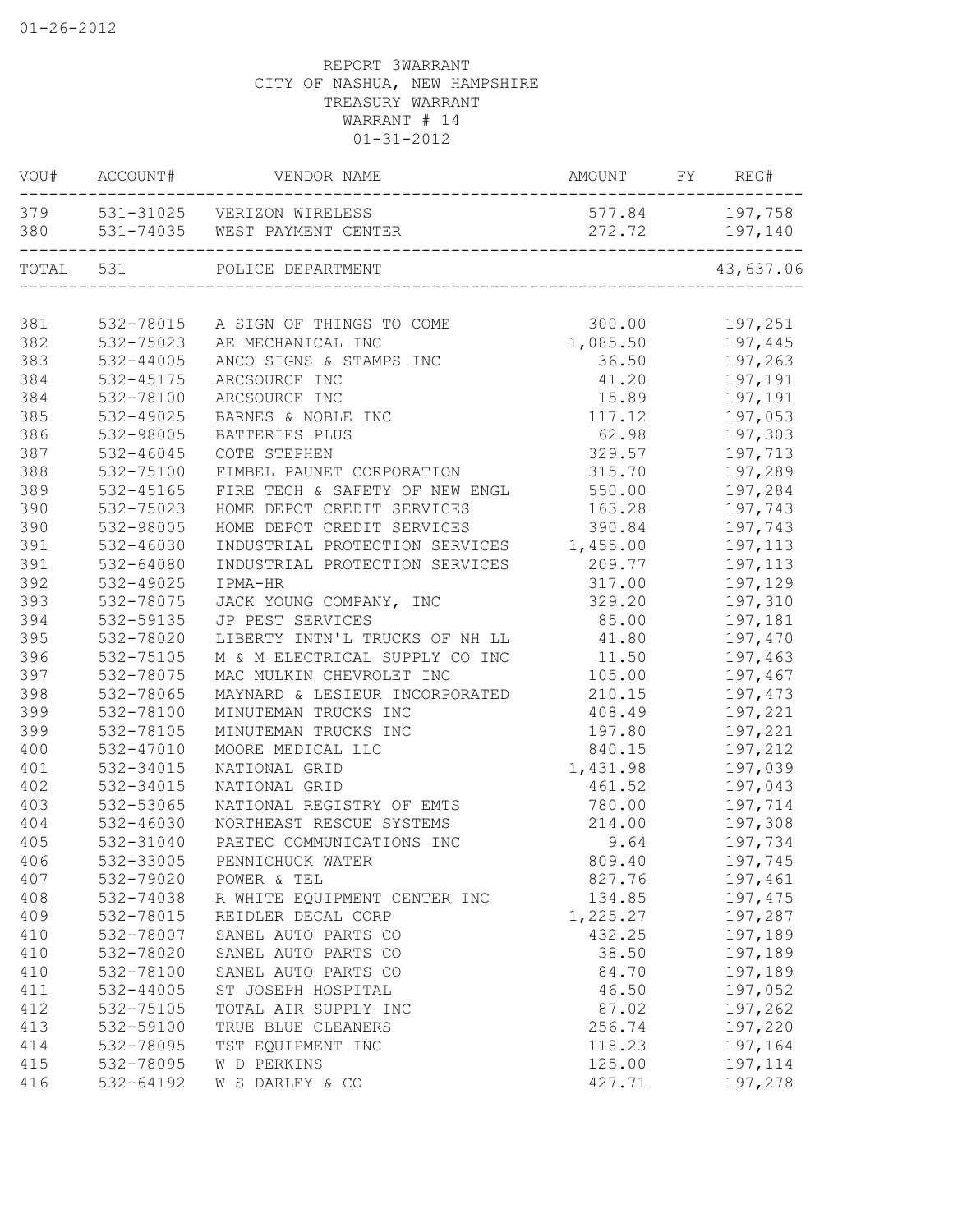REPORT 3WARRANT
CITY OF NASHUA, NEW HAMPSHIRE
TREASURY WARRANT
WARRANT # 14
01-31-2012

| VOU# | ACCOUNT# | VENDOR NAME | AMOUNT | FY | REG# |
|---|---|---|---|---|---|
| 379 | 531-31025 | VERIZON WIRELESS | 577.84 | | 197,758 |
| 380 | 531-74035 | WEST PAYMENT CENTER | 272.72 | | 197,140 |
| TOTAL | 531 | POLICE DEPARTMENT | | | 43,637.06 |
| 381 | 532-78015 | A SIGN OF THINGS TO COME | 300.00 | | 197,251 |
| 382 | 532-75023 | AE MECHANICAL INC | 1,085.50 | | 197,445 |
| 383 | 532-44005 | ANCO SIGNS & STAMPS INC | 36.50 | | 197,263 |
| 384 | 532-45175 | ARCSOURCE INC | 41.20 | | 197,191 |
| 384 | 532-78100 | ARCSOURCE INC | 15.89 | | 197,191 |
| 385 | 532-49025 | BARNES & NOBLE INC | 117.12 | | 197,053 |
| 386 | 532-98005 | BATTERIES PLUS | 62.98 | | 197,303 |
| 387 | 532-46045 | COTE STEPHEN | 329.57 | | 197,713 |
| 388 | 532-75100 | FIMBEL PAUNET CORPORATION | 315.70 | | 197,289 |
| 389 | 532-45165 | FIRE TECH & SAFETY OF NEW ENGL | 550.00 | | 197,284 |
| 390 | 532-75023 | HOME DEPOT CREDIT SERVICES | 163.28 | | 197,743 |
| 390 | 532-98005 | HOME DEPOT CREDIT SERVICES | 390.84 | | 197,743 |
| 391 | 532-46030 | INDUSTRIAL PROTECTION SERVICES | 1,455.00 | | 197,113 |
| 391 | 532-64080 | INDUSTRIAL PROTECTION SERVICES | 209.77 | | 197,113 |
| 392 | 532-49025 | IPMA-HR | 317.00 | | 197,129 |
| 393 | 532-78075 | JACK YOUNG COMPANY, INC | 329.20 | | 197,310 |
| 394 | 532-59135 | JP PEST SERVICES | 85.00 | | 197,181 |
| 395 | 532-78020 | LIBERTY INTN'L TRUCKS OF NH LL | 41.80 | | 197,470 |
| 396 | 532-75105 | M & M ELECTRICAL SUPPLY CO INC | 11.50 | | 197,463 |
| 397 | 532-78075 | MAC MULKIN CHEVROLET INC | 105.00 | | 197,467 |
| 398 | 532-78065 | MAYNARD & LESIEUR INCORPORATED | 210.15 | | 197,473 |
| 399 | 532-78100 | MINUTEMAN TRUCKS INC | 408.49 | | 197,221 |
| 399 | 532-78105 | MINUTEMAN TRUCKS INC | 197.80 | | 197,221 |
| 400 | 532-47010 | MOORE MEDICAL LLC | 840.15 | | 197,212 |
| 401 | 532-34015 | NATIONAL GRID | 1,431.98 | | 197,039 |
| 402 | 532-34015 | NATIONAL GRID | 461.52 | | 197,043 |
| 403 | 532-53065 | NATIONAL REGISTRY OF EMTS | 780.00 | | 197,714 |
| 404 | 532-46030 | NORTHEAST RESCUE SYSTEMS | 214.00 | | 197,308 |
| 405 | 532-31040 | PAETEC COMMUNICATIONS INC | 9.64 | | 197,734 |
| 406 | 532-33005 | PENNICHUCK WATER | 809.40 | | 197,745 |
| 407 | 532-79020 | POWER & TEL | 827.76 | | 197,461 |
| 408 | 532-74038 | R WHITE EQUIPMENT CENTER INC | 134.85 | | 197,475 |
| 409 | 532-78015 | REIDLER DECAL CORP | 1,225.27 | | 197,287 |
| 410 | 532-78007 | SANEL AUTO PARTS CO | 432.25 | | 197,189 |
| 410 | 532-78020 | SANEL AUTO PARTS CO | 38.50 | | 197,189 |
| 410 | 532-78100 | SANEL AUTO PARTS CO | 84.70 | | 197,189 |
| 411 | 532-44005 | ST JOSEPH HOSPITAL | 46.50 | | 197,052 |
| 412 | 532-75105 | TOTAL AIR SUPPLY INC | 87.02 | | 197,262 |
| 413 | 532-59100 | TRUE BLUE CLEANERS | 256.74 | | 197,220 |
| 414 | 532-78095 | TST EQUIPMENT INC | 118.23 | | 197,164 |
| 415 | 532-78095 | W D PERKINS | 125.00 | | 197,114 |
| 416 | 532-64192 | W S DARLEY & CO | 427.71 | | 197,278 |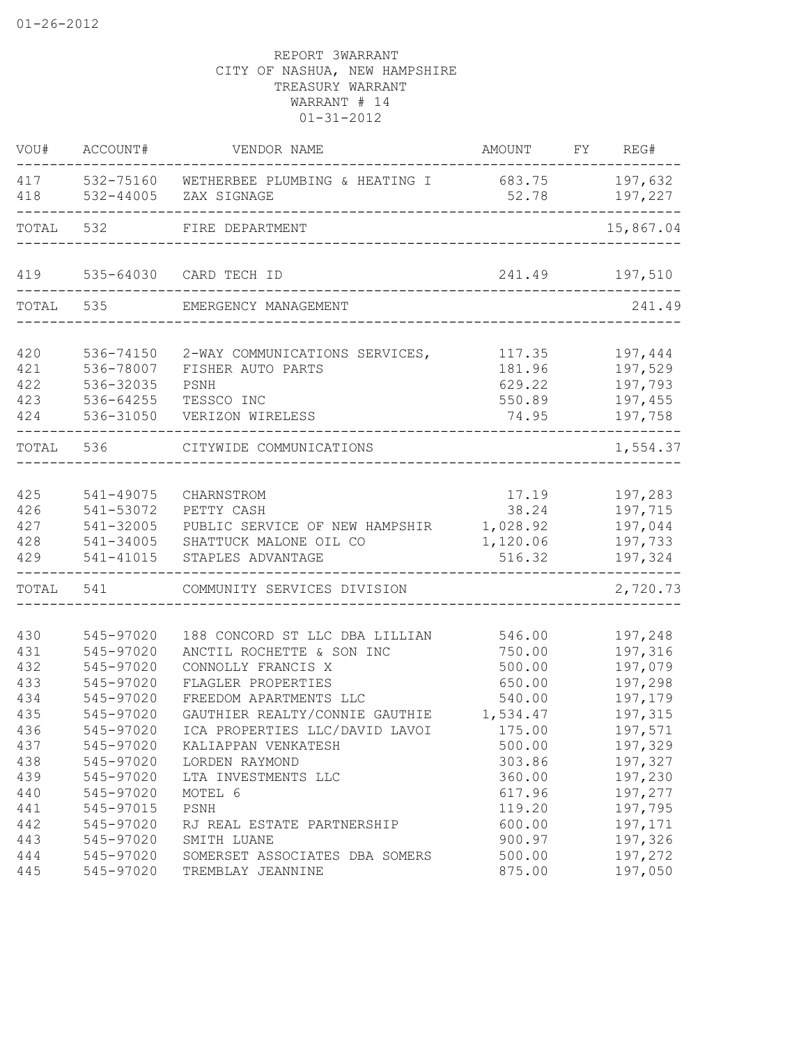01-26-2012

REPORT 3WARRANT
CITY OF NASHUA, NEW HAMPSHIRE
TREASURY WARRANT
WARRANT # 14
01-31-2012

| VOU# | ACCOUNT# | VENDOR NAME | AMOUNT | FY | REG# |
|---|---|---|---|---|---|
| 417 | 532-75160 | WETHERBEE PLUMBING & HEATING I | 683.75 | | 197,632 |
| 418 | 532-44005 | ZAX SIGNAGE | 52.78 | | 197,227 |
| TOTAL | 532 | FIRE DEPARTMENT | | | 15,867.04 |
| 419 | 535-64030 | CARD TECH ID | 241.49 | | 197,510 |
| TOTAL | 535 | EMERGENCY MANAGEMENT | | | 241.49 |
| 420 | 536-74150 | 2-WAY COMMUNICATIONS SERVICES, | 117.35 | | 197,444 |
| 421 | 536-78007 | FISHER AUTO PARTS | 181.96 | | 197,529 |
| 422 | 536-32035 | PSNH | 629.22 | | 197,793 |
| 423 | 536-64255 | TESSCO INC | 550.89 | | 197,455 |
| 424 | 536-31050 | VERIZON WIRELESS | 74.95 | | 197,758 |
| TOTAL | 536 | CITYWIDE COMMUNICATIONS | | | 1,554.37 |
| 425 | 541-49075 | CHARNSTROM | 17.19 | | 197,283 |
| 426 | 541-53072 | PETTY CASH | 38.24 | | 197,715 |
| 427 | 541-32005 | PUBLIC SERVICE OF NEW HAMPSHIR | 1,028.92 | | 197,044 |
| 428 | 541-34005 | SHATTUCK MALONE OIL CO | 1,120.06 | | 197,733 |
| 429 | 541-41015 | STAPLES ADVANTAGE | 516.32 | | 197,324 |
| TOTAL | 541 | COMMUNITY SERVICES DIVISION | | | 2,720.73 |
| 430 | 545-97020 | 188 CONCORD ST LLC DBA LILLIAN | 546.00 | | 197,248 |
| 431 | 545-97020 | ANCTIL ROCHETTE & SON INC | 750.00 | | 197,316 |
| 432 | 545-97020 | CONNOLLY FRANCIS X | 500.00 | | 197,079 |
| 433 | 545-97020 | FLAGLER PROPERTIES | 650.00 | | 197,298 |
| 434 | 545-97020 | FREEDOM APARTMENTS LLC | 540.00 | | 197,179 |
| 435 | 545-97020 | GAUTHIER REALTY/CONNIE GAUTHIE | 1,534.47 | | 197,315 |
| 436 | 545-97020 | ICA PROPERTIES LLC/DAVID LAVOI | 175.00 | | 197,571 |
| 437 | 545-97020 | KALIAPPAN VENKATESH | 500.00 | | 197,329 |
| 438 | 545-97020 | LORDEN RAYMOND | 303.86 | | 197,327 |
| 439 | 545-97020 | LTA INVESTMENTS LLC | 360.00 | | 197,230 |
| 440 | 545-97020 | MOTEL 6 | 617.96 | | 197,277 |
| 441 | 545-97015 | PSNH | 119.20 | | 197,795 |
| 442 | 545-97020 | RJ REAL ESTATE PARTNERSHIP | 600.00 | | 197,171 |
| 443 | 545-97020 | SMITH LUANE | 900.97 | | 197,326 |
| 444 | 545-97020 | SOMERSET ASSOCIATES DBA SOMERS | 500.00 | | 197,272 |
| 445 | 545-97020 | TREMBLAY JEANNINE | 875.00 | | 197,050 |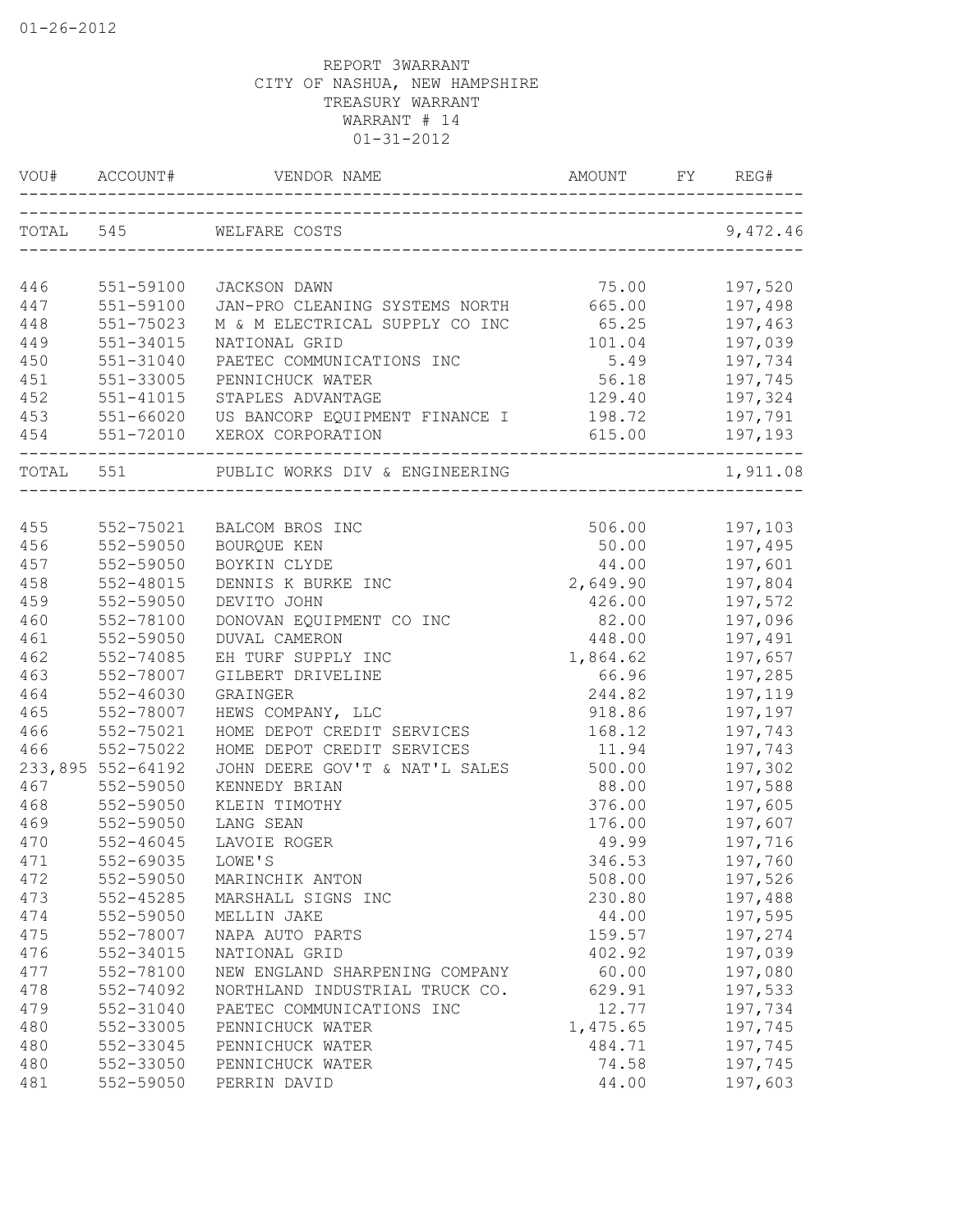01-26-2012

REPORT 3WARRANT
CITY OF NASHUA, NEW HAMPSHIRE
TREASURY WARRANT
WARRANT # 14
01-31-2012

| VOU# | ACCOUNT# | VENDOR NAME | AMOUNT | FY | REG# |
|---|---|---|---|---|---|
| TOTAL | 545 | WELFARE COSTS | | | 9,472.46 |
| 446 | 551-59100 | JACKSON DAWN | 75.00 | | 197,520 |
| 447 | 551-59100 | JAN-PRO CLEANING SYSTEMS NORTH | 665.00 | | 197,498 |
| 448 | 551-75023 | M & M ELECTRICAL SUPPLY CO INC | 65.25 | | 197,463 |
| 449 | 551-34015 | NATIONAL GRID | 101.04 | | 197,039 |
| 450 | 551-31040 | PAETEC COMMUNICATIONS INC | 5.49 | | 197,734 |
| 451 | 551-33005 | PENNICHUCK WATER | 56.18 | | 197,745 |
| 452 | 551-41015 | STAPLES ADVANTAGE | 129.40 | | 197,324 |
| 453 | 551-66020 | US BANCORP EQUIPMENT FINANCE I | 198.72 | | 197,791 |
| 454 | 551-72010 | XEROX CORPORATION | 615.00 | | 197,193 |
| TOTAL | 551 | PUBLIC WORKS DIV & ENGINEERING | | | 1,911.08 |
| 455 | 552-75021 | BALCOM BROS INC | 506.00 | | 197,103 |
| 456 | 552-59050 | BOURQUE KEN | 50.00 | | 197,495 |
| 457 | 552-59050 | BOYKIN CLYDE | 44.00 | | 197,601 |
| 458 | 552-48015 | DENNIS K BURKE INC | 2,649.90 | | 197,804 |
| 459 | 552-59050 | DEVITO JOHN | 426.00 | | 197,572 |
| 460 | 552-78100 | DONOVAN EQUIPMENT CO INC | 82.00 | | 197,096 |
| 461 | 552-59050 | DUVAL CAMERON | 448.00 | | 197,491 |
| 462 | 552-74085 | EH TURF SUPPLY INC | 1,864.62 | | 197,657 |
| 463 | 552-78007 | GILBERT DRIVELINE | 66.96 | | 197,285 |
| 464 | 552-46030 | GRAINGER | 244.82 | | 197,119 |
| 465 | 552-78007 | HEWS COMPANY, LLC | 918.86 | | 197,197 |
| 466 | 552-75021 | HOME DEPOT CREDIT SERVICES | 168.12 | | 197,743 |
| 466 | 552-75022 | HOME DEPOT CREDIT SERVICES | 11.94 | | 197,743 |
| 233,895 | 552-64192 | JOHN DEERE GOV'T & NAT'L SALES | 500.00 | | 197,302 |
| 467 | 552-59050 | KENNEDY BRIAN | 88.00 | | 197,588 |
| 468 | 552-59050 | KLEIN TIMOTHY | 376.00 | | 197,605 |
| 469 | 552-59050 | LANG SEAN | 176.00 | | 197,607 |
| 470 | 552-46045 | LAVOIE ROGER | 49.99 | | 197,716 |
| 471 | 552-69035 | LOWE'S | 346.53 | | 197,760 |
| 472 | 552-59050 | MARINCHIK ANTON | 508.00 | | 197,526 |
| 473 | 552-45285 | MARSHALL SIGNS INC | 230.80 | | 197,488 |
| 474 | 552-59050 | MELLIN JAKE | 44.00 | | 197,595 |
| 475 | 552-78007 | NAPA AUTO PARTS | 159.57 | | 197,274 |
| 476 | 552-34015 | NATIONAL GRID | 402.92 | | 197,039 |
| 477 | 552-78100 | NEW ENGLAND SHARPENING COMPANY | 60.00 | | 197,080 |
| 478 | 552-74092 | NORTHLAND INDUSTRIAL TRUCK CO. | 629.91 | | 197,533 |
| 479 | 552-31040 | PAETEC COMMUNICATIONS INC | 12.77 | | 197,734 |
| 480 | 552-33005 | PENNICHUCK WATER | 1,475.65 | | 197,745 |
| 480 | 552-33045 | PENNICHUCK WATER | 484.71 | | 197,745 |
| 480 | 552-33050 | PENNICHUCK WATER | 74.58 | | 197,745 |
| 481 | 552-59050 | PERRIN DAVID | 44.00 | | 197,603 |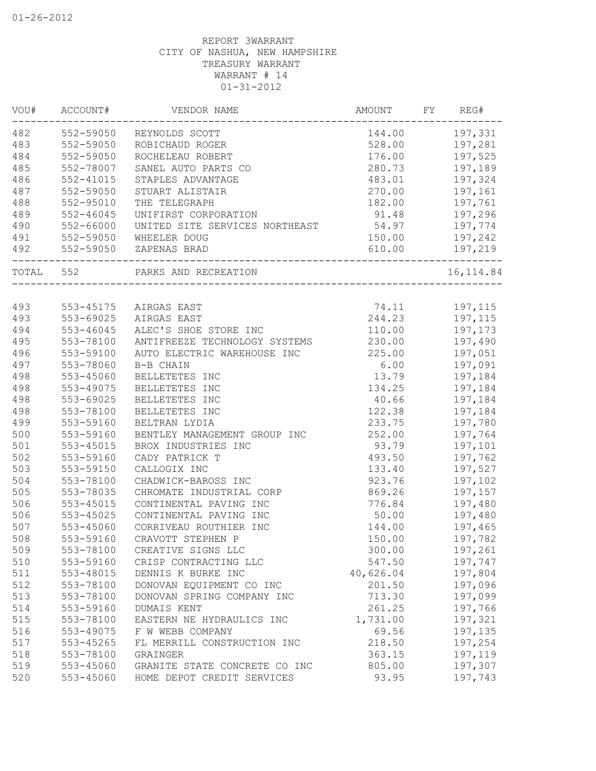01-26-2012

REPORT 3WARRANT
CITY OF NASHUA, NEW HAMPSHIRE
TREASURY WARRANT
WARRANT # 14
01-31-2012

| VOU# | ACCOUNT# | VENDOR NAME | AMOUNT | FY | REG# |
|---|---|---|---|---|---|
| 482 | 552-59050 | REYNOLDS SCOTT | 144.00 | | 197,331 |
| 483 | 552-59050 | ROBICHAUD ROGER | 528.00 | | 197,281 |
| 484 | 552-59050 | ROCHELEAU ROBERT | 176.00 | | 197,525 |
| 485 | 552-78007 | SANEL AUTO PARTS CO | 280.73 | | 197,189 |
| 486 | 552-41015 | STAPLES ADVANTAGE | 483.01 | | 197,324 |
| 487 | 552-59050 | STUART ALISTAIR | 270.00 | | 197,161 |
| 488 | 552-95010 | THE TELEGRAPH | 182.00 | | 197,761 |
| 489 | 552-46045 | UNIFIRST CORPORATION | 91.48 | | 197,296 |
| 490 | 552-66000 | UNITED SITE SERVICES NORTHEAST | 54.97 | | 197,774 |
| 491 | 552-59050 | WHEELER DOUG | 150.00 | | 197,242 |
| 492 | 552-59050 | ZAPENAS BRAD | 610.00 | | 197,219 |
| TOTAL | 552 | PARKS AND RECREATION | | | 16,114.84 |
| 493 | 553-45175 | AIRGAS EAST | 74.11 | | 197,115 |
| 493 | 553-69025 | AIRGAS EAST | 244.23 | | 197,115 |
| 494 | 553-46045 | ALEC'S SHOE STORE INC | 110.00 | | 197,173 |
| 495 | 553-78100 | ANTIFREEZE TECHNOLOGY SYSTEMS | 230.00 | | 197,490 |
| 496 | 553-59100 | AUTO ELECTRIC WAREHOUSE INC | 225.00 | | 197,051 |
| 497 | 553-78060 | B-B CHAIN | 6.00 | | 197,091 |
| 498 | 553-45060 | BELLETETES INC | 13.79 | | 197,184 |
| 498 | 553-49075 | BELLETETES INC | 134.25 | | 197,184 |
| 498 | 553-69025 | BELLETETES INC | 40.66 | | 197,184 |
| 498 | 553-78100 | BELLETETES INC | 122.38 | | 197,184 |
| 499 | 553-59160 | BELTRAN LYDIA | 233.75 | | 197,780 |
| 500 | 553-59160 | BENTLEY MANAGEMENT GROUP INC | 252.00 | | 197,764 |
| 501 | 553-45015 | BROX INDUSTRIES INC | 93.79 | | 197,101 |
| 502 | 553-59160 | CADY PATRICK T | 493.50 | | 197,762 |
| 503 | 553-59150 | CALLOGIX INC | 133.40 | | 197,527 |
| 504 | 553-78100 | CHADWICK-BAROSS INC | 923.76 | | 197,102 |
| 505 | 553-78035 | CHROMATE INDUSTRIAL CORP | 869.26 | | 197,157 |
| 506 | 553-45015 | CONTINENTAL PAVING INC | 776.84 | | 197,480 |
| 506 | 553-45025 | CONTINENTAL PAVING INC | 50.00 | | 197,480 |
| 507 | 553-45060 | CORRIVEAU ROUTHIER INC | 144.00 | | 197,465 |
| 508 | 553-59160 | CRAVOTT STEPHEN P | 150.00 | | 197,782 |
| 509 | 553-78100 | CREATIVE SIGNS LLC | 300.00 | | 197,261 |
| 510 | 553-59160 | CRISP CONTRACTING LLC | 547.50 | | 197,747 |
| 511 | 553-48015 | DENNIS K BURKE INC | 40,626.04 | | 197,804 |
| 512 | 553-78100 | DONOVAN EQUIPMENT CO INC | 201.50 | | 197,096 |
| 513 | 553-78100 | DONOVAN SPRING COMPANY INC | 713.30 | | 197,099 |
| 514 | 553-59160 | DUMAIS KENT | 261.25 | | 197,766 |
| 515 | 553-78100 | EASTERN NE HYDRAULICS INC | 1,731.00 | | 197,321 |
| 516 | 553-49075 | F W WEBB COMPANY | 69.56 | | 197,135 |
| 517 | 553-45265 | FL MERRILL CONSTRUCTION INC | 218.50 | | 197,254 |
| 518 | 553-78100 | GRAINGER | 363.15 | | 197,119 |
| 519 | 553-45060 | GRANITE STATE CONCRETE CO INC | 805.00 | | 197,307 |
| 520 | 553-45060 | HOME DEPOT CREDIT SERVICES | 93.95 | | 197,743 |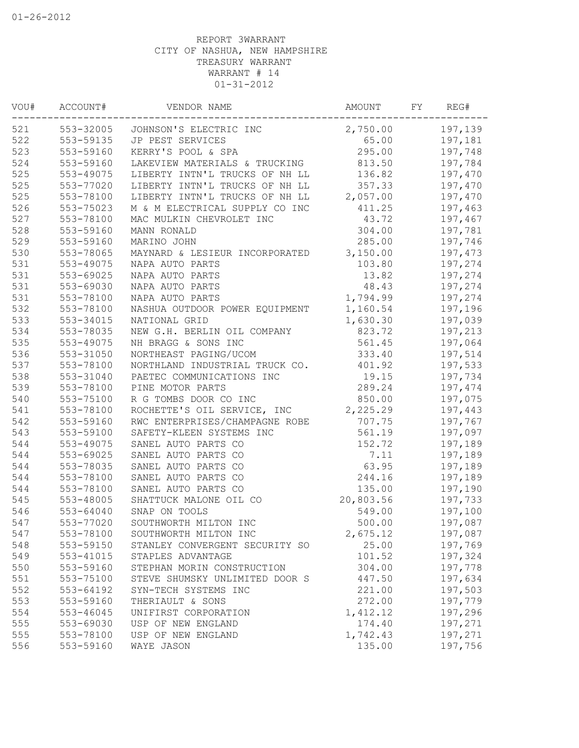REPORT 3WARRANT
CITY OF NASHUA, NEW HAMPSHIRE
TREASURY WARRANT
WARRANT # 14
01-31-2012

| VOU# | ACCOUNT# | VENDOR NAME | AMOUNT | FY | REG# |
|---|---|---|---|---|---|
| 521 | 553-32005 | JOHNSON'S ELECTRIC INC | 2,750.00 | | 197,139 |
| 522 | 553-59135 | JP PEST SERVICES | 65.00 | | 197,181 |
| 523 | 553-59160 | KERRY'S POOL & SPA | 295.00 | | 197,748 |
| 524 | 553-59160 | LAKEVIEW MATERIALS & TRUCKING | 813.50 | | 197,784 |
| 525 | 553-49075 | LIBERTY INTN'L TRUCKS OF NH LL | 136.82 | | 197,470 |
| 525 | 553-77020 | LIBERTY INTN'L TRUCKS OF NH LL | 357.33 | | 197,470 |
| 525 | 553-78100 | LIBERTY INTN'L TRUCKS OF NH LL | 2,057.00 | | 197,470 |
| 526 | 553-75023 | M & M ELECTRICAL SUPPLY CO INC | 411.25 | | 197,463 |
| 527 | 553-78100 | MAC MULKIN CHEVROLET INC | 43.72 | | 197,467 |
| 528 | 553-59160 | MANN RONALD | 304.00 | | 197,781 |
| 529 | 553-59160 | MARINO JOHN | 285.00 | | 197,746 |
| 530 | 553-78065 | MAYNARD & LESIEUR INCORPORATED | 3,150.00 | | 197,473 |
| 531 | 553-49075 | NAPA AUTO PARTS | 103.80 | | 197,274 |
| 531 | 553-69025 | NAPA AUTO PARTS | 13.82 | | 197,274 |
| 531 | 553-69030 | NAPA AUTO PARTS | 48.43 | | 197,274 |
| 531 | 553-78100 | NAPA AUTO PARTS | 1,794.99 | | 197,274 |
| 532 | 553-78100 | NASHUA OUTDOOR POWER EQUIPMENT | 1,160.54 | | 197,196 |
| 533 | 553-34015 | NATIONAL GRID | 1,630.30 | | 197,039 |
| 534 | 553-78035 | NEW G.H. BERLIN OIL COMPANY | 823.72 | | 197,213 |
| 535 | 553-49075 | NH BRAGG & SONS INC | 561.45 | | 197,064 |
| 536 | 553-31050 | NORTHEAST PAGING/UCOM | 333.40 | | 197,514 |
| 537 | 553-78100 | NORTHLAND INDUSTRIAL TRUCK CO. | 401.92 | | 197,533 |
| 538 | 553-31040 | PAETEC COMMUNICATIONS INC | 19.15 | | 197,734 |
| 539 | 553-78100 | PINE MOTOR PARTS | 289.24 | | 197,474 |
| 540 | 553-75100 | R G TOMBS DOOR CO INC | 850.00 | | 197,075 |
| 541 | 553-78100 | ROCHETTE'S OIL SERVICE, INC | 2,225.29 | | 197,443 |
| 542 | 553-59160 | RWC ENTERPRISES/CHAMPAGNE ROBE | 707.75 | | 197,767 |
| 543 | 553-59100 | SAFETY-KLEEN SYSTEMS INC | 561.19 | | 197,097 |
| 544 | 553-49075 | SANEL AUTO PARTS CO | 152.72 | | 197,189 |
| 544 | 553-69025 | SANEL AUTO PARTS CO | 7.11 | | 197,189 |
| 544 | 553-78035 | SANEL AUTO PARTS CO | 63.95 | | 197,189 |
| 544 | 553-78100 | SANEL AUTO PARTS CO | 244.16 | | 197,189 |
| 544 | 553-78100 | SANEL AUTO PARTS CO | 135.00 | | 197,190 |
| 545 | 553-48005 | SHATTUCK MALONE OIL CO | 20,803.56 | | 197,733 |
| 546 | 553-64040 | SNAP ON TOOLS | 549.00 | | 197,100 |
| 547 | 553-77020 | SOUTHWORTH MILTON INC | 500.00 | | 197,087 |
| 547 | 553-78100 | SOUTHWORTH MILTON INC | 2,675.12 | | 197,087 |
| 548 | 553-59150 | STANLEY CONVERGENT SECURITY SO | 25.00 | | 197,769 |
| 549 | 553-41015 | STAPLES ADVANTAGE | 101.52 | | 197,324 |
| 550 | 553-59160 | STEPHAN MORIN CONSTRUCTION | 304.00 | | 197,778 |
| 551 | 553-75100 | STEVE SHUMSKY UNLIMITED DOOR S | 447.50 | | 197,634 |
| 552 | 553-64192 | SYN-TECH SYSTEMS INC | 221.00 | | 197,503 |
| 553 | 553-59160 | THERIAULT & SONS | 272.00 | | 197,779 |
| 554 | 553-46045 | UNIFIRST CORPORATION | 1,412.12 | | 197,296 |
| 555 | 553-69030 | USP OF NEW ENGLAND | 174.40 | | 197,271 |
| 555 | 553-78100 | USP OF NEW ENGLAND | 1,742.43 | | 197,271 |
| 556 | 553-59160 | WAYE JASON | 135.00 | | 197,756 |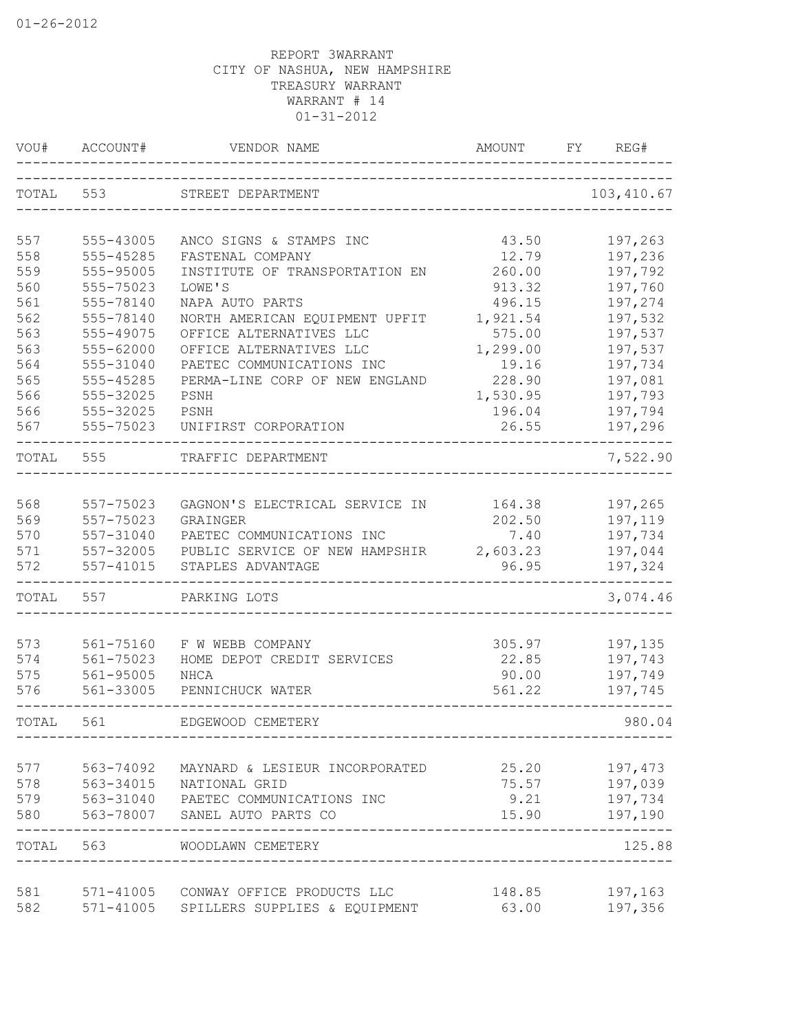01-26-2012

REPORT 3WARRANT
CITY OF NASHUA, NEW HAMPSHIRE
TREASURY WARRANT
WARRANT # 14
01-31-2012

| VOU# | ACCOUNT# | VENDOR NAME | AMOUNT | FY | REG# |
|---|---|---|---|---|---|
| TOTAL | 553 | STREET DEPARTMENT | | | 103,410.67 |
| 557 | 555-43005 | ANCO SIGNS & STAMPS INC | 43.50 | | 197,263 |
| 558 | 555-45285 | FASTENAL COMPANY | 12.79 | | 197,236 |
| 559 | 555-95005 | INSTITUTE OF TRANSPORTATION EN | 260.00 | | 197,792 |
| 560 | 555-75023 | LOWE'S | 913.32 | | 197,760 |
| 561 | 555-78140 | NAPA AUTO PARTS | 496.15 | | 197,274 |
| 562 | 555-78140 | NORTH AMERICAN EQUIPMENT UPFIT | 1,921.54 | | 197,532 |
| 563 | 555-49075 | OFFICE ALTERNATIVES LLC | 575.00 | | 197,537 |
| 563 | 555-62000 | OFFICE ALTERNATIVES LLC | 1,299.00 | | 197,537 |
| 564 | 555-31040 | PAETEC COMMUNICATIONS INC | 19.16 | | 197,734 |
| 565 | 555-45285 | PERMA-LINE CORP OF NEW ENGLAND | 228.90 | | 197,081 |
| 566 | 555-32025 | PSNH | 1,530.95 | | 197,793 |
| 566 | 555-32025 | PSNH | 196.04 | | 197,794 |
| 567 | 555-75023 | UNIFIRST CORPORATION | 26.55 | | 197,296 |
| TOTAL | 555 | TRAFFIC DEPARTMENT | | | 7,522.90 |
| 568 | 557-75023 | GAGNON'S ELECTRICAL SERVICE IN | 164.38 | | 197,265 |
| 569 | 557-75023 | GRAINGER | 202.50 | | 197,119 |
| 570 | 557-31040 | PAETEC COMMUNICATIONS INC | 7.40 | | 197,734 |
| 571 | 557-32005 | PUBLIC SERVICE OF NEW HAMPSHIR | 2,603.23 | | 197,044 |
| 572 | 557-41015 | STAPLES ADVANTAGE | 96.95 | | 197,324 |
| TOTAL | 557 | PARKING LOTS | | | 3,074.46 |
| 573 | 561-75160 | F W WEBB COMPANY | 305.97 | | 197,135 |
| 574 | 561-75023 | HOME DEPOT CREDIT SERVICES | 22.85 | | 197,743 |
| 575 | 561-95005 | NHCA | 90.00 | | 197,749 |
| 576 | 561-33005 | PENNICHUCK WATER | 561.22 | | 197,745 |
| TOTAL | 561 | EDGEWOOD CEMETERY | | | 980.04 |
| 577 | 563-74092 | MAYNARD & LESIEUR INCORPORATED | 25.20 | | 197,473 |
| 578 | 563-34015 | NATIONAL GRID | 75.57 | | 197,039 |
| 579 | 563-31040 | PAETEC COMMUNICATIONS INC | 9.21 | | 197,734 |
| 580 | 563-78007 | SANEL AUTO PARTS CO | 15.90 | | 197,190 |
| TOTAL | 563 | WOODLAWN CEMETERY | | | 125.88 |
| 581 | 571-41005 | CONWAY OFFICE PRODUCTS LLC | 148.85 | | 197,163 |
| 582 | 571-41005 | SPILLERS SUPPLIES & EQUIPMENT | 63.00 | | 197,356 |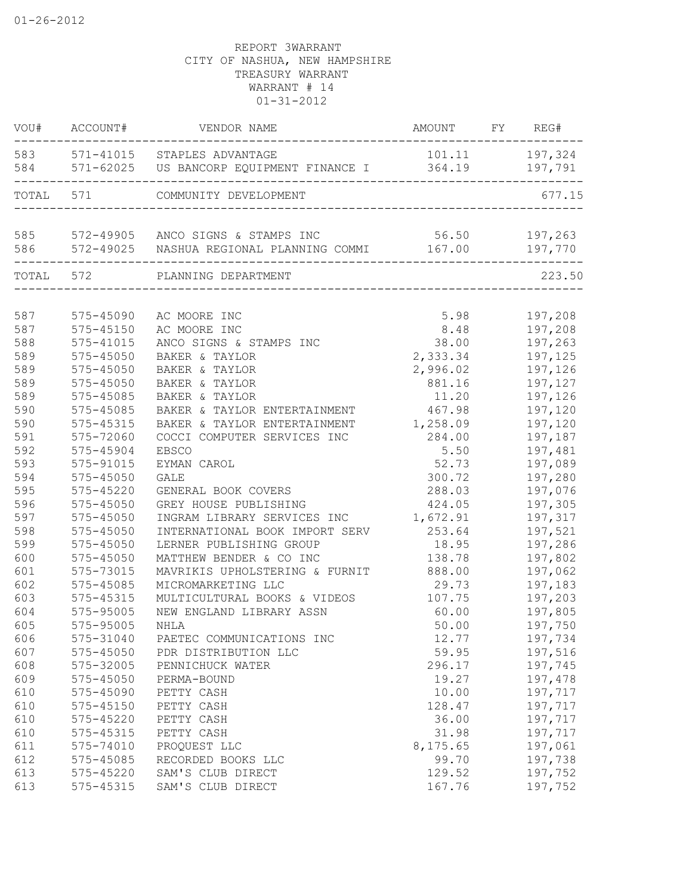01-26-2012

REPORT 3WARRANT
CITY OF NASHUA, NEW HAMPSHIRE
TREASURY WARRANT
WARRANT # 14
01-31-2012

| VOU# | ACCOUNT# | VENDOR NAME | AMOUNT | FY | REG# |
|---|---|---|---|---|---|
| 583 | 571-41015 | STAPLES ADVANTAGE | 101.11 | | 197,324 |
| 584 | 571-62025 | US BANCORP EQUIPMENT FINANCE I | 364.19 | | 197,791 |
| TOTAL | 571 | COMMUNITY DEVELOPMENT | | | 677.15 |
| 585 | 572-49905 | ANCO SIGNS & STAMPS INC | 56.50 | | 197,263 |
| 586 | 572-49025 | NASHUA REGIONAL PLANNING COMMI | 167.00 | | 197,770 |
| TOTAL | 572 | PLANNING DEPARTMENT | | | 223.50 |
| 587 | 575-45090 | AC MOORE INC | 5.98 | | 197,208 |
| 587 | 575-45150 | AC MOORE INC | 8.48 | | 197,208 |
| 588 | 575-41015 | ANCO SIGNS & STAMPS INC | 38.00 | | 197,263 |
| 589 | 575-45050 | BAKER & TAYLOR | 2,333.34 | | 197,125 |
| 589 | 575-45050 | BAKER & TAYLOR | 2,996.02 | | 197,126 |
| 589 | 575-45050 | BAKER & TAYLOR | 881.16 | | 197,127 |
| 589 | 575-45085 | BAKER & TAYLOR | 11.20 | | 197,126 |
| 590 | 575-45085 | BAKER & TAYLOR ENTERTAINMENT | 467.98 | | 197,120 |
| 590 | 575-45315 | BAKER & TAYLOR ENTERTAINMENT | 1,258.09 | | 197,120 |
| 591 | 575-72060 | COCCI COMPUTER SERVICES INC | 284.00 | | 197,187 |
| 592 | 575-45904 | EBSCO | 5.50 | | 197,481 |
| 593 | 575-91015 | EYMAN CAROL | 52.73 | | 197,089 |
| 594 | 575-45050 | GALE | 300.72 | | 197,280 |
| 595 | 575-45220 | GENERAL BOOK COVERS | 288.03 | | 197,076 |
| 596 | 575-45050 | GREY HOUSE PUBLISHING | 424.05 | | 197,305 |
| 597 | 575-45050 | INGRAM LIBRARY SERVICES INC | 1,672.91 | | 197,317 |
| 598 | 575-45050 | INTERNATIONAL BOOK IMPORT SERV | 253.64 | | 197,521 |
| 599 | 575-45050 | LERNER PUBLISHING GROUP | 18.95 | | 197,286 |
| 600 | 575-45050 | MATTHEW BENDER & CO INC | 138.78 | | 197,802 |
| 601 | 575-73015 | MAVRIKIS UPHOLSTERING & FURNIT | 888.00 | | 197,062 |
| 602 | 575-45085 | MICROMARKETING LLC | 29.73 | | 197,183 |
| 603 | 575-45315 | MULTICULTURAL BOOKS & VIDEOS | 107.75 | | 197,203 |
| 604 | 575-95005 | NEW ENGLAND LIBRARY ASSN | 60.00 | | 197,805 |
| 605 | 575-95005 | NHLA | 50.00 | | 197,750 |
| 606 | 575-31040 | PAETEC COMMUNICATIONS INC | 12.77 | | 197,734 |
| 607 | 575-45050 | PDR DISTRIBUTION LLC | 59.95 | | 197,516 |
| 608 | 575-32005 | PENNICHUCK WATER | 296.17 | | 197,745 |
| 609 | 575-45050 | PERMA-BOUND | 19.27 | | 197,478 |
| 610 | 575-45090 | PETTY CASH | 10.00 | | 197,717 |
| 610 | 575-45150 | PETTY CASH | 128.47 | | 197,717 |
| 610 | 575-45220 | PETTY CASH | 36.00 | | 197,717 |
| 610 | 575-45315 | PETTY CASH | 31.98 | | 197,717 |
| 611 | 575-74010 | PROQUEST LLC | 8,175.65 | | 197,061 |
| 612 | 575-45085 | RECORDED BOOKS LLC | 99.70 | | 197,738 |
| 613 | 575-45220 | SAM'S CLUB DIRECT | 129.52 | | 197,752 |
| 613 | 575-45315 | SAM'S CLUB DIRECT | 167.76 | | 197,752 |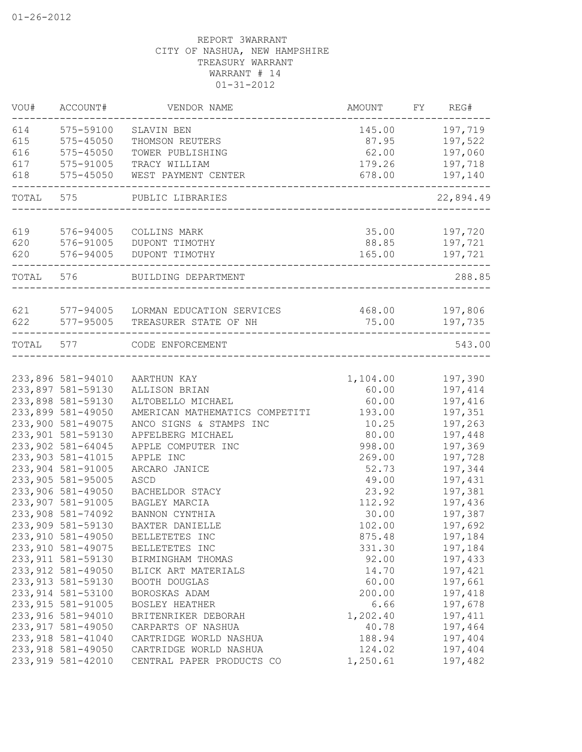01-26-2012

REPORT 3WARRANT
CITY OF NASHUA, NEW HAMPSHIRE
TREASURY WARRANT
WARRANT # 14
01-31-2012

| VOU# | ACCOUNT# | VENDOR NAME | AMOUNT | FY | REG# |
|---|---|---|---|---|---|
| 614 | 575-59100 | SLAVIN BEN | 145.00 | | 197,719 |
| 615 | 575-45050 | THOMSON REUTERS | 87.95 | | 197,522 |
| 616 | 575-45050 | TOWER PUBLISHING | 62.00 | | 197,060 |
| 617 | 575-91005 | TRACY WILLIAM | 179.26 | | 197,718 |
| 618 | 575-45050 | WEST PAYMENT CENTER | 678.00 | | 197,140 |
| TOTAL | 575 | PUBLIC LIBRARIES | | | 22,894.49 |
| 619 | 576-94005 | COLLINS MARK | 35.00 | | 197,720 |
| 620 | 576-91005 | DUPONT TIMOTHY | 88.85 | | 197,721 |
| 620 | 576-94005 | DUPONT TIMOTHY | 165.00 | | 197,721 |
| TOTAL | 576 | BUILDING DEPARTMENT | | | 288.85 |
| 621 | 577-94005 | LORMAN EDUCATION SERVICES | 468.00 | | 197,806 |
| 622 | 577-95005 | TREASURER STATE OF NH | 75.00 | | 197,735 |
| TOTAL | 577 | CODE ENFORCEMENT | | | 543.00 |
| 233,896 | 581-94010 | AARTHUN KAY | 1,104.00 | | 197,390 |
| 233,897 | 581-59130 | ALLISON BRIAN | 60.00 | | 197,414 |
| 233,898 | 581-59130 | ALTOBELLO MICHAEL | 60.00 | | 197,416 |
| 233,899 | 581-49050 | AMERICAN MATHEMATICS COMPETITI | 193.00 | | 197,351 |
| 233,900 | 581-49075 | ANCO SIGNS & STAMPS INC | 10.25 | | 197,263 |
| 233,901 | 581-59130 | APFELBERG MICHAEL | 80.00 | | 197,448 |
| 233,902 | 581-64045 | APPLE COMPUTER INC | 998.00 | | 197,369 |
| 233,903 | 581-41015 | APPLE INC | 269.00 | | 197,728 |
| 233,904 | 581-91005 | ARCARO JANICE | 52.73 | | 197,344 |
| 233,905 | 581-95005 | ASCD | 49.00 | | 197,431 |
| 233,906 | 581-49050 | BACHELDOR STACY | 23.92 | | 197,381 |
| 233,907 | 581-91005 | BAGLEY MARCIA | 112.92 | | 197,436 |
| 233,908 | 581-74092 | BANNON CYNTHIA | 30.00 | | 197,387 |
| 233,909 | 581-59130 | BAXTER DANIELLE | 102.00 | | 197,692 |
| 233,910 | 581-49050 | BELLETETES INC | 875.48 | | 197,184 |
| 233,910 | 581-49075 | BELLETETES INC | 331.30 | | 197,184 |
| 233,911 | 581-59130 | BIRMINGHAM THOMAS | 92.00 | | 197,433 |
| 233,912 | 581-49050 | BLICK ART MATERIALS | 14.70 | | 197,421 |
| 233,913 | 581-59130 | BOOTH DOUGLAS | 60.00 | | 197,661 |
| 233,914 | 581-53100 | BOROSKAS ADAM | 200.00 | | 197,418 |
| 233,915 | 581-91005 | BOSLEY HEATHER | 6.66 | | 197,678 |
| 233,916 | 581-94010 | BRITENRIKER DEBORAH | 1,202.40 | | 197,411 |
| 233,917 | 581-49050 | CARPARTS OF NASHUA | 40.78 | | 197,464 |
| 233,918 | 581-41040 | CARTRIDGE WORLD NASHUA | 188.94 | | 197,404 |
| 233,918 | 581-49050 | CARTRIDGE WORLD NASHUA | 124.02 | | 197,404 |
| 233,919 | 581-42010 | CENTRAL PAPER PRODUCTS CO | 1,250.61 | | 197,482 |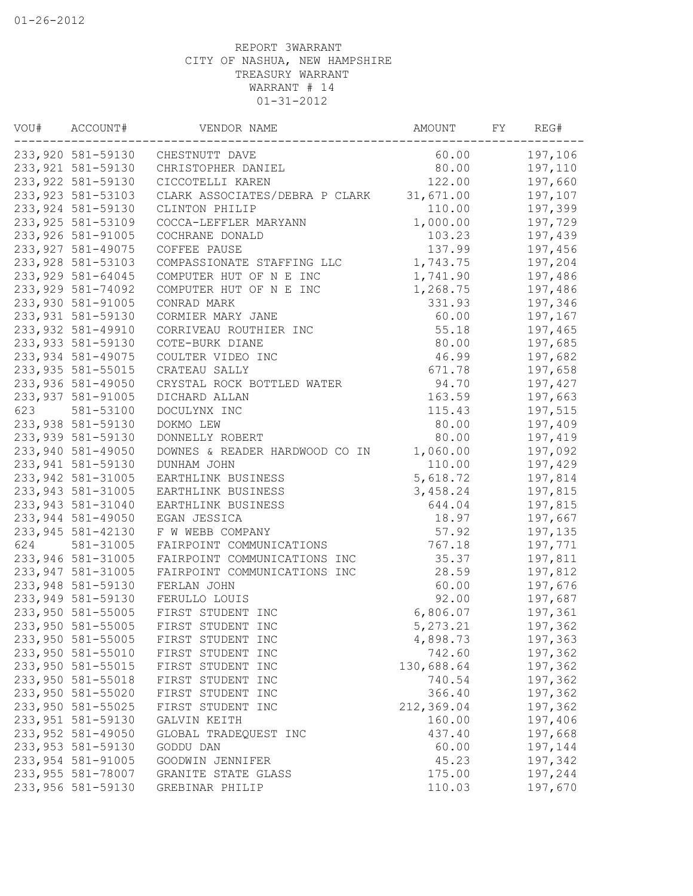01-26-2012

REPORT 3WARRANT
CITY OF NASHUA, NEW HAMPSHIRE
TREASURY WARRANT
WARRANT # 14
01-31-2012

| VOU# | ACCOUNT# | VENDOR NAME | AMOUNT | FY | REG# |
|---|---|---|---|---|---|
| 233,920 | 581-59130 | CHESTNUTT DAVE | 60.00 | | 197,106 |
| 233,921 | 581-59130 | CHRISTOPHER DANIEL | 80.00 | | 197,110 |
| 233,922 | 581-59130 | CICCOTELLI KAREN | 122.00 | | 197,660 |
| 233,923 | 581-53103 | CLARK ASSOCIATES/DEBRA P CLARK | 31,671.00 | | 197,107 |
| 233,924 | 581-59130 | CLINTON PHILIP | 110.00 | | 197,399 |
| 233,925 | 581-53109 | COCCA-LEFFLER MARYANN | 1,000.00 | | 197,729 |
| 233,926 | 581-91005 | COCHRANE DONALD | 103.23 | | 197,439 |
| 233,927 | 581-49075 | COFFEE PAUSE | 137.99 | | 197,456 |
| 233,928 | 581-53103 | COMPASSIONATE STAFFING LLC | 1,743.75 | | 197,204 |
| 233,929 | 581-64045 | COMPUTER HUT OF N E INC | 1,741.90 | | 197,486 |
| 233,929 | 581-74092 | COMPUTER HUT OF N E INC | 1,268.75 | | 197,486 |
| 233,930 | 581-91005 | CONRAD MARK | 331.93 | | 197,346 |
| 233,931 | 581-59130 | CORMIER MARY JANE | 60.00 | | 197,167 |
| 233,932 | 581-49910 | CORRIVEAU ROUTHIER INC | 55.18 | | 197,465 |
| 233,933 | 581-59130 | COTE-BURK DIANE | 80.00 | | 197,685 |
| 233,934 | 581-49075 | COULTER VIDEO INC | 46.99 | | 197,682 |
| 233,935 | 581-55015 | CRATEAU SALLY | 671.78 | | 197,658 |
| 233,936 | 581-49050 | CRYSTAL ROCK BOTTLED WATER | 94.70 | | 197,427 |
| 233,937 | 581-91005 | DICHARD ALLAN | 163.59 | | 197,663 |
| 623 | 581-53100 | DOCULYNX INC | 115.43 | | 197,515 |
| 233,938 | 581-59130 | DOKMO LEW | 80.00 | | 197,409 |
| 233,939 | 581-59130 | DONNELLY ROBERT | 80.00 | | 197,419 |
| 233,940 | 581-49050 | DOWNES & READER HARDWOOD CO IN | 1,060.00 | | 197,092 |
| 233,941 | 581-59130 | DUNHAM JOHN | 110.00 | | 197,429 |
| 233,942 | 581-31005 | EARTHLINK BUSINESS | 5,618.72 | | 197,814 |
| 233,943 | 581-31005 | EARTHLINK BUSINESS | 3,458.24 | | 197,815 |
| 233,943 | 581-31040 | EARTHLINK BUSINESS | 644.04 | | 197,815 |
| 233,944 | 581-49050 | EGAN JESSICA | 18.97 | | 197,667 |
| 233,945 | 581-42130 | F W WEBB COMPANY | 57.92 | | 197,135 |
| 624 | 581-31005 | FAIRPOINT COMMUNICATIONS | 767.18 | | 197,771 |
| 233,946 | 581-31005 | FAIRPOINT COMMUNICATIONS INC | 35.37 | | 197,811 |
| 233,947 | 581-31005 | FAIRPOINT COMMUNICATIONS INC | 28.59 | | 197,812 |
| 233,948 | 581-59130 | FERLAN JOHN | 60.00 | | 197,676 |
| 233,949 | 581-59130 | FERULLO LOUIS | 92.00 | | 197,687 |
| 233,950 | 581-55005 | FIRST STUDENT INC | 6,806.07 | | 197,361 |
| 233,950 | 581-55005 | FIRST STUDENT INC | 5,273.21 | | 197,362 |
| 233,950 | 581-55005 | FIRST STUDENT INC | 4,898.73 | | 197,363 |
| 233,950 | 581-55010 | FIRST STUDENT INC | 742.60 | | 197,362 |
| 233,950 | 581-55015 | FIRST STUDENT INC | 130,688.64 | | 197,362 |
| 233,950 | 581-55018 | FIRST STUDENT INC | 740.54 | | 197,362 |
| 233,950 | 581-55020 | FIRST STUDENT INC | 366.40 | | 197,362 |
| 233,950 | 581-55025 | FIRST STUDENT INC | 212,369.04 | | 197,362 |
| 233,951 | 581-59130 | GALVIN KEITH | 160.00 | | 197,406 |
| 233,952 | 581-49050 | GLOBAL TRADEQUEST INC | 437.40 | | 197,668 |
| 233,953 | 581-59130 | GODDU DAN | 60.00 | | 197,144 |
| 233,954 | 581-91005 | GOODWIN JENNIFER | 45.23 | | 197,342 |
| 233,955 | 581-78007 | GRANITE STATE GLASS | 175.00 | | 197,244 |
| 233,956 | 581-59130 | GREBINAR PHILIP | 110.03 | | 197,670 |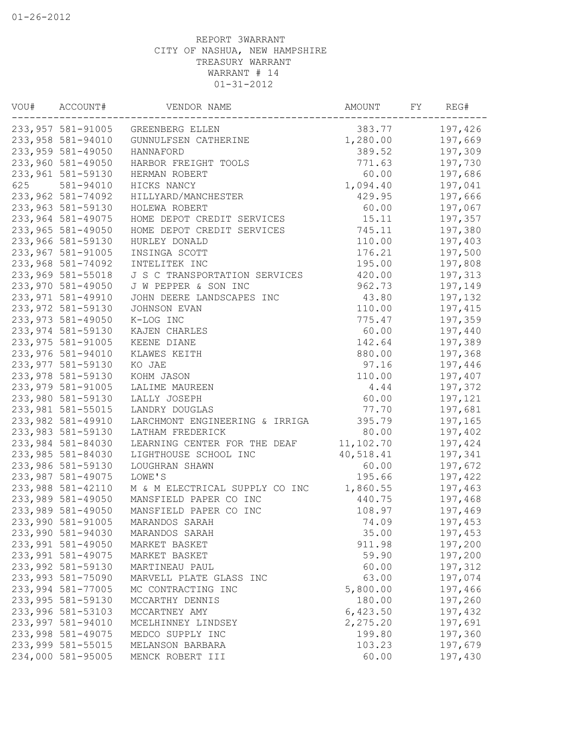01-26-2012

REPORT 3WARRANT
CITY OF NASHUA, NEW HAMPSHIRE
TREASURY WARRANT
WARRANT # 14
01-31-2012

| VOU# | ACCOUNT# | VENDOR NAME | AMOUNT | FY | REG# |
|---|---|---|---|---|---|
| 233,957 | 581-91005 | GREENBERG ELLEN | 383.77 | | 197,426 |
| 233,958 | 581-94010 | GUNNULFSEN CATHERINE | 1,280.00 | | 197,669 |
| 233,959 | 581-49050 | HANNAFORD | 389.52 | | 197,309 |
| 233,960 | 581-49050 | HARBOR FREIGHT TOOLS | 771.63 | | 197,730 |
| 233,961 | 581-59130 | HERMAN ROBERT | 60.00 | | 197,686 |
| 625 | 581-94010 | HICKS NANCY | 1,094.40 | | 197,041 |
| 233,962 | 581-74092 | HILLYARD/MANCHESTER | 429.95 | | 197,666 |
| 233,963 | 581-59130 | HOLEWA ROBERT | 60.00 | | 197,067 |
| 233,964 | 581-49075 | HOME DEPOT CREDIT SERVICES | 15.11 | | 197,357 |
| 233,965 | 581-49050 | HOME DEPOT CREDIT SERVICES | 745.11 | | 197,380 |
| 233,966 | 581-59130 | HURLEY DONALD | 110.00 | | 197,403 |
| 233,967 | 581-91005 | INSINGA SCOTT | 176.21 | | 197,500 |
| 233,968 | 581-74092 | INTELITEK INC | 195.00 | | 197,808 |
| 233,969 | 581-55018 | J S C TRANSPORTATION SERVICES | 420.00 | | 197,313 |
| 233,970 | 581-49050 | J W PEPPER & SON INC | 962.73 | | 197,149 |
| 233,971 | 581-49910 | JOHN DEERE LANDSCAPES INC | 43.80 | | 197,132 |
| 233,972 | 581-59130 | JOHNSON EVAN | 110.00 | | 197,415 |
| 233,973 | 581-49050 | K-LOG INC | 775.47 | | 197,359 |
| 233,974 | 581-59130 | KAJEN CHARLES | 60.00 | | 197,440 |
| 233,975 | 581-91005 | KEENE DIANE | 142.64 | | 197,389 |
| 233,976 | 581-94010 | KLAWES KEITH | 880.00 | | 197,368 |
| 233,977 | 581-59130 | KO JAE | 97.16 | | 197,446 |
| 233,978 | 581-59130 | KOHM JASON | 110.00 | | 197,407 |
| 233,979 | 581-91005 | LALIME MAUREEN | 4.44 | | 197,372 |
| 233,980 | 581-59130 | LALLY JOSEPH | 60.00 | | 197,121 |
| 233,981 | 581-55015 | LANDRY DOUGLAS | 77.70 | | 197,681 |
| 233,982 | 581-49910 | LARCHMONT ENGINEERING & IRRIGA | 395.79 | | 197,165 |
| 233,983 | 581-59130 | LATHAM FREDERICK | 80.00 | | 197,402 |
| 233,984 | 581-84030 | LEARNING CENTER FOR THE DEAF | 11,102.70 | | 197,424 |
| 233,985 | 581-84030 | LIGHTHOUSE SCHOOL INC | 40,518.41 | | 197,341 |
| 233,986 | 581-59130 | LOUGHRAN SHAWN | 60.00 | | 197,672 |
| 233,987 | 581-49075 | LOWE'S | 195.66 | | 197,422 |
| 233,988 | 581-42110 | M & M ELECTRICAL SUPPLY CO INC | 1,860.55 | | 197,463 |
| 233,989 | 581-49050 | MANSFIELD PAPER CO INC | 440.75 | | 197,468 |
| 233,989 | 581-49050 | MANSFIELD PAPER CO INC | 108.97 | | 197,469 |
| 233,990 | 581-91005 | MARANDOS SARAH | 74.09 | | 197,453 |
| 233,990 | 581-94030 | MARANDOS SARAH | 35.00 | | 197,453 |
| 233,991 | 581-49050 | MARKET BASKET | 911.98 | | 197,200 |
| 233,991 | 581-49075 | MARKET BASKET | 59.90 | | 197,200 |
| 233,992 | 581-59130 | MARTINEAU PAUL | 60.00 | | 197,312 |
| 233,993 | 581-75090 | MARVELL PLATE GLASS INC | 63.00 | | 197,074 |
| 233,994 | 581-77005 | MC CONTRACTING INC | 5,800.00 | | 197,466 |
| 233,995 | 581-59130 | MCCARTHY DENNIS | 180.00 | | 197,260 |
| 233,996 | 581-53103 | MCCARTNEY AMY | 6,423.50 | | 197,432 |
| 233,997 | 581-94010 | MCELHINNEY LINDSEY | 2,275.20 | | 197,691 |
| 233,998 | 581-49075 | MEDCO SUPPLY INC | 199.80 | | 197,360 |
| 233,999 | 581-55015 | MELANSON BARBARA | 103.23 | | 197,679 |
| 234,000 | 581-95005 | MENCK ROBERT III | 60.00 | | 197,430 |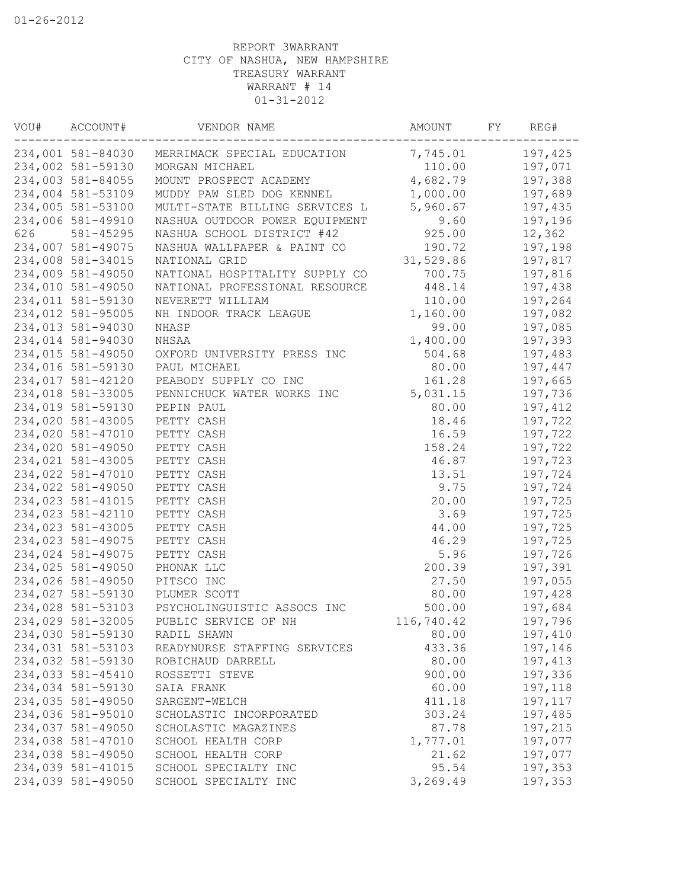01-26-2012

REPORT 3WARRANT
CITY OF NASHUA, NEW HAMPSHIRE
TREASURY WARRANT
WARRANT # 14
01-31-2012

| VOU# | ACCOUNT# | VENDOR NAME | AMOUNT | FY | REG# |
|---|---|---|---|---|---|
| 234,001 | 581-84030 | MERRIMACK SPECIAL EDUCATION | 7,745.01 | | 197,425 |
| 234,002 | 581-59130 | MORGAN MICHAEL | 110.00 | | 197,071 |
| 234,003 | 581-84055 | MOUNT PROSPECT ACADEMY | 4,682.79 | | 197,388 |
| 234,004 | 581-53109 | MUDDY PAW SLED DOG KENNEL | 1,000.00 | | 197,689 |
| 234,005 | 581-53100 | MULTI-STATE BILLING SERVICES L | 5,960.67 | | 197,435 |
| 234,006 | 581-49910 | NASHUA OUTDOOR POWER EQUIPMENT | 9.60 | | 197,196 |
| 626 | 581-45295 | NASHUA SCHOOL DISTRICT #42 | 925.00 | | 12,362 |
| 234,007 | 581-49075 | NASHUA WALLPAPER & PAINT CO | 190.72 | | 197,198 |
| 234,008 | 581-34015 | NATIONAL GRID | 31,529.86 | | 197,817 |
| 234,009 | 581-49050 | NATIONAL HOSPITALITY SUPPLY CO | 700.75 | | 197,816 |
| 234,010 | 581-49050 | NATIONAL PROFESSIONAL RESOURCE | 448.14 | | 197,438 |
| 234,011 | 581-59130 | NEVERETT WILLIAM | 110.00 | | 197,264 |
| 234,012 | 581-95005 | NH INDOOR TRACK LEAGUE | 1,160.00 | | 197,082 |
| 234,013 | 581-94030 | NHASP | 99.00 | | 197,085 |
| 234,014 | 581-94030 | NHSAA | 1,400.00 | | 197,393 |
| 234,015 | 581-49050 | OXFORD UNIVERSITY PRESS INC | 504.68 | | 197,483 |
| 234,016 | 581-59130 | PAUL MICHAEL | 80.00 | | 197,447 |
| 234,017 | 581-42120 | PEABODY SUPPLY CO INC | 161.28 | | 197,665 |
| 234,018 | 581-33005 | PENNICHUCK WATER WORKS INC | 5,031.15 | | 197,736 |
| 234,019 | 581-59130 | PEPIN PAUL | 80.00 | | 197,412 |
| 234,020 | 581-43005 | PETTY CASH | 18.46 | | 197,722 |
| 234,020 | 581-47010 | PETTY CASH | 16.59 | | 197,722 |
| 234,020 | 581-49050 | PETTY CASH | 158.24 | | 197,722 |
| 234,021 | 581-43005 | PETTY CASH | 46.87 | | 197,723 |
| 234,022 | 581-47010 | PETTY CASH | 13.51 | | 197,724 |
| 234,022 | 581-49050 | PETTY CASH | 9.75 | | 197,724 |
| 234,023 | 581-41015 | PETTY CASH | 20.00 | | 197,725 |
| 234,023 | 581-42110 | PETTY CASH | 3.69 | | 197,725 |
| 234,023 | 581-43005 | PETTY CASH | 44.00 | | 197,725 |
| 234,023 | 581-49075 | PETTY CASH | 46.29 | | 197,725 |
| 234,024 | 581-49075 | PETTY CASH | 5.96 | | 197,726 |
| 234,025 | 581-49050 | PHONAK LLC | 200.39 | | 197,391 |
| 234,026 | 581-49050 | PITSCO INC | 27.50 | | 197,055 |
| 234,027 | 581-59130 | PLUMER SCOTT | 80.00 | | 197,428 |
| 234,028 | 581-53103 | PSYCHOLINGUISTIC ASSOCS INC | 500.00 | | 197,684 |
| 234,029 | 581-32005 | PUBLIC SERVICE OF NH | 116,740.42 | | 197,796 |
| 234,030 | 581-59130 | RADIL SHAWN | 80.00 | | 197,410 |
| 234,031 | 581-53103 | READYNURSE STAFFING SERVICES | 433.36 | | 197,146 |
| 234,032 | 581-59130 | ROBICHAUD DARRELL | 80.00 | | 197,413 |
| 234,033 | 581-45410 | ROSSETTI STEVE | 900.00 | | 197,336 |
| 234,034 | 581-59130 | SAIA FRANK | 60.00 | | 197,118 |
| 234,035 | 581-49050 | SARGENT-WELCH | 411.18 | | 197,117 |
| 234,036 | 581-95010 | SCHOLASTIC INCORPORATED | 303.24 | | 197,485 |
| 234,037 | 581-49050 | SCHOLASTIC MAGAZINES | 87.78 | | 197,215 |
| 234,038 | 581-47010 | SCHOOL HEALTH CORP | 1,777.01 | | 197,077 |
| 234,038 | 581-49050 | SCHOOL HEALTH CORP | 21.62 | | 197,077 |
| 234,039 | 581-41015 | SCHOOL SPECIALTY INC | 95.54 | | 197,353 |
| 234,039 | 581-49050 | SCHOOL SPECIALTY INC | 3,269.49 | | 197,353 |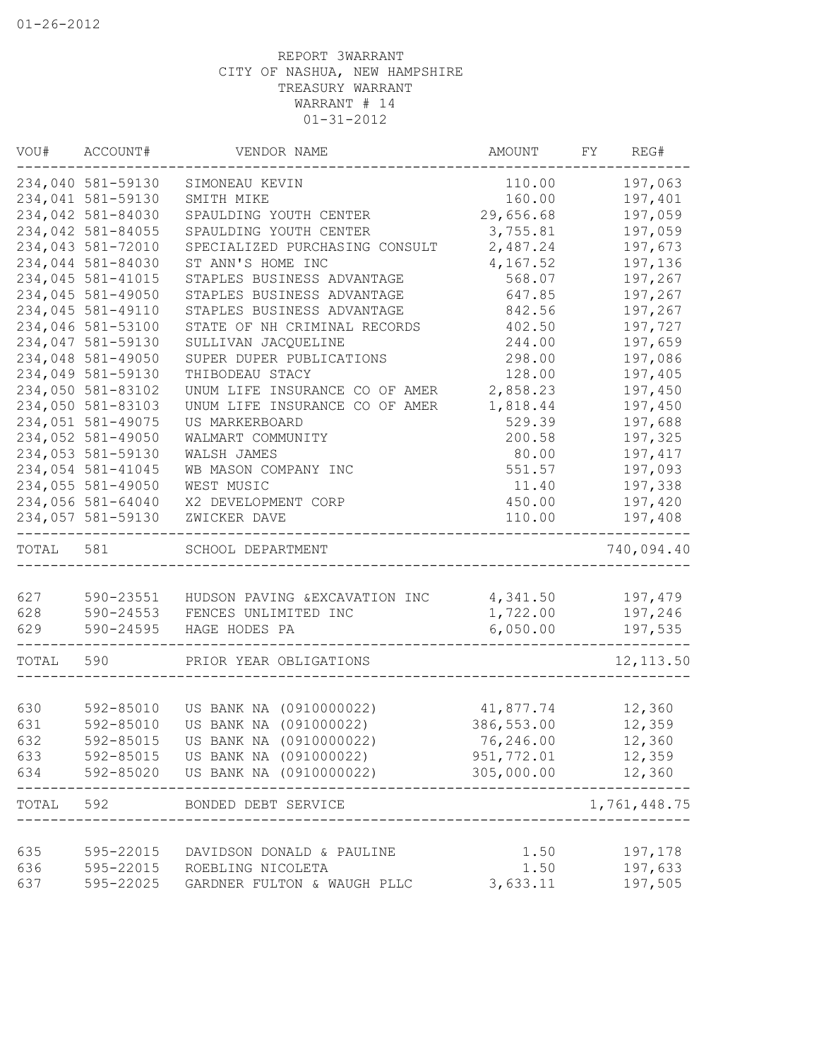01-26-2012

REPORT 3WARRANT
CITY OF NASHUA, NEW HAMPSHIRE
TREASURY WARRANT
WARRANT # 14
01-31-2012

| VOU# | ACCOUNT# | VENDOR NAME | AMOUNT | FY | REG# |
|---|---|---|---|---|---|
| 234,040 | 581-59130 | SIMONEAU KEVIN | 110.00 | | 197,063 |
| 234,041 | 581-59130 | SMITH MIKE | 160.00 | | 197,401 |
| 234,042 | 581-84030 | SPAULDING YOUTH CENTER | 29,656.68 | | 197,059 |
| 234,042 | 581-84055 | SPAULDING YOUTH CENTER | 3,755.81 | | 197,059 |
| 234,043 | 581-72010 | SPECIALIZED PURCHASING CONSULT | 2,487.24 | | 197,673 |
| 234,044 | 581-84030 | ST ANN'S HOME INC | 4,167.52 | | 197,136 |
| 234,045 | 581-41015 | STAPLES BUSINESS ADVANTAGE | 568.07 | | 197,267 |
| 234,045 | 581-49050 | STAPLES BUSINESS ADVANTAGE | 647.85 | | 197,267 |
| 234,045 | 581-49110 | STAPLES BUSINESS ADVANTAGE | 842.56 | | 197,267 |
| 234,046 | 581-53100 | STATE OF NH CRIMINAL RECORDS | 402.50 | | 197,727 |
| 234,047 | 581-59130 | SULLIVAN JACQUELINE | 244.00 | | 197,659 |
| 234,048 | 581-49050 | SUPER DUPER PUBLICATIONS | 298.00 | | 197,086 |
| 234,049 | 581-59130 | THIBODEAU STACY | 128.00 | | 197,405 |
| 234,050 | 581-83102 | UNUM LIFE INSURANCE CO OF AMER | 2,858.23 | | 197,450 |
| 234,050 | 581-83103 | UNUM LIFE INSURANCE CO OF AMER | 1,818.44 | | 197,450 |
| 234,051 | 581-49075 | US MARKERBOARD | 529.39 | | 197,688 |
| 234,052 | 581-49050 | WALMART COMMUNITY | 200.58 | | 197,325 |
| 234,053 | 581-59130 | WALSH JAMES | 80.00 | | 197,417 |
| 234,054 | 581-41045 | WB MASON COMPANY INC | 551.57 | | 197,093 |
| 234,055 | 581-49050 | WEST MUSIC | 11.40 | | 197,338 |
| 234,056 | 581-64040 | X2 DEVELOPMENT CORP | 450.00 | | 197,420 |
| 234,057 | 581-59130 | ZWICKER DAVE | 110.00 | | 197,408 |
| TOTAL | 581 | SCHOOL DEPARTMENT | | | 740,094.40 |
| 627 | 590-23551 | HUDSON PAVING &EXCAVATION INC | 4,341.50 | | 197,479 |
| 628 | 590-24553 | FENCES UNLIMITED INC | 1,722.00 | | 197,246 |
| 629 | 590-24595 | HAGE HODES PA | 6,050.00 | | 197,535 |
| TOTAL | 590 | PRIOR YEAR OBLIGATIONS | | | 12,113.50 |
| 630 | 592-85010 | US BANK NA (0910000022) | 41,877.74 | | 12,360 |
| 631 | 592-85010 | US BANK NA (091000022) | 386,553.00 | | 12,359 |
| 632 | 592-85015 | US BANK NA (0910000022) | 76,246.00 | | 12,360 |
| 633 | 592-85015 | US BANK NA (091000022) | 951,772.01 | | 12,359 |
| 634 | 592-85020 | US BANK NA (0910000022) | 305,000.00 | | 12,360 |
| TOTAL | 592 | BONDED DEBT SERVICE | | | 1,761,448.75 |
| 635 | 595-22015 | DAVIDSON DONALD & PAULINE | 1.50 | | 197,178 |
| 636 | 595-22015 | ROEBLING NICOLETA | 1.50 | | 197,633 |
| 637 | 595-22025 | GARDNER FULTON & WAUGH PLLC | 3,633.11 | | 197,505 |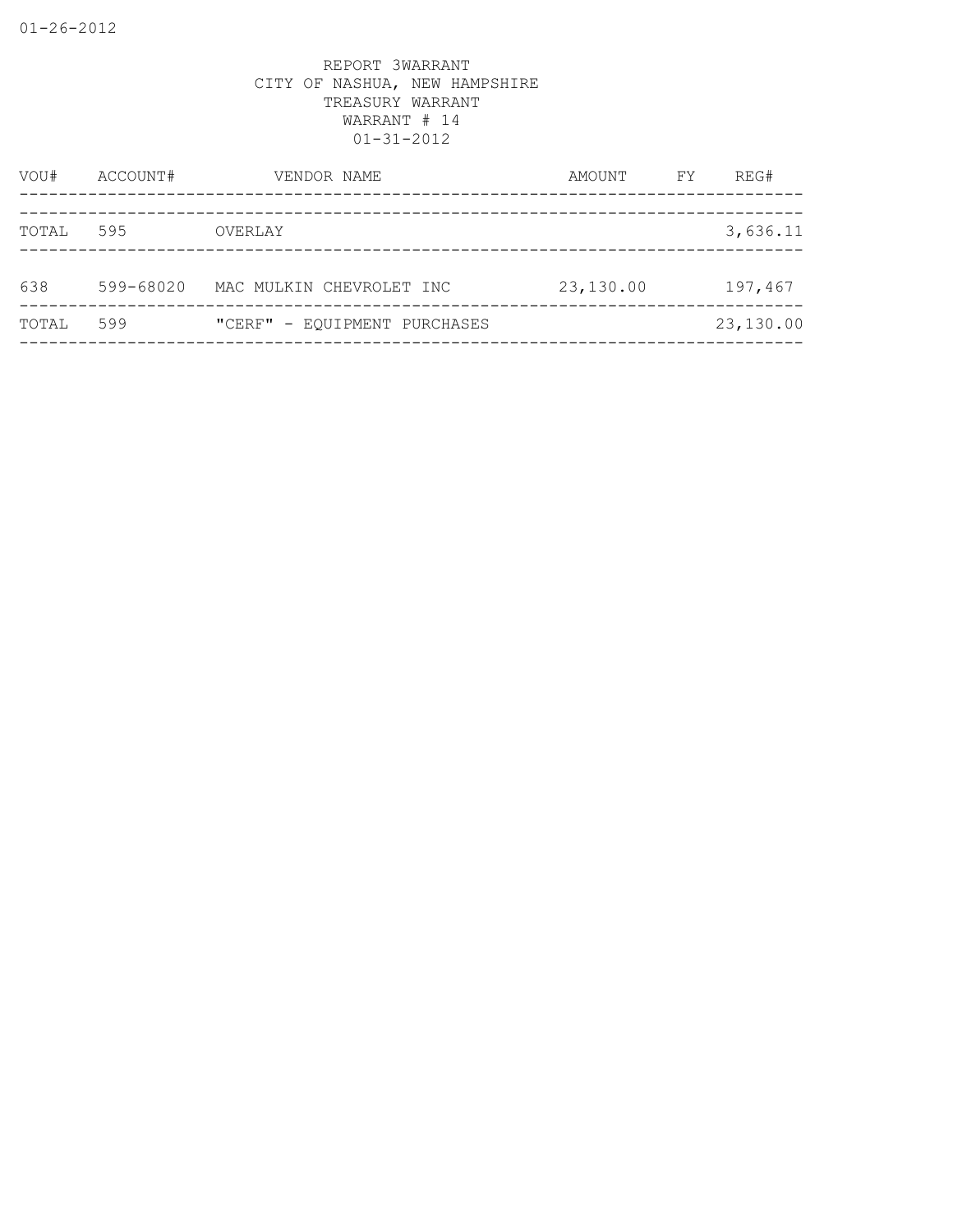01-26-2012

REPORT 3WARRANT
CITY OF NASHUA, NEW HAMPSHIRE
TREASURY WARRANT
WARRANT # 14
01-31-2012

| VOU# | ACCOUNT# | VENDOR NAME | AMOUNT | FY | REG# |
|---|---|---|---|---|---|
| TOTAL | 595 | OVERLAY | | | 3,636.11 |
| 638 | 599-68020 | MAC MULKIN CHEVROLET INC | 23,130.00 | | 197,467 |
| TOTAL | 599 | "CERF" - EQUIPMENT PURCHASES | | | 23,130.00 |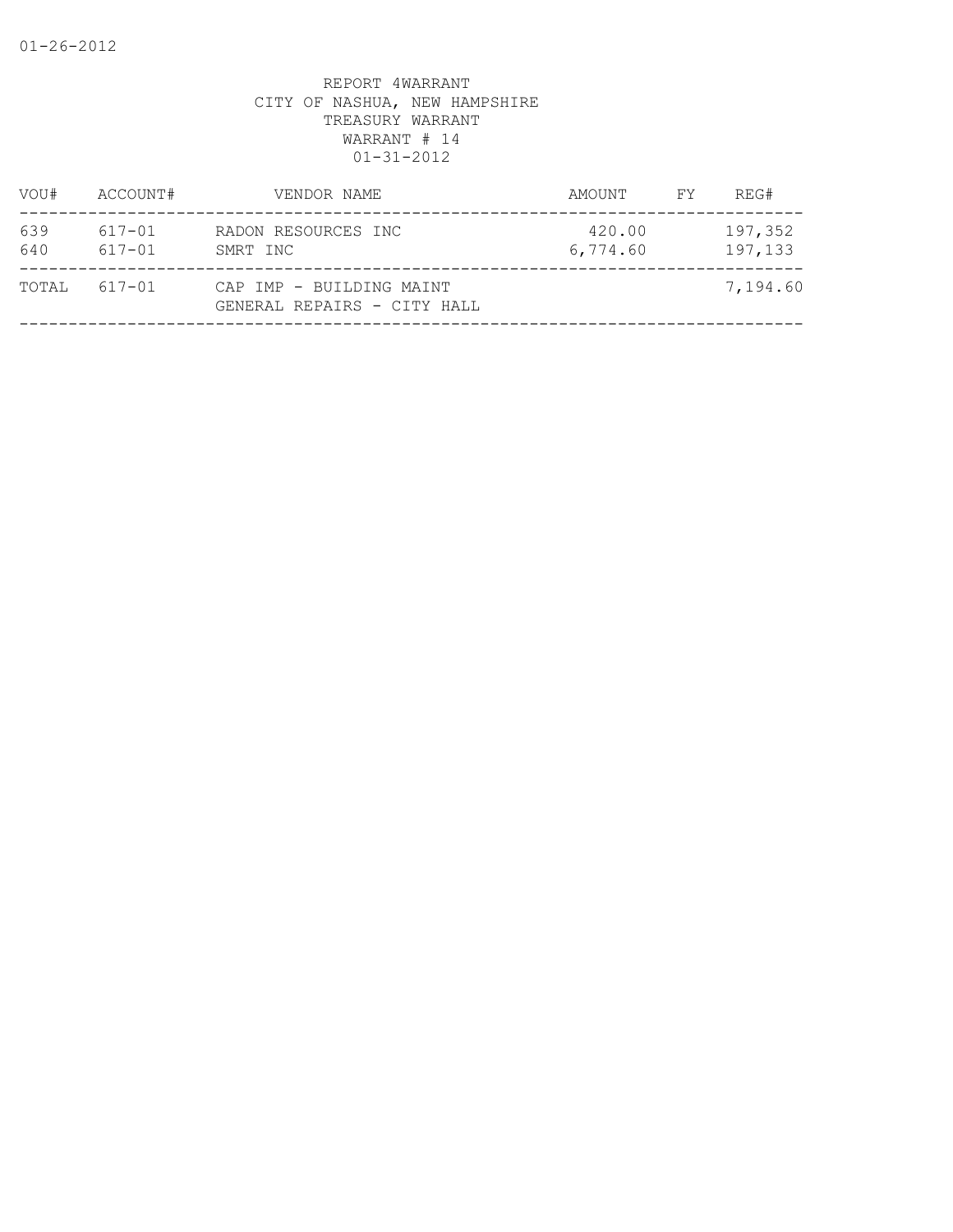01-26-2012

REPORT 4WARRANT
CITY OF NASHUA, NEW HAMPSHIRE
TREASURY WARRANT
WARRANT # 14
01-31-2012

| VOU# | ACCOUNT# | VENDOR NAME | AMOUNT | FY | REG# |
|---|---|---|---|---|---|
| 639 | 617-01 | RADON RESOURCES INC | 420.00 | | 197,352 |
| 640 | 617-01 | SMRT INC | 6,774.60 | | 197,133 |
| TOTAL | 617-01 | CAP IMP - BUILDING MAINT GENERAL REPAIRS - CITY HALL | | | 7,194.60 |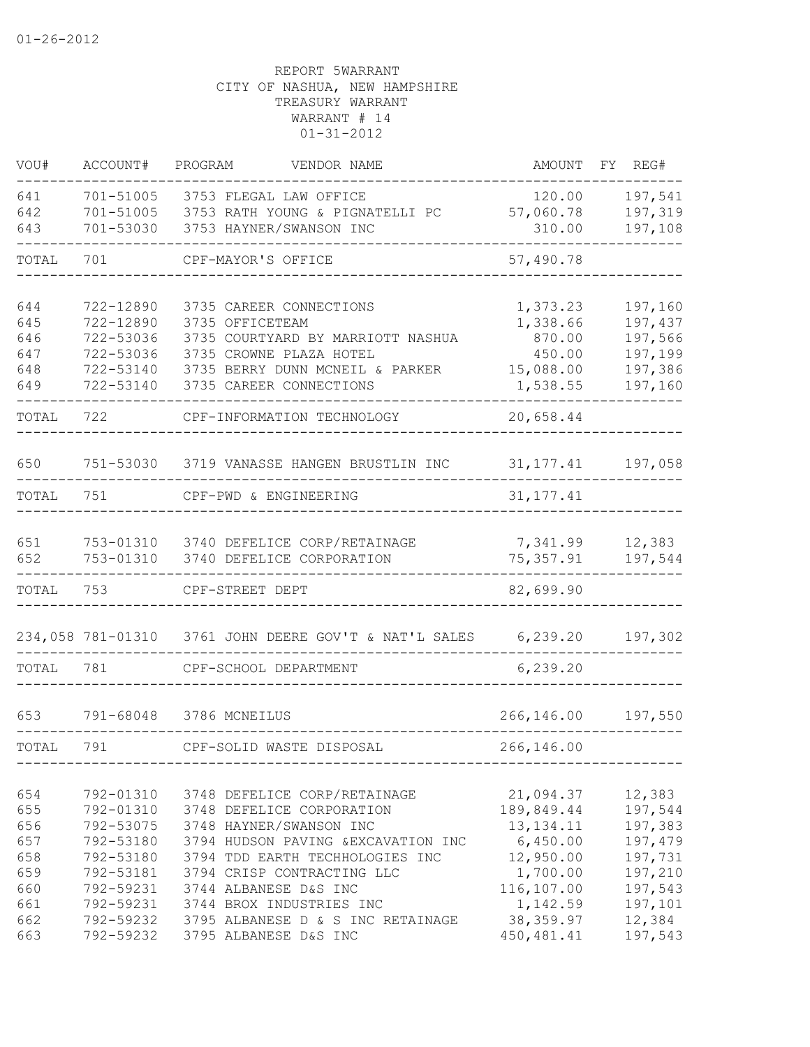01-26-2012

REPORT 5WARRANT
CITY OF NASHUA, NEW HAMPSHIRE
TREASURY WARRANT
WARRANT # 14
01-31-2012

| VOU# | ACCOUNT# | PROGRAM | VENDOR NAME | AMOUNT | FY REG# |
|---|---|---|---|---|---|
| 641 | 701-51005 | 3753 | FLEGAL LAW OFFICE | 120.00 | 197,541 |
| 642 | 701-51005 | 3753 | RATH YOUNG & PIGNATELLI PC | 57,060.78 | 197,319 |
| 643 | 701-53030 | 3753 | HAYNER/SWANSON INC | 310.00 | 197,108 |
| TOTAL | 701 | | CPF-MAYOR'S OFFICE | 57,490.78 | |
| 644 | 722-12890 | 3735 | CAREER CONNECTIONS | 1,373.23 | 197,160 |
| 645 | 722-12890 | 3735 | OFFICETEAM | 1,338.66 | 197,437 |
| 646 | 722-53036 | 3735 | COURTYARD BY MARRIOTT NASHUA | 870.00 | 197,566 |
| 647 | 722-53036 | 3735 | CROWNE PLAZA HOTEL | 450.00 | 197,199 |
| 648 | 722-53140 | 3735 | BERRY DUNN MCNEIL & PARKER | 15,088.00 | 197,386 |
| 649 | 722-53140 | 3735 | CAREER CONNECTIONS | 1,538.55 | 197,160 |
| TOTAL | 722 | | CPF-INFORMATION TECHNOLOGY | 20,658.44 | |
| 650 | 751-53030 | 3719 | VANASSE HANGEN BRUSTLIN INC | 31,177.41 | 197,058 |
| TOTAL | 751 | | CPF-PWD & ENGINEERING | 31,177.41 | |
| 651 | 753-01310 | 3740 | DEFELICE CORP/RETAINAGE | 7,341.99 | 12,383 |
| 652 | 753-01310 | 3740 | DEFELICE CORPORATION | 75,357.91 | 197,544 |
| TOTAL | 753 | | CPF-STREET DEPT | 82,699.90 | |
| 234,058 | 781-01310 | 3761 | JOHN DEERE GOV'T & NAT'L SALES | 6,239.20 | 197,302 |
| TOTAL | 781 | | CPF-SCHOOL DEPARTMENT | 6,239.20 | |
| 653 | 791-68048 | 3786 | MCNEILUS | 266,146.00 | 197,550 |
| TOTAL | 791 | | CPF-SOLID WASTE DISPOSAL | 266,146.00 | |
| 654 | 792-01310 | 3748 | DEFELICE CORP/RETAINAGE | 21,094.37 | 12,383 |
| 655 | 792-01310 | 3748 | DEFELICE CORPORATION | 189,849.44 | 197,544 |
| 656 | 792-53075 | 3748 | HAYNER/SWANSON INC | 13,134.11 | 197,383 |
| 657 | 792-53180 | 3794 | HUDSON PAVING &EXCAVATION INC | 6,450.00 | 197,479 |
| 658 | 792-53180 | 3794 | TDD EARTH TECHHOLOGIES INC | 12,950.00 | 197,731 |
| 659 | 792-53181 | 3794 | CRISP CONTRACTING LLC | 1,700.00 | 197,210 |
| 660 | 792-59231 | 3744 | ALBANESE D&S INC | 116,107.00 | 197,543 |
| 661 | 792-59231 | 3744 | BROX INDUSTRIES INC | 1,142.59 | 197,101 |
| 662 | 792-59232 | 3795 | ALBANESE D & S INC RETAINAGE | 38,359.97 | 12,384 |
| 663 | 792-59232 | 3795 | ALBANESE D&S INC | 450,481.41 | 197,543 |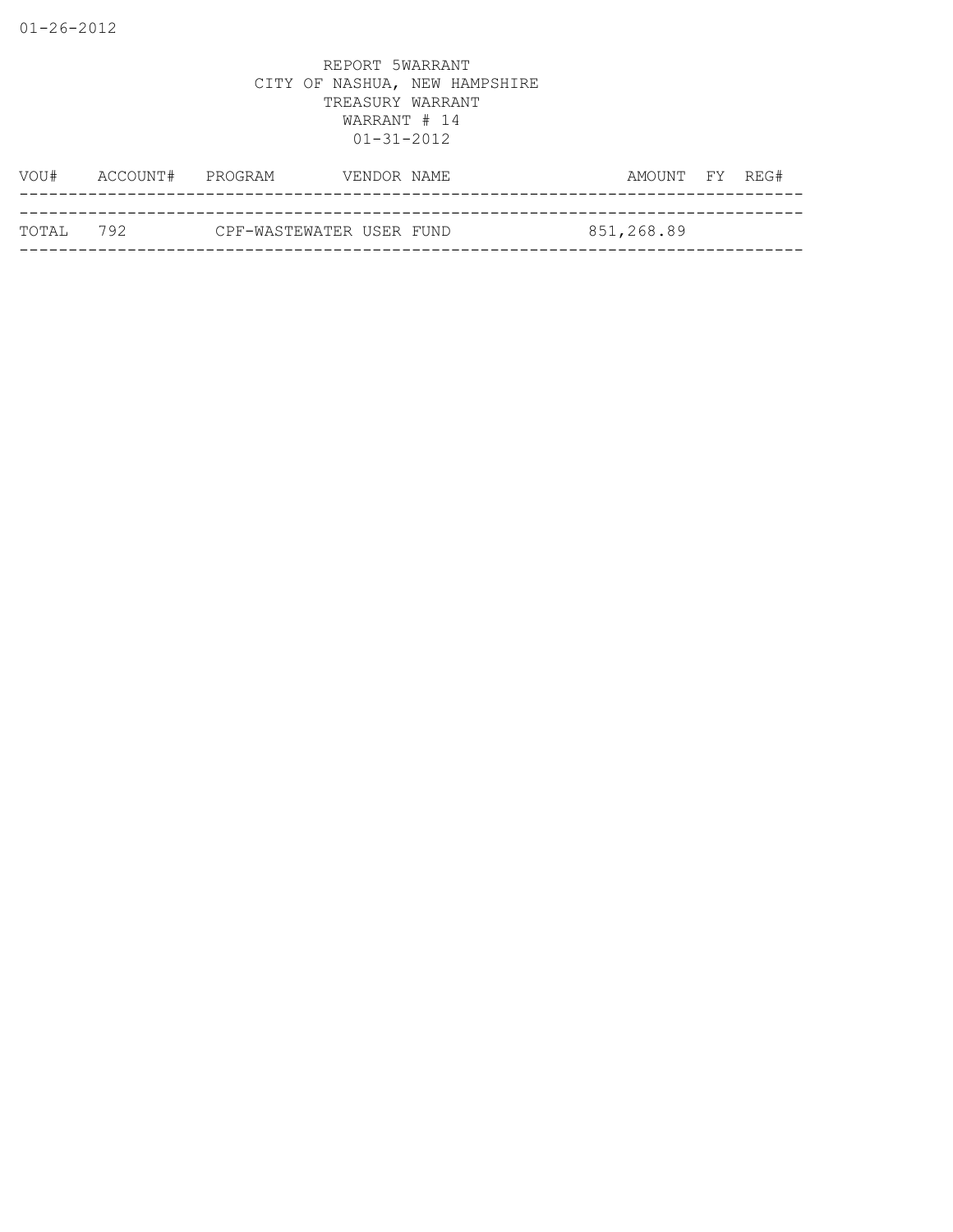01-26-2012

REPORT 5WARRANT
CITY OF NASHUA, NEW HAMPSHIRE
TREASURY WARRANT
WARRANT # 14
01-31-2012

| VOU# | ACCOUNT# | PROGRAM | VENDOR NAME | AMOUNT | FY | REG# |
|---|---|---|---|---|---|---|
| TOTAL | 792 | CPF-WASTEWATER USER FUND | | 851,268.89 | | |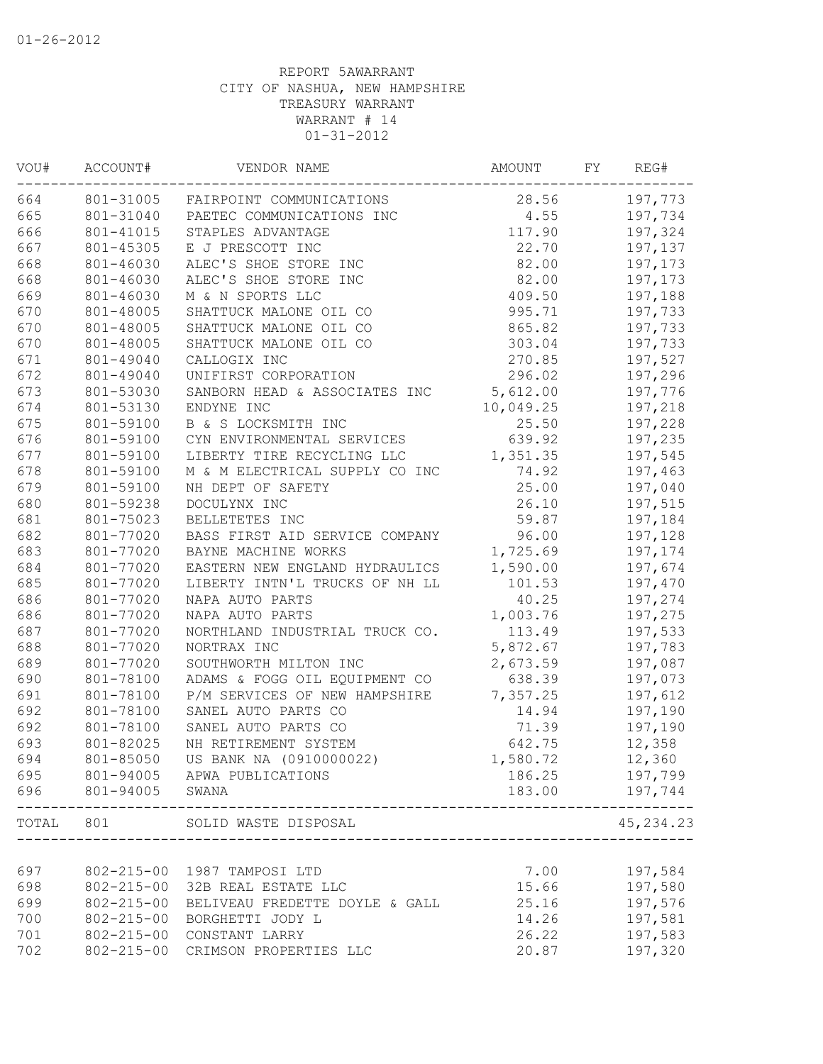01-26-2012

REPORT 5AWARRANT
CITY OF NASHUA, NEW HAMPSHIRE
TREASURY WARRANT
WARRANT # 14
01-31-2012

| VOU# | ACCOUNT# | VENDOR NAME | AMOUNT | FY | REG# |
|---|---|---|---|---|---|
| 664 | 801-31005 | FAIRPOINT COMMUNICATIONS | 28.56 | | 197,773 |
| 665 | 801-31040 | PAETEC COMMUNICATIONS INC | 4.55 | | 197,734 |
| 666 | 801-41015 | STAPLES ADVANTAGE | 117.90 | | 197,324 |
| 667 | 801-45305 | E J PRESCOTT INC | 22.70 | | 197,137 |
| 668 | 801-46030 | ALEC'S SHOE STORE INC | 82.00 | | 197,173 |
| 668 | 801-46030 | ALEC'S SHOE STORE INC | 82.00 | | 197,173 |
| 669 | 801-46030 | M & N SPORTS LLC | 409.50 | | 197,188 |
| 670 | 801-48005 | SHATTUCK MALONE OIL CO | 995.71 | | 197,733 |
| 670 | 801-48005 | SHATTUCK MALONE OIL CO | 865.82 | | 197,733 |
| 670 | 801-48005 | SHATTUCK MALONE OIL CO | 303.04 | | 197,733 |
| 671 | 801-49040 | CALLOGIX INC | 270.85 | | 197,527 |
| 672 | 801-49040 | UNIFIRST CORPORATION | 296.02 | | 197,296 |
| 673 | 801-53030 | SANBORN HEAD & ASSOCIATES INC | 5,612.00 | | 197,776 |
| 674 | 801-53130 | ENDYNE INC | 10,049.25 | | 197,218 |
| 675 | 801-59100 | B & S LOCKSMITH INC | 25.50 | | 197,228 |
| 676 | 801-59100 | CYN ENVIRONMENTAL SERVICES | 639.92 | | 197,235 |
| 677 | 801-59100 | LIBERTY TIRE RECYCLING LLC | 1,351.35 | | 197,545 |
| 678 | 801-59100 | M & M ELECTRICAL SUPPLY CO INC | 74.92 | | 197,463 |
| 679 | 801-59100 | NH DEPT OF SAFETY | 25.00 | | 197,040 |
| 680 | 801-59238 | DOCULYNX INC | 26.10 | | 197,515 |
| 681 | 801-75023 | BELLETETES INC | 59.87 | | 197,184 |
| 682 | 801-77020 | BASS FIRST AID SERVICE COMPANY | 96.00 | | 197,128 |
| 683 | 801-77020 | BAYNE MACHINE WORKS | 1,725.69 | | 197,174 |
| 684 | 801-77020 | EASTERN NEW ENGLAND HYDRAULICS | 1,590.00 | | 197,674 |
| 685 | 801-77020 | LIBERTY INTN'L TRUCKS OF NH LL | 101.53 | | 197,470 |
| 686 | 801-77020 | NAPA AUTO PARTS | 40.25 | | 197,274 |
| 686 | 801-77020 | NAPA AUTO PARTS | 1,003.76 | | 197,275 |
| 687 | 801-77020 | NORTHLAND INDUSTRIAL TRUCK CO. | 113.49 | | 197,533 |
| 688 | 801-77020 | NORTRAX INC | 5,872.67 | | 197,783 |
| 689 | 801-77020 | SOUTHWORTH MILTON INC | 2,673.59 | | 197,087 |
| 690 | 801-78100 | ADAMS & FOGG OIL EQUIPMENT CO | 638.39 | | 197,073 |
| 691 | 801-78100 | P/M SERVICES OF NEW HAMPSHIRE | 7,357.25 | | 197,612 |
| 692 | 801-78100 | SANEL AUTO PARTS CO | 14.94 | | 197,190 |
| 692 | 801-78100 | SANEL AUTO PARTS CO | 71.39 | | 197,190 |
| 693 | 801-82025 | NH RETIREMENT SYSTEM | 642.75 | | 12,358 |
| 694 | 801-85050 | US BANK NA (0910000022) | 1,580.72 | | 12,360 |
| 695 | 801-94005 | APWA PUBLICATIONS | 186.25 | | 197,799 |
| 696 | 801-94005 | SWANA | 183.00 | | 197,744 |
| TOTAL | 801 | SOLID WASTE DISPOSAL | | | 45,234.23 |
| 697 | 802-215-00 | 1987 TAMPOSI LTD | 7.00 | | 197,584 |
| 698 | 802-215-00 | 32B REAL ESTATE LLC | 15.66 | | 197,580 |
| 699 | 802-215-00 | BELIVEAU FREDETTE DOYLE & GALL | 25.16 | | 197,576 |
| 700 | 802-215-00 | BORGHETTI JODY L | 14.26 | | 197,581 |
| 701 | 802-215-00 | CONSTANT LARRY | 26.22 | | 197,583 |
| 702 | 802-215-00 | CRIMSON PROPERTIES LLC | 20.87 | | 197,320 |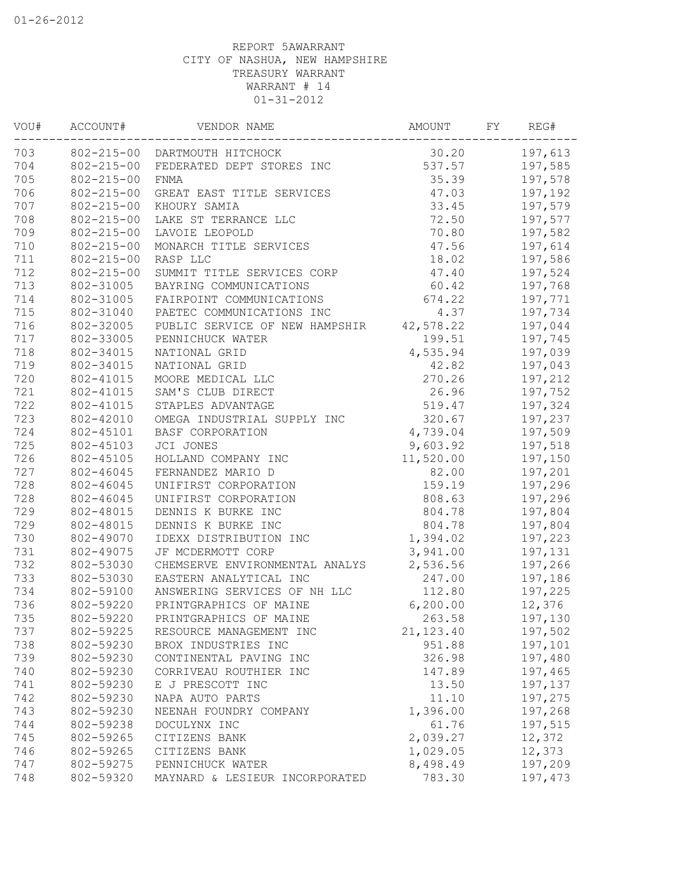01-26-2012

REPORT 5AWARRANT
CITY OF NASHUA, NEW HAMPSHIRE
TREASURY WARRANT
WARRANT # 14
01-31-2012

| VOU# | ACCOUNT# | VENDOR NAME | AMOUNT | FY | REG# |
|---|---|---|---|---|---|
| 703 | 802-215-00 | DARTMOUTH HITCHCOCK | 30.20 | | 197,613 |
| 704 | 802-215-00 | FEDERATED DEPT STORES INC | 537.57 | | 197,585 |
| 705 | 802-215-00 | FNMA | 35.39 | | 197,578 |
| 706 | 802-215-00 | GREAT EAST TITLE SERVICES | 47.03 | | 197,192 |
| 707 | 802-215-00 | KHOURY SAMIA | 33.45 | | 197,579 |
| 708 | 802-215-00 | LAKE ST TERRANCE LLC | 72.50 | | 197,577 |
| 709 | 802-215-00 | LAVOIE LEOPOLD | 70.80 | | 197,582 |
| 710 | 802-215-00 | MONARCH TITLE SERVICES | 47.56 | | 197,614 |
| 711 | 802-215-00 | RASP LLC | 18.02 | | 197,586 |
| 712 | 802-215-00 | SUMMIT TITLE SERVICES CORP | 47.40 | | 197,524 |
| 713 | 802-31005 | BAYRING COMMUNICATIONS | 60.42 | | 197,768 |
| 714 | 802-31005 | FAIRPOINT COMMUNICATIONS | 674.22 | | 197,771 |
| 715 | 802-31040 | PAETEC COMMUNICATIONS INC | 4.37 | | 197,734 |
| 716 | 802-32005 | PUBLIC SERVICE OF NEW HAMPSHIR | 42,578.22 | | 197,044 |
| 717 | 802-33005 | PENNICHUCK WATER | 199.51 | | 197,745 |
| 718 | 802-34015 | NATIONAL GRID | 4,535.94 | | 197,039 |
| 719 | 802-34015 | NATIONAL GRID | 42.82 | | 197,043 |
| 720 | 802-41015 | MOORE MEDICAL LLC | 270.26 | | 197,212 |
| 721 | 802-41015 | SAM'S CLUB DIRECT | 26.96 | | 197,752 |
| 722 | 802-41015 | STAPLES ADVANTAGE | 519.47 | | 197,324 |
| 723 | 802-42010 | OMEGA INDUSTRIAL SUPPLY INC | 320.67 | | 197,237 |
| 724 | 802-45101 | BASF CORPORATION | 4,739.04 | | 197,509 |
| 725 | 802-45103 | JCI JONES | 9,603.92 | | 197,518 |
| 726 | 802-45105 | HOLLAND COMPANY INC | 11,520.00 | | 197,150 |
| 727 | 802-46045 | FERNANDEZ MARIO D | 82.00 | | 197,201 |
| 728 | 802-46045 | UNIFIRST CORPORATION | 159.19 | | 197,296 |
| 728 | 802-46045 | UNIFIRST CORPORATION | 808.63 | | 197,296 |
| 729 | 802-48015 | DENNIS K BURKE INC | 804.78 | | 197,804 |
| 729 | 802-48015 | DENNIS K BURKE INC | 804.78 | | 197,804 |
| 730 | 802-49070 | IDEXX DISTRIBUTION INC | 1,394.02 | | 197,223 |
| 731 | 802-49075 | JF MCDERMOTT CORP | 3,941.00 | | 197,131 |
| 732 | 802-53030 | CHEMSERVE ENVIRONMENTAL ANALYS | 2,536.56 | | 197,266 |
| 733 | 802-53030 | EASTERN ANALYTICAL INC | 247.00 | | 197,186 |
| 734 | 802-59100 | ANSWERING SERVICES OF NH LLC | 112.80 | | 197,225 |
| 736 | 802-59220 | PRINTGRAPHICS OF MAINE | 6,200.00 | | 12,376 |
| 735 | 802-59220 | PRINTGRAPHICS OF MAINE | 263.58 | | 197,130 |
| 737 | 802-59225 | RESOURCE MANAGEMENT INC | 21,123.40 | | 197,502 |
| 738 | 802-59230 | BROX INDUSTRIES INC | 951.88 | | 197,101 |
| 739 | 802-59230 | CONTINENTAL PAVING INC | 326.98 | | 197,480 |
| 740 | 802-59230 | CORRIVEAU ROUTHIER INC | 147.89 | | 197,465 |
| 741 | 802-59230 | E J PRESCOTT INC | 13.50 | | 197,137 |
| 742 | 802-59230 | NAPA AUTO PARTS | 11.10 | | 197,275 |
| 743 | 802-59230 | NEENAH FOUNDRY COMPANY | 1,396.00 | | 197,268 |
| 744 | 802-59238 | DOCULYNX INC | 61.76 | | 197,515 |
| 745 | 802-59265 | CITIZENS BANK | 2,039.27 | | 12,372 |
| 746 | 802-59265 | CITIZENS BANK | 1,029.05 | | 12,373 |
| 747 | 802-59275 | PENNICHUCK WATER | 8,498.49 | | 197,209 |
| 748 | 802-59320 | MAYNARD & LESIEUR INCORPORATED | 783.30 | | 197,473 |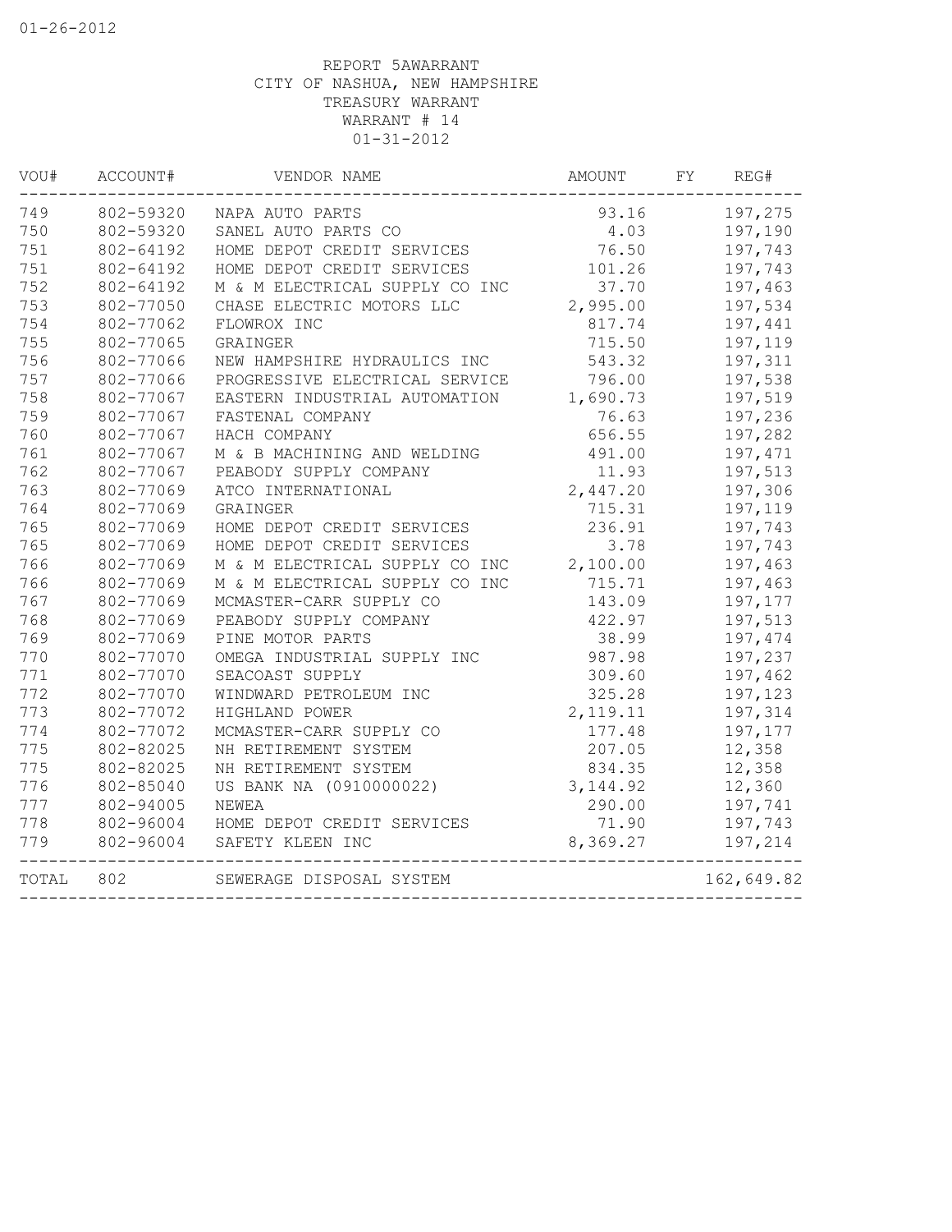REPORT 5AWARRANT
CITY OF NASHUA, NEW HAMPSHIRE
TREASURY WARRANT
WARRANT # 14
01-31-2012

| VOU# | ACCOUNT# | VENDOR NAME | AMOUNT | FY | REG# |
|---|---|---|---|---|---|
| 749 | 802-59320 | NAPA AUTO PARTS | 93.16 | | 197,275 |
| 750 | 802-59320 | SANEL AUTO PARTS CO | 4.03 | | 197,190 |
| 751 | 802-64192 | HOME DEPOT CREDIT SERVICES | 76.50 | | 197,743 |
| 751 | 802-64192 | HOME DEPOT CREDIT SERVICES | 101.26 | | 197,743 |
| 752 | 802-64192 | M & M ELECTRICAL SUPPLY CO INC | 37.70 | | 197,463 |
| 753 | 802-77050 | CHASE ELECTRIC MOTORS LLC | 2,995.00 | | 197,534 |
| 754 | 802-77062 | FLOWROX INC | 817.74 | | 197,441 |
| 755 | 802-77065 | GRAINGER | 715.50 | | 197,119 |
| 756 | 802-77066 | NEW HAMPSHIRE HYDRAULICS INC | 543.32 | | 197,311 |
| 757 | 802-77066 | PROGRESSIVE ELECTRICAL SERVICE | 796.00 | | 197,538 |
| 758 | 802-77067 | EASTERN INDUSTRIAL AUTOMATION | 1,690.73 | | 197,519 |
| 759 | 802-77067 | FASTENAL COMPANY | 76.63 | | 197,236 |
| 760 | 802-77067 | HACH COMPANY | 656.55 | | 197,282 |
| 761 | 802-77067 | M & B MACHINING AND WELDING | 491.00 | | 197,471 |
| 762 | 802-77067 | PEABODY SUPPLY COMPANY | 11.93 | | 197,513 |
| 763 | 802-77069 | ATCO INTERNATIONAL | 2,447.20 | | 197,306 |
| 764 | 802-77069 | GRAINGER | 715.31 | | 197,119 |
| 765 | 802-77069 | HOME DEPOT CREDIT SERVICES | 236.91 | | 197,743 |
| 765 | 802-77069 | HOME DEPOT CREDIT SERVICES | 3.78 | | 197,743 |
| 766 | 802-77069 | M & M ELECTRICAL SUPPLY CO INC | 2,100.00 | | 197,463 |
| 766 | 802-77069 | M & M ELECTRICAL SUPPLY CO INC | 715.71 | | 197,463 |
| 767 | 802-77069 | MCMASTER-CARR SUPPLY CO | 143.09 | | 197,177 |
| 768 | 802-77069 | PEABODY SUPPLY COMPANY | 422.97 | | 197,513 |
| 769 | 802-77069 | PINE MOTOR PARTS | 38.99 | | 197,474 |
| 770 | 802-77070 | OMEGA INDUSTRIAL SUPPLY INC | 987.98 | | 197,237 |
| 771 | 802-77070 | SEACOAST SUPPLY | 309.60 | | 197,462 |
| 772 | 802-77070 | WINDWARD PETROLEUM INC | 325.28 | | 197,123 |
| 773 | 802-77072 | HIGHLAND POWER | 2,119.11 | | 197,314 |
| 774 | 802-77072 | MCMASTER-CARR SUPPLY CO | 177.48 | | 197,177 |
| 775 | 802-82025 | NH RETIREMENT SYSTEM | 207.05 | | 12,358 |
| 775 | 802-82025 | NH RETIREMENT SYSTEM | 834.35 | | 12,358 |
| 776 | 802-85040 | US BANK NA (0910000022) | 3,144.92 | | 12,360 |
| 777 | 802-94005 | NEWEA | 290.00 | | 197,741 |
| 778 | 802-96004 | HOME DEPOT CREDIT SERVICES | 71.90 | | 197,743 |
| 779 | 802-96004 | SAFETY KLEEN INC | 8,369.27 | | 197,214 |
| TOTAL | 802 | SEWERAGE DISPOSAL SYSTEM | | | 162,649.82 |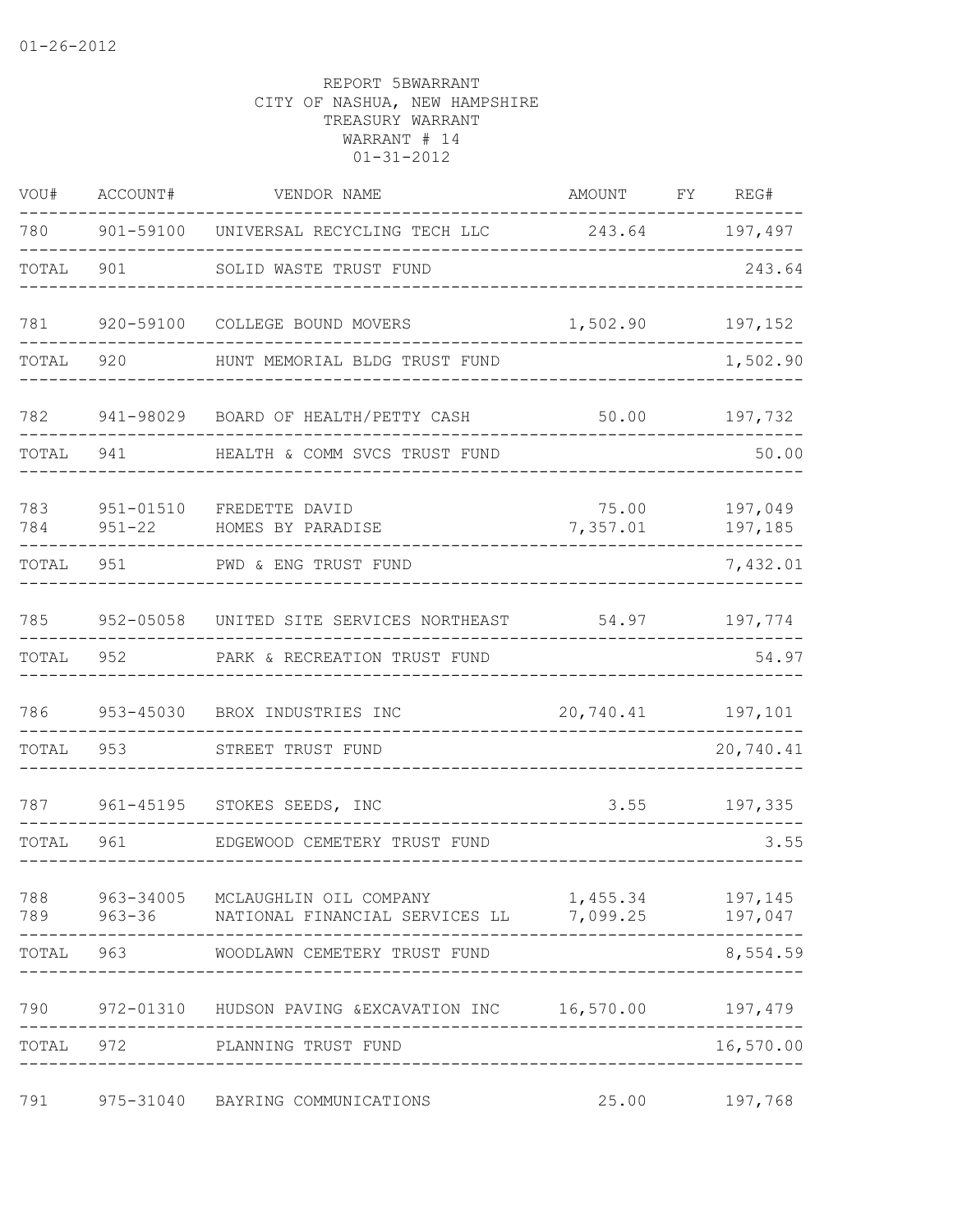01-26-2012

REPORT 5BWARRANT
CITY OF NASHUA, NEW HAMPSHIRE
TREASURY WARRANT
WARRANT # 14
01-31-2012

| VOU# | ACCOUNT# | VENDOR NAME | AMOUNT | FY | REG# |
|---|---|---|---|---|---|
| 780 | 901-59100 | UNIVERSAL RECYCLING TECH LLC | 243.64 | | 197,497 |
| TOTAL | 901 | SOLID WASTE TRUST FUND | | | 243.64 |
| 781 | 920-59100 | COLLEGE BOUND MOVERS | 1,502.90 | | 197,152 |
| TOTAL | 920 | HUNT MEMORIAL BLDG TRUST FUND | | | 1,502.90 |
| 782 | 941-98029 | BOARD OF HEALTH/PETTY CASH | 50.00 | | 197,732 |
| TOTAL | 941 | HEALTH & COMM SVCS TRUST FUND | | | 50.00 |
| 783 | 951-01510 | FREDETTE DAVID | 75.00 | | 197,049 |
| 784 | 951-22 | HOMES BY PARADISE | 7,357.01 | | 197,185 |
| TOTAL | 951 | PWD & ENG TRUST FUND | | | 7,432.01 |
| 785 | 952-05058 | UNITED SITE SERVICES NORTHEAST | 54.97 | | 197,774 |
| TOTAL | 952 | PARK & RECREATION TRUST FUND | | | 54.97 |
| 786 | 953-45030 | BROX INDUSTRIES INC | 20,740.41 | | 197,101 |
| TOTAL | 953 | STREET TRUST FUND | | | 20,740.41 |
| 787 | 961-45195 | STOKES SEEDS, INC | 3.55 | | 197,335 |
| TOTAL | 961 | EDGEWOOD CEMETERY TRUST FUND | | | 3.55 |
| 788 | 963-34005 | MCLAUGHLIN OIL COMPANY | 1,455.34 | | 197,145 |
| 789 | 963-36 | NATIONAL FINANCIAL SERVICES LL | 7,099.25 | | 197,047 |
| TOTAL | 963 | WOODLAWN CEMETERY TRUST FUND | | | 8,554.59 |
| 790 | 972-01310 | HUDSON PAVING &EXCAVATION INC | 16,570.00 | | 197,479 |
| TOTAL | 972 | PLANNING TRUST FUND | | | 16,570.00 |
| 791 | 975-31040 | BAYRING COMMUNICATIONS | 25.00 | | 197,768 |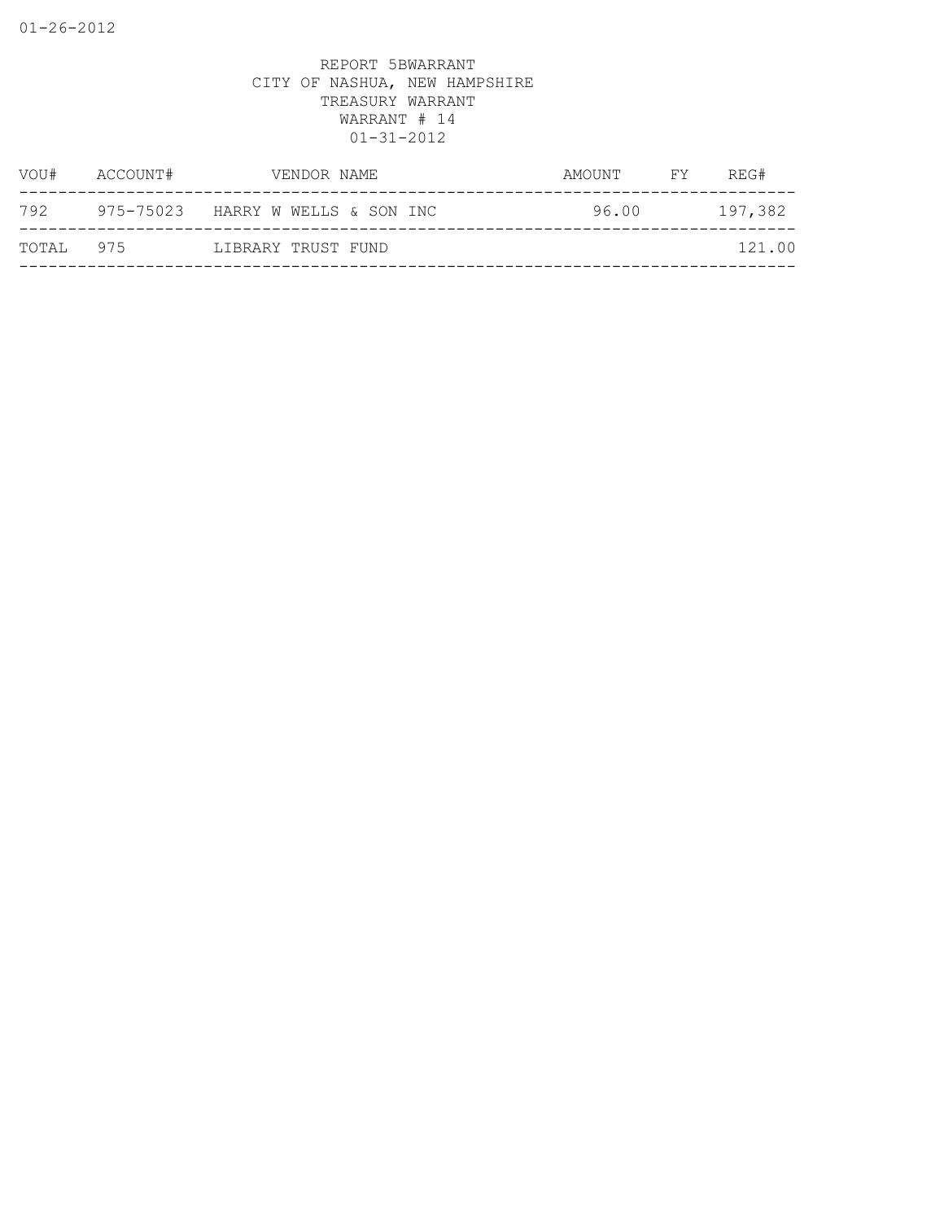01-26-2012

REPORT 5BWARRANT
CITY OF NASHUA, NEW HAMPSHIRE
TREASURY WARRANT
WARRANT # 14
01-31-2012

| VOU# | ACCOUNT# | VENDOR NAME | AMOUNT | FY | REG# |
|---|---|---|---|---|---|
| 792 | 975-75023 | HARRY W WELLS & SON INC | 96.00 | | 197,382 |
| TOTAL | 975 | LIBRARY TRUST FUND | | | 121.00 |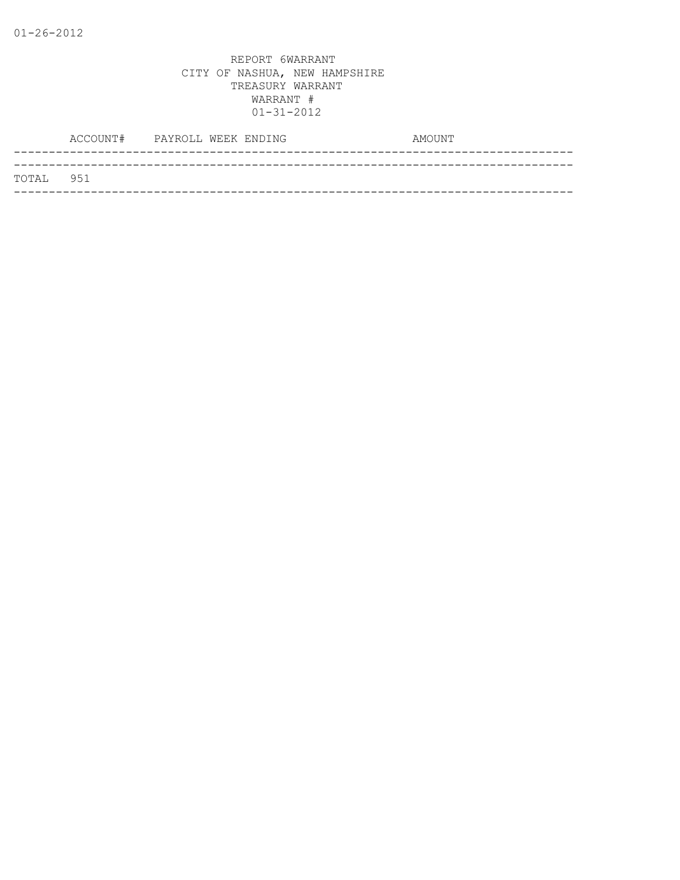01-26-2012

REPORT 6WARRANT
CITY OF NASHUA, NEW HAMPSHIRE
TREASURY WARRANT
WARRANT #
01-31-2012

| | ACCOUNT# | PAYROLL WEEK ENDING | AMOUNT |
|---|---|---|---|
| TOTAL | 951 | | |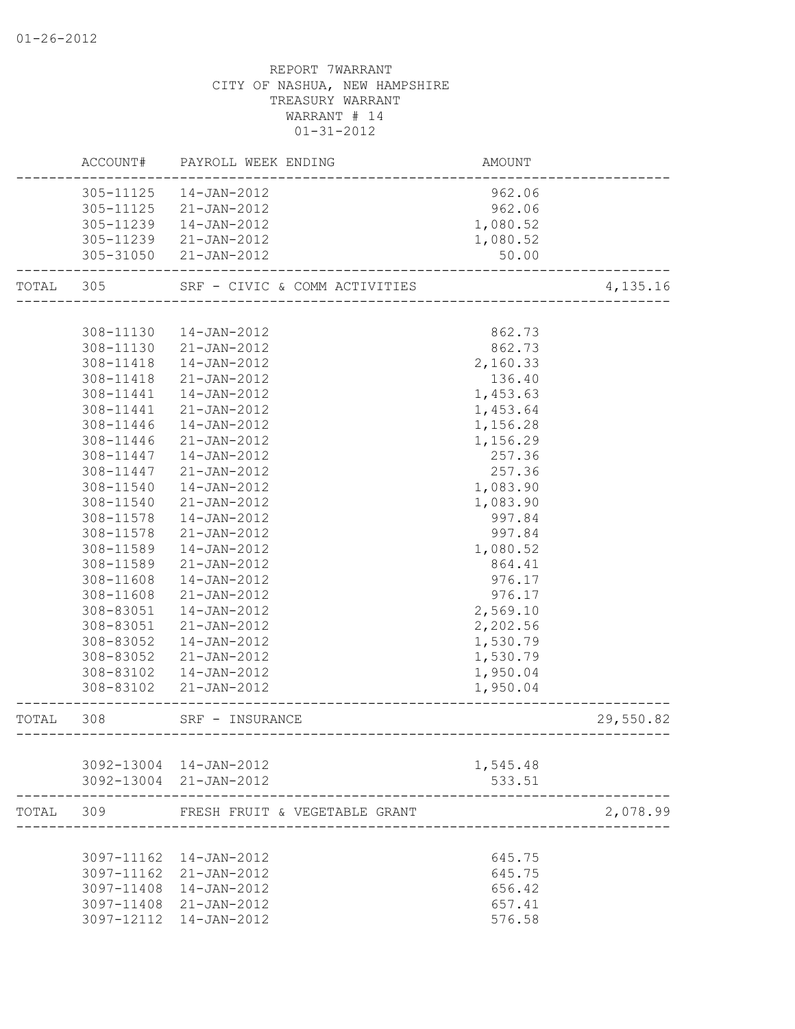REPORT 7WARRANT
CITY OF NASHUA, NEW HAMPSHIRE
TREASURY WARRANT
WARRANT # 14
01-31-2012

| ACCOUNT# | PAYROLL WEEK ENDING | AMOUNT | |
|---|---|---|---|
| 305-11125 | 14-JAN-2012 | 962.06 | |
| 305-11125 | 21-JAN-2012 | 962.06 | |
| 305-11239 | 14-JAN-2012 | 1,080.52 | |
| 305-11239 | 21-JAN-2012 | 1,080.52 | |
| 305-31050 | 21-JAN-2012 | 50.00 | |
| TOTAL 305 | SRF - CIVIC & COMM ACTIVITIES | | 4,135.16 |
| 308-11130 | 14-JAN-2012 | 862.73 | |
| 308-11130 | 21-JAN-2012 | 862.73 | |
| 308-11418 | 14-JAN-2012 | 2,160.33 | |
| 308-11418 | 21-JAN-2012 | 136.40 | |
| 308-11441 | 14-JAN-2012 | 1,453.63 | |
| 308-11441 | 21-JAN-2012 | 1,453.64 | |
| 308-11446 | 14-JAN-2012 | 1,156.28 | |
| 308-11446 | 21-JAN-2012 | 1,156.29 | |
| 308-11447 | 14-JAN-2012 | 257.36 | |
| 308-11447 | 21-JAN-2012 | 257.36 | |
| 308-11540 | 14-JAN-2012 | 1,083.90 | |
| 308-11540 | 21-JAN-2012 | 1,083.90 | |
| 308-11578 | 14-JAN-2012 | 997.84 | |
| 308-11578 | 21-JAN-2012 | 997.84 | |
| 308-11589 | 14-JAN-2012 | 1,080.52 | |
| 308-11589 | 21-JAN-2012 | 864.41 | |
| 308-11608 | 14-JAN-2012 | 976.17 | |
| 308-11608 | 21-JAN-2012 | 976.17 | |
| 308-83051 | 14-JAN-2012 | 2,569.10 | |
| 308-83051 | 21-JAN-2012 | 2,202.56 | |
| 308-83052 | 14-JAN-2012 | 1,530.79 | |
| 308-83052 | 21-JAN-2012 | 1,530.79 | |
| 308-83102 | 14-JAN-2012 | 1,950.04 | |
| 308-83102 | 21-JAN-2012 | 1,950.04 | |
| TOTAL 308 | SRF - INSURANCE | | 29,550.82 |
| 3092-13004 | 14-JAN-2012 | 1,545.48 | |
| 3092-13004 | 21-JAN-2012 | 533.51 | |
| TOTAL 309 | FRESH FRUIT & VEGETABLE GRANT | | 2,078.99 |
| 3097-11162 | 14-JAN-2012 | 645.75 | |
| 3097-11162 | 21-JAN-2012 | 645.75 | |
| 3097-11408 | 14-JAN-2012 | 656.42 | |
| 3097-11408 | 21-JAN-2012 | 657.41 | |
| 3097-12112 | 14-JAN-2012 | 576.58 | |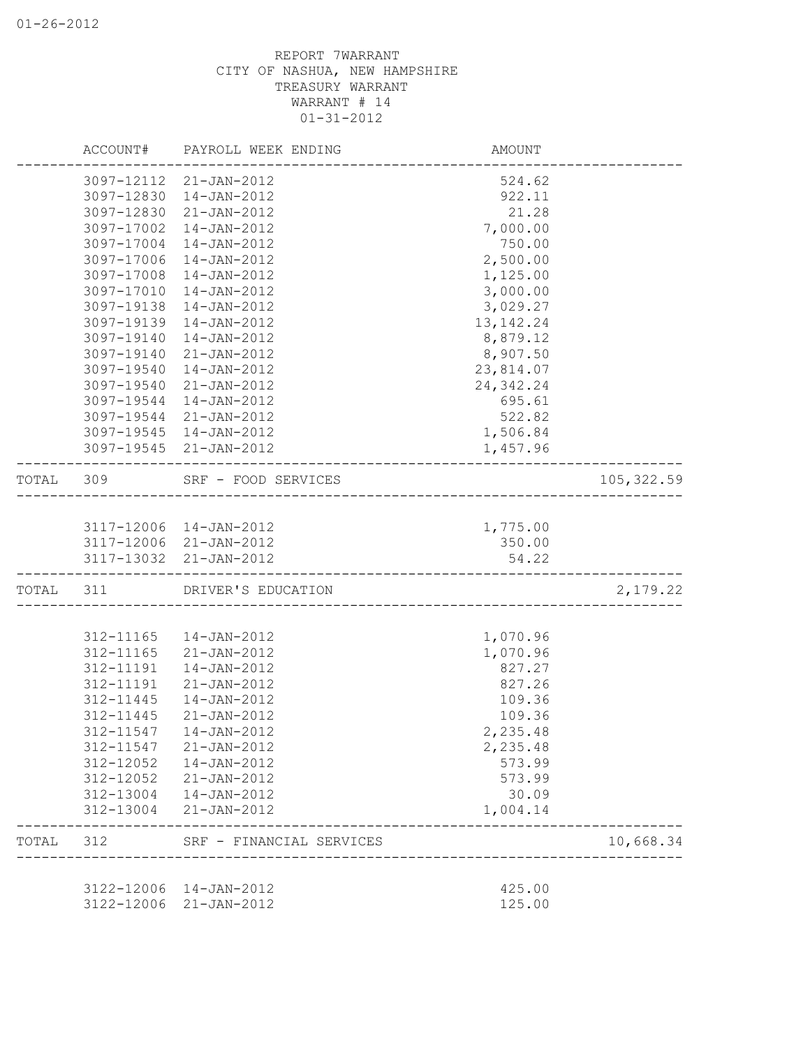01-26-2012

REPORT 7WARRANT
CITY OF NASHUA, NEW HAMPSHIRE
TREASURY WARRANT
WARRANT # 14
01-31-2012

| | ACCOUNT# | PAYROLL WEEK ENDING | AMOUNT | |
|---|---|---|---|---|
| | 3097-12112 | 21-JAN-2012 | 524.62 | |
| | 3097-12830 | 14-JAN-2012 | 922.11 | |
| | 3097-12830 | 21-JAN-2012 | 21.28 | |
| | 3097-17002 | 14-JAN-2012 | 7,000.00 | |
| | 3097-17004 | 14-JAN-2012 | 750.00 | |
| | 3097-17006 | 14-JAN-2012 | 2,500.00 | |
| | 3097-17008 | 14-JAN-2012 | 1,125.00 | |
| | 3097-17010 | 14-JAN-2012 | 3,000.00 | |
| | 3097-19138 | 14-JAN-2012 | 3,029.27 | |
| | 3097-19139 | 14-JAN-2012 | 13,142.24 | |
| | 3097-19140 | 14-JAN-2012 | 8,879.12 | |
| | 3097-19140 | 21-JAN-2012 | 8,907.50 | |
| | 3097-19540 | 14-JAN-2012 | 23,814.07 | |
| | 3097-19540 | 21-JAN-2012 | 24,342.24 | |
| | 3097-19544 | 14-JAN-2012 | 695.61 | |
| | 3097-19544 | 21-JAN-2012 | 522.82 | |
| | 3097-19545 | 14-JAN-2012 | 1,506.84 | |
| | 3097-19545 | 21-JAN-2012 | 1,457.96 | |
| TOTAL | 309 | SRF - FOOD SERVICES | | 105,322.59 |
| | 3117-12006 | 14-JAN-2012 | 1,775.00 | |
| | 3117-12006 | 21-JAN-2012 | 350.00 | |
| | 3117-13032 | 21-JAN-2012 | 54.22 | |
| TOTAL | 311 | DRIVER'S EDUCATION | | 2,179.22 |
| | 312-11165 | 14-JAN-2012 | 1,070.96 | |
| | 312-11165 | 21-JAN-2012 | 1,070.96 | |
| | 312-11191 | 14-JAN-2012 | 827.27 | |
| | 312-11191 | 21-JAN-2012 | 827.26 | |
| | 312-11445 | 14-JAN-2012 | 109.36 | |
| | 312-11445 | 21-JAN-2012 | 109.36 | |
| | 312-11547 | 14-JAN-2012 | 2,235.48 | |
| | 312-11547 | 21-JAN-2012 | 2,235.48 | |
| | 312-12052 | 14-JAN-2012 | 573.99 | |
| | 312-12052 | 21-JAN-2012 | 573.99 | |
| | 312-13004 | 14-JAN-2012 | 30.09 | |
| | 312-13004 | 21-JAN-2012 | 1,004.14 | |
| TOTAL | 312 | SRF - FINANCIAL SERVICES | | 10,668.34 |
| | 3122-12006 | 14-JAN-2012 | 425.00 | |
| | 3122-12006 | 21-JAN-2012 | 125.00 | |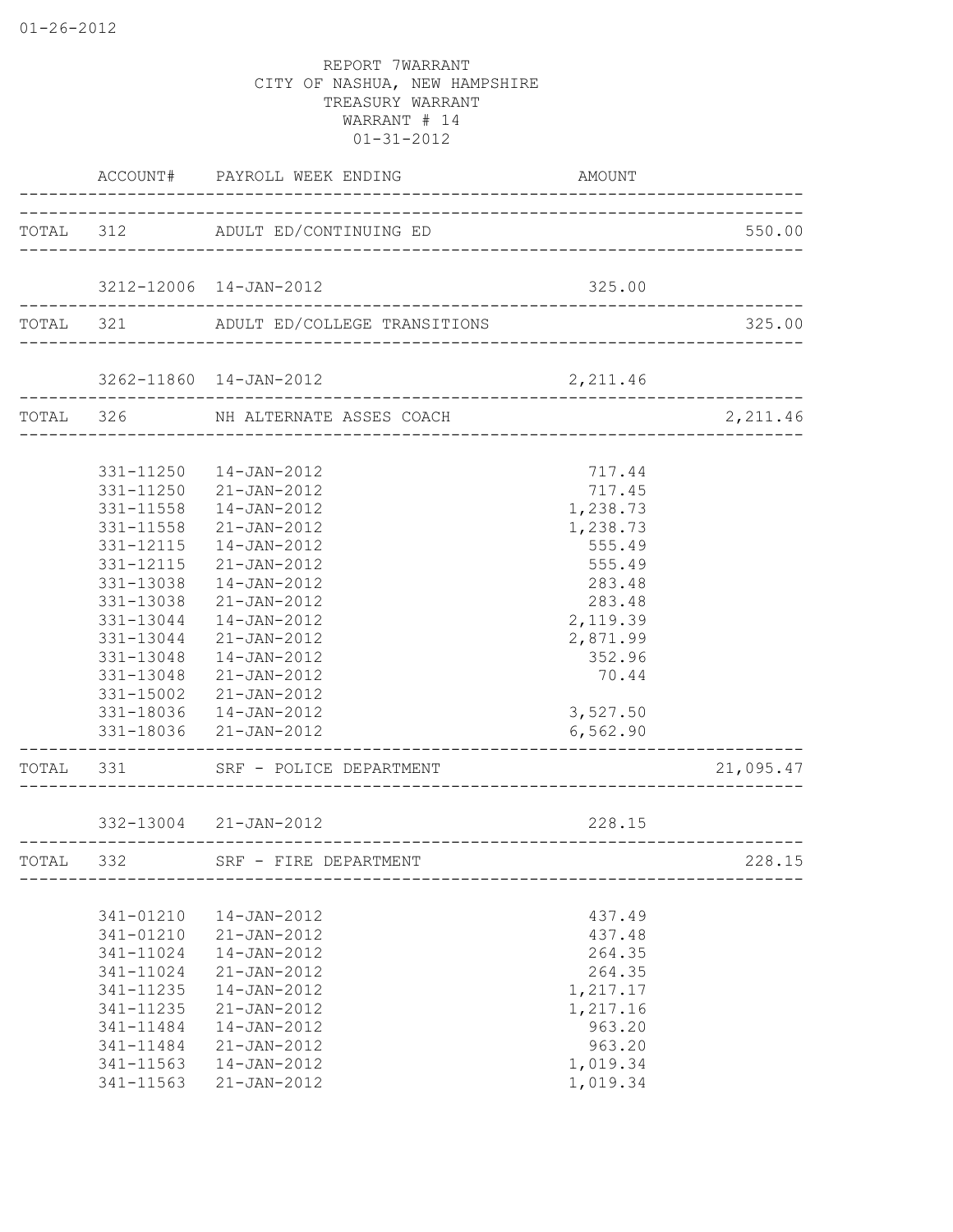REPORT 7WARRANT
CITY OF NASHUA, NEW HAMPSHIRE
TREASURY WARRANT
WARRANT # 14
01-31-2012

| | ACCOUNT# | PAYROLL WEEK ENDING | AMOUNT | |
|---|---|---|---|---|
| TOTAL | 312 | ADULT ED/CONTINUING ED | | 550.00 |
| | 3212-12006 | 14-JAN-2012 | 325.00 | |
| TOTAL | 321 | ADULT ED/COLLEGE TRANSITIONS | | 325.00 |
| | 3262-11860 | 14-JAN-2012 | 2,211.46 | |
| TOTAL | 326 | NH ALTERNATE ASSES COACH | | 2,211.46 |
| | 331-11250 | 14-JAN-2012 | 717.44 | |
| | 331-11250 | 21-JAN-2012 | 717.45 | |
| | 331-11558 | 14-JAN-2012 | 1,238.73 | |
| | 331-11558 | 21-JAN-2012 | 1,238.73 | |
| | 331-12115 | 14-JAN-2012 | 555.49 | |
| | 331-12115 | 21-JAN-2012 | 555.49 | |
| | 331-13038 | 14-JAN-2012 | 283.48 | |
| | 331-13038 | 21-JAN-2012 | 283.48 | |
| | 331-13044 | 14-JAN-2012 | 2,119.39 | |
| | 331-13044 | 21-JAN-2012 | 2,871.99 | |
| | 331-13048 | 14-JAN-2012 | 352.96 | |
| | 331-13048 | 21-JAN-2012 | 70.44 | |
| | 331-15002 | 21-JAN-2012 | | |
| | 331-18036 | 14-JAN-2012 | 3,527.50 | |
| | 331-18036 | 21-JAN-2012 | 6,562.90 | |
| TOTAL | 331 | SRF - POLICE DEPARTMENT | | 21,095.47 |
| | 332-13004 | 21-JAN-2012 | 228.15 | |
| TOTAL | 332 | SRF - FIRE DEPARTMENT | | 228.15 |
| | 341-01210 | 14-JAN-2012 | 437.49 | |
| | 341-01210 | 21-JAN-2012 | 437.48 | |
| | 341-11024 | 14-JAN-2012 | 264.35 | |
| | 341-11024 | 21-JAN-2012 | 264.35 | |
| | 341-11235 | 14-JAN-2012 | 1,217.17 | |
| | 341-11235 | 21-JAN-2012 | 1,217.16 | |
| | 341-11484 | 14-JAN-2012 | 963.20 | |
| | 341-11484 | 21-JAN-2012 | 963.20 | |
| | 341-11563 | 14-JAN-2012 | 1,019.34 | |
| | 341-11563 | 21-JAN-2012 | 1,019.34 | |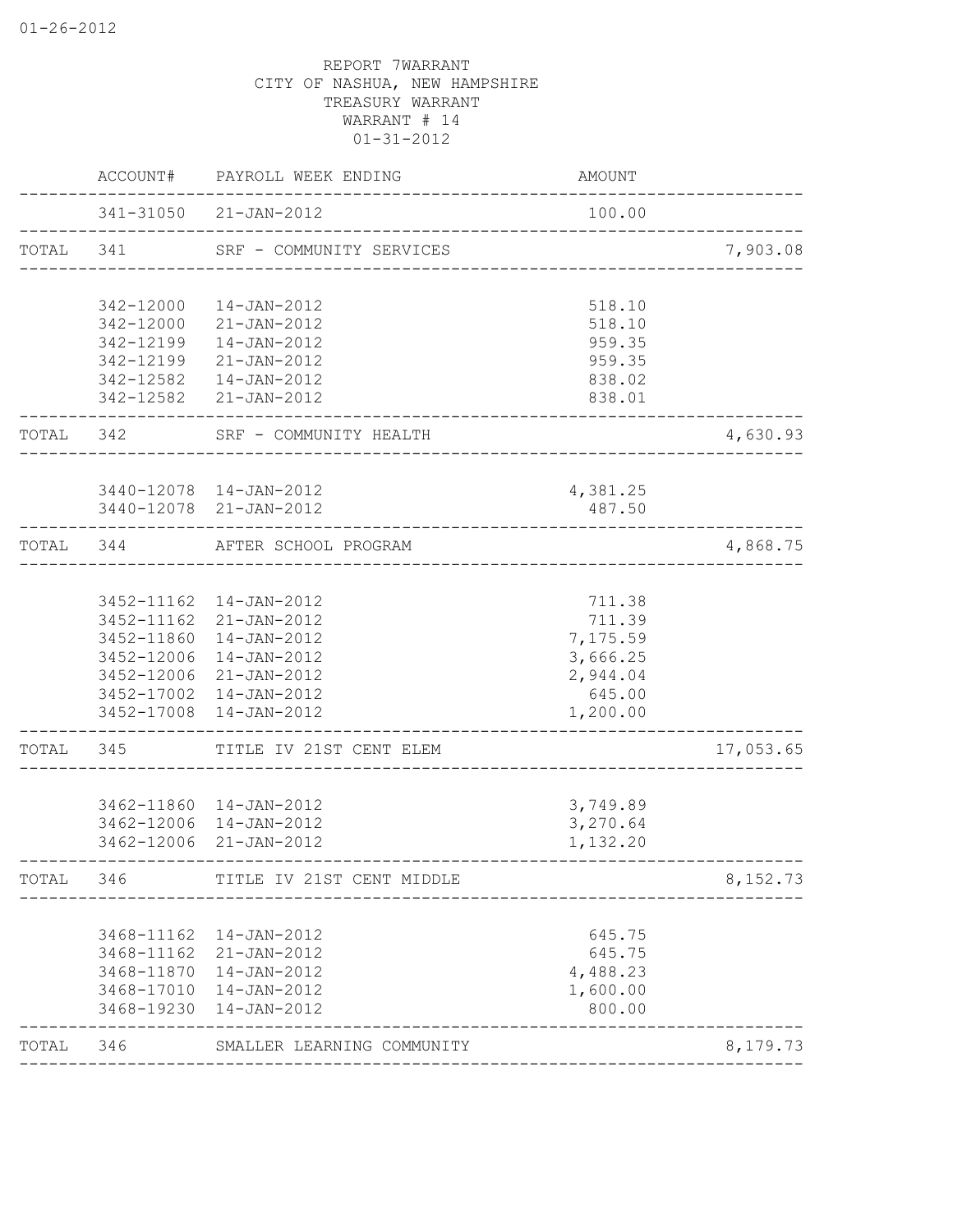REPORT 7WARRANT
CITY OF NASHUA, NEW HAMPSHIRE
TREASURY WARRANT
WARRANT # 14
01-31-2012

| | ACCOUNT# | PAYROLL WEEK ENDING | AMOUNT | |
|---|---|---|---|---|
| | 341-31050 | 21-JAN-2012 | 100.00 | |
| TOTAL | 341 | SRF - COMMUNITY SERVICES | | 7,903.08 |
| | 342-12000 | 14-JAN-2012 | 518.10 | |
| | 342-12000 | 21-JAN-2012 | 518.10 | |
| | 342-12199 | 14-JAN-2012 | 959.35 | |
| | 342-12199 | 21-JAN-2012 | 959.35 | |
| | 342-12582 | 14-JAN-2012 | 838.02 | |
| | 342-12582 | 21-JAN-2012 | 838.01 | |
| TOTAL | 342 | SRF - COMMUNITY HEALTH | | 4,630.93 |
| | 3440-12078 | 14-JAN-2012 | 4,381.25 | |
| | 3440-12078 | 21-JAN-2012 | 487.50 | |
| TOTAL | 344 | AFTER SCHOOL PROGRAM | | 4,868.75 |
| | 3452-11162 | 14-JAN-2012 | 711.38 | |
| | 3452-11162 | 21-JAN-2012 | 711.39 | |
| | 3452-11860 | 14-JAN-2012 | 7,175.59 | |
| | 3452-12006 | 14-JAN-2012 | 3,666.25 | |
| | 3452-12006 | 21-JAN-2012 | 2,944.04 | |
| | 3452-17002 | 14-JAN-2012 | 645.00 | |
| | 3452-17008 | 14-JAN-2012 | 1,200.00 | |
| TOTAL | 345 | TITLE IV 21ST CENT ELEM | | 17,053.65 |
| | 3462-11860 | 14-JAN-2012 | 3,749.89 | |
| | 3462-12006 | 14-JAN-2012 | 3,270.64 | |
| | 3462-12006 | 21-JAN-2012 | 1,132.20 | |
| TOTAL | 346 | TITLE IV 21ST CENT MIDDLE | | 8,152.73 |
| | 3468-11162 | 14-JAN-2012 | 645.75 | |
| | 3468-11162 | 21-JAN-2012 | 645.75 | |
| | 3468-11870 | 14-JAN-2012 | 4,488.23 | |
| | 3468-17010 | 14-JAN-2012 | 1,600.00 | |
| | 3468-19230 | 14-JAN-2012 | 800.00 | |
| TOTAL | 346 | SMALLER LEARNING COMMUNITY | | 8,179.73 |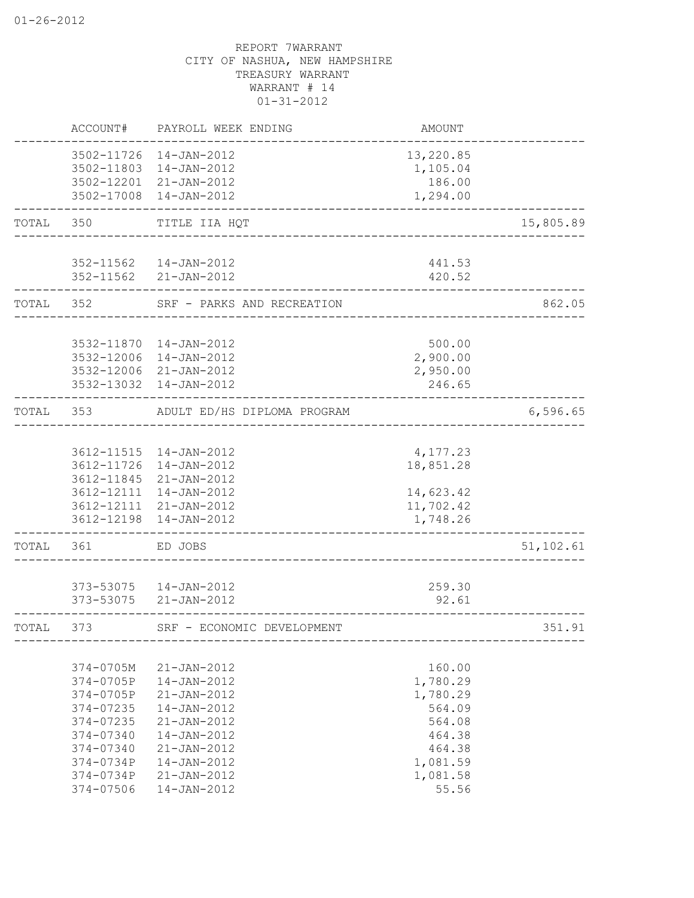REPORT 7WARRANT
CITY OF NASHUA, NEW HAMPSHIRE
TREASURY WARRANT
WARRANT # 14
01-31-2012

| | ACCOUNT# | PAYROLL WEEK ENDING | AMOUNT | |
|---|---|---|---|---|
| | 3502-11726 | 14-JAN-2012 | 13,220.85 | |
| | 3502-11803 | 14-JAN-2012 | 1,105.04 | |
| | 3502-12201 | 21-JAN-2012 | 186.00 | |
| | 3502-17008 | 14-JAN-2012 | 1,294.00 | |
| TOTAL | 350 | TITLE IIA HQT | | 15,805.89 |
| | 352-11562 | 14-JAN-2012 | 441.53 | |
| | 352-11562 | 21-JAN-2012 | 420.52 | |
| TOTAL | 352 | SRF - PARKS AND RECREATION | | 862.05 |
| | 3532-11870 | 14-JAN-2012 | 500.00 | |
| | 3532-12006 | 14-JAN-2012 | 2,900.00 | |
| | 3532-12006 | 21-JAN-2012 | 2,950.00 | |
| | 3532-13032 | 14-JAN-2012 | 246.65 | |
| TOTAL | 353 | ADULT ED/HS DIPLOMA PROGRAM | | 6,596.65 |
| | 3612-11515 | 14-JAN-2012 | 4,177.23 | |
| | 3612-11726 | 14-JAN-2012 | 18,851.28 | |
| | 3612-11845 | 21-JAN-2012 | | |
| | 3612-12111 | 14-JAN-2012 | 14,623.42 | |
| | 3612-12111 | 21-JAN-2012 | 11,702.42 | |
| | 3612-12198 | 14-JAN-2012 | 1,748.26 | |
| TOTAL | 361 | ED JOBS | | 51,102.61 |
| | 373-53075 | 14-JAN-2012 | 259.30 | |
| | 373-53075 | 21-JAN-2012 | 92.61 | |
| TOTAL | 373 | SRF - ECONOMIC DEVELOPMENT | | 351.91 |
| | 374-0705M | 21-JAN-2012 | 160.00 | |
| | 374-0705P | 14-JAN-2012 | 1,780.29 | |
| | 374-0705P | 21-JAN-2012 | 1,780.29 | |
| | 374-07235 | 14-JAN-2012 | 564.09 | |
| | 374-07235 | 21-JAN-2012 | 564.08 | |
| | 374-07340 | 14-JAN-2012 | 464.38 | |
| | 374-07340 | 21-JAN-2012 | 464.38 | |
| | 374-0734P | 14-JAN-2012 | 1,081.59 | |
| | 374-0734P | 21-JAN-2012 | 1,081.58 | |
| | 374-07506 | 14-JAN-2012 | 55.56 | |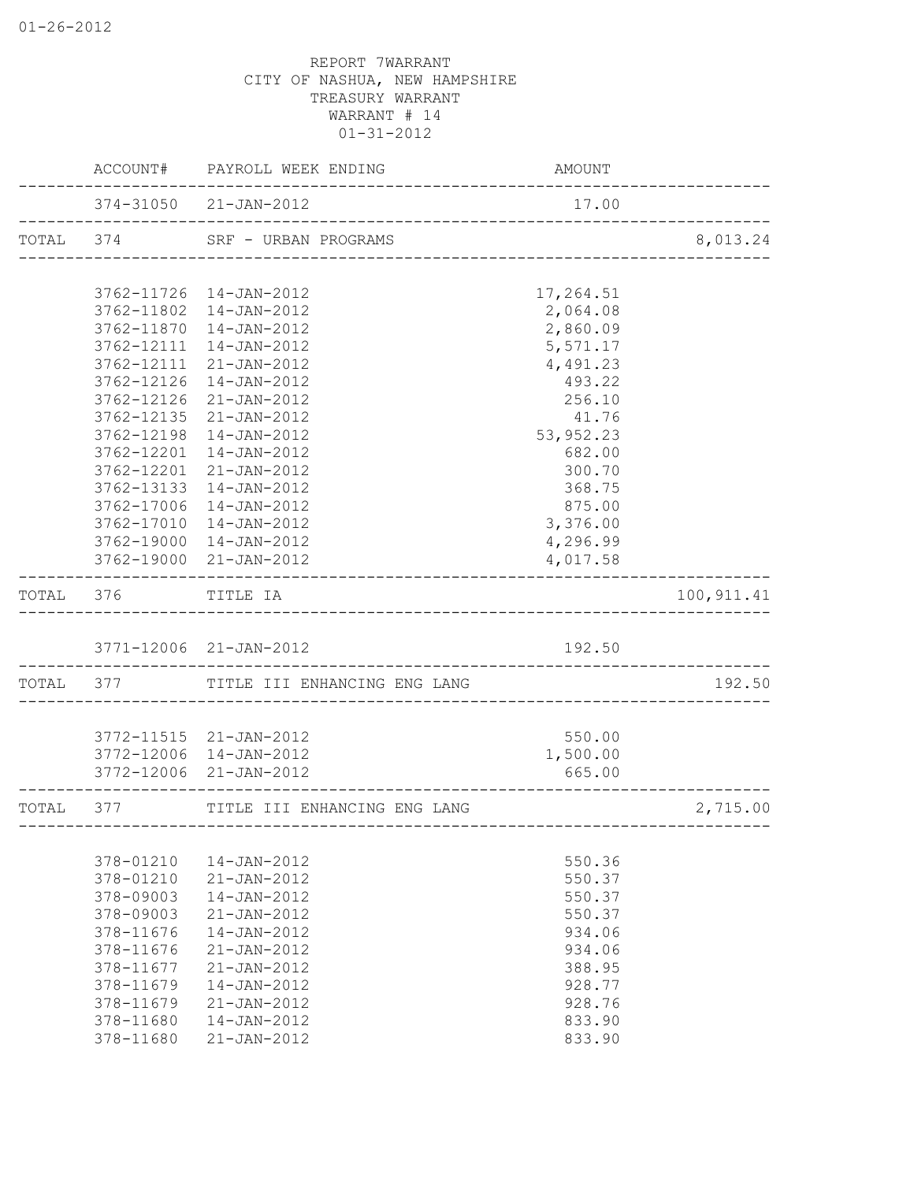REPORT 7WARRANT
CITY OF NASHUA, NEW HAMPSHIRE
TREASURY WARRANT
WARRANT # 14
01-31-2012

| | ACCOUNT# | PAYROLL WEEK ENDING | AMOUNT | |
|---|---|---|---|---|
| | 374-31050 | 21-JAN-2012 | 17.00 | |
| TOTAL | 374 | SRF - URBAN PROGRAMS | | 8,013.24 |
| | 3762-11726 | 14-JAN-2012 | 17,264.51 | |
| | 3762-11802 | 14-JAN-2012 | 2,064.08 | |
| | 3762-11870 | 14-JAN-2012 | 2,860.09 | |
| | 3762-12111 | 14-JAN-2012 | 5,571.17 | |
| | 3762-12111 | 21-JAN-2012 | 4,491.23 | |
| | 3762-12126 | 14-JAN-2012 | 493.22 | |
| | 3762-12126 | 21-JAN-2012 | 256.10 | |
| | 3762-12135 | 21-JAN-2012 | 41.76 | |
| | 3762-12198 | 14-JAN-2012 | 53,952.23 | |
| | 3762-12201 | 14-JAN-2012 | 682.00 | |
| | 3762-12201 | 21-JAN-2012 | 300.70 | |
| | 3762-13133 | 14-JAN-2012 | 368.75 | |
| | 3762-17006 | 14-JAN-2012 | 875.00 | |
| | 3762-17010 | 14-JAN-2012 | 3,376.00 | |
| | 3762-19000 | 14-JAN-2012 | 4,296.99 | |
| | 3762-19000 | 21-JAN-2012 | 4,017.58 | |
| TOTAL | 376 | TITLE IA | | 100,911.41 |
| | 3771-12006 | 21-JAN-2012 | 192.50 | |
| TOTAL | 377 | TITLE III ENHANCING ENG LANG | | 192.50 |
| | 3772-11515 | 21-JAN-2012 | 550.00 | |
| | 3772-12006 | 14-JAN-2012 | 1,500.00 | |
| | 3772-12006 | 21-JAN-2012 | 665.00 | |
| TOTAL | 377 | TITLE III ENHANCING ENG LANG | | 2,715.00 |
| | 378-01210 | 14-JAN-2012 | 550.36 | |
| | 378-01210 | 21-JAN-2012 | 550.37 | |
| | 378-09003 | 14-JAN-2012 | 550.37 | |
| | 378-09003 | 21-JAN-2012 | 550.37 | |
| | 378-11676 | 14-JAN-2012 | 934.06 | |
| | 378-11676 | 21-JAN-2012 | 934.06 | |
| | 378-11677 | 21-JAN-2012 | 388.95 | |
| | 378-11679 | 14-JAN-2012 | 928.77 | |
| | 378-11679 | 21-JAN-2012 | 928.76 | |
| | 378-11680 | 14-JAN-2012 | 833.90 | |
| | 378-11680 | 21-JAN-2012 | 833.90 | |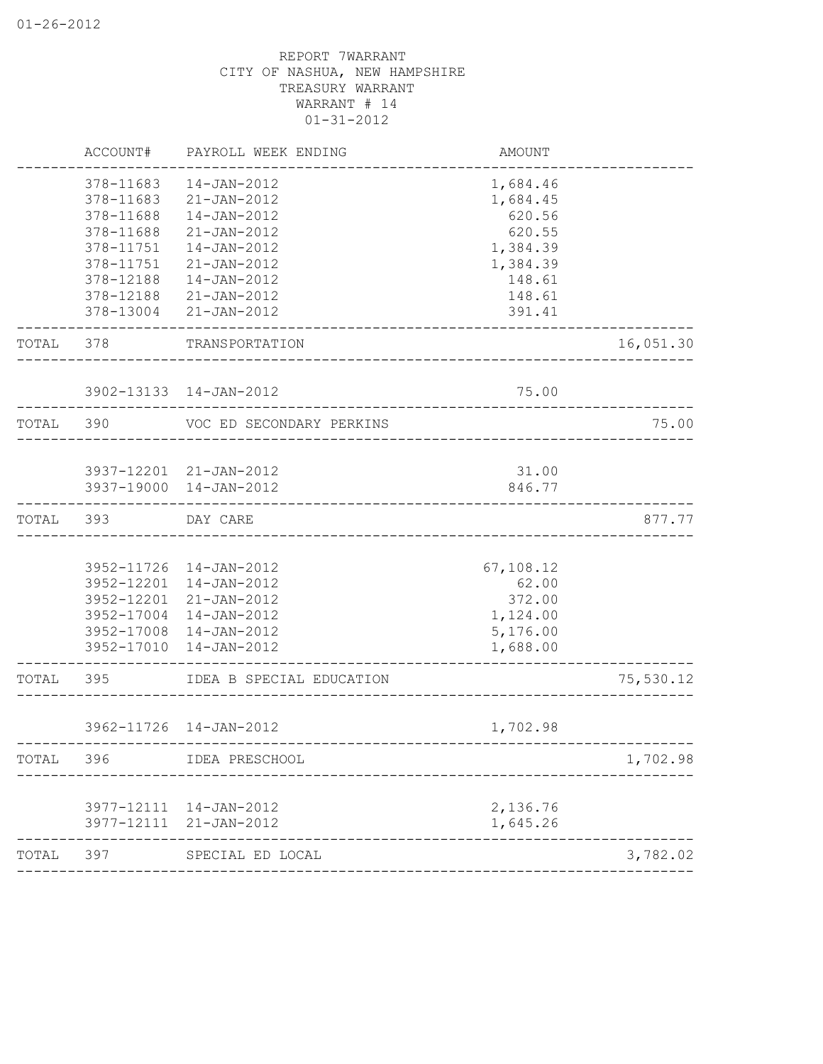REPORT 7WARRANT
CITY OF NASHUA, NEW HAMPSHIRE
TREASURY WARRANT
WARRANT # 14
01-31-2012

| | ACCOUNT# | PAYROLL WEEK ENDING | AMOUNT | |
|---|---|---|---|---|
| | 378-11683 | 14-JAN-2012 | 1,684.46 | |
| | 378-11683 | 21-JAN-2012 | 1,684.45 | |
| | 378-11688 | 14-JAN-2012 | 620.56 | |
| | 378-11688 | 21-JAN-2012 | 620.55 | |
| | 378-11751 | 14-JAN-2012 | 1,384.39 | |
| | 378-11751 | 21-JAN-2012 | 1,384.39 | |
| | 378-12188 | 14-JAN-2012 | 148.61 | |
| | 378-12188 | 21-JAN-2012 | 148.61 | |
| | 378-13004 | 21-JAN-2012 | 391.41 | |
| TOTAL | 378 | TRANSPORTATION | | 16,051.30 |
| | 3902-13133 | 14-JAN-2012 | 75.00 | |
| TOTAL | 390 | VOC ED SECONDARY PERKINS | | 75.00 |
| | 3937-12201 | 21-JAN-2012 | 31.00 | |
| | 3937-19000 | 14-JAN-2012 | 846.77 | |
| TOTAL | 393 | DAY CARE | | 877.77 |
| | 3952-11726 | 14-JAN-2012 | 67,108.12 | |
| | 3952-12201 | 14-JAN-2012 | 62.00 | |
| | 3952-12201 | 21-JAN-2012 | 372.00 | |
| | 3952-17004 | 14-JAN-2012 | 1,124.00 | |
| | 3952-17008 | 14-JAN-2012 | 5,176.00 | |
| | 3952-17010 | 14-JAN-2012 | 1,688.00 | |
| TOTAL | 395 | IDEA B SPECIAL EDUCATION | | 75,530.12 |
| | 3962-11726 | 14-JAN-2012 | 1,702.98 | |
| TOTAL | 396 | IDEA PRESCHOOL | | 1,702.98 |
| | 3977-12111 | 14-JAN-2012 | 2,136.76 | |
| | 3977-12111 | 21-JAN-2012 | 1,645.26 | |
| TOTAL | 397 | SPECIAL ED LOCAL | | 3,782.02 |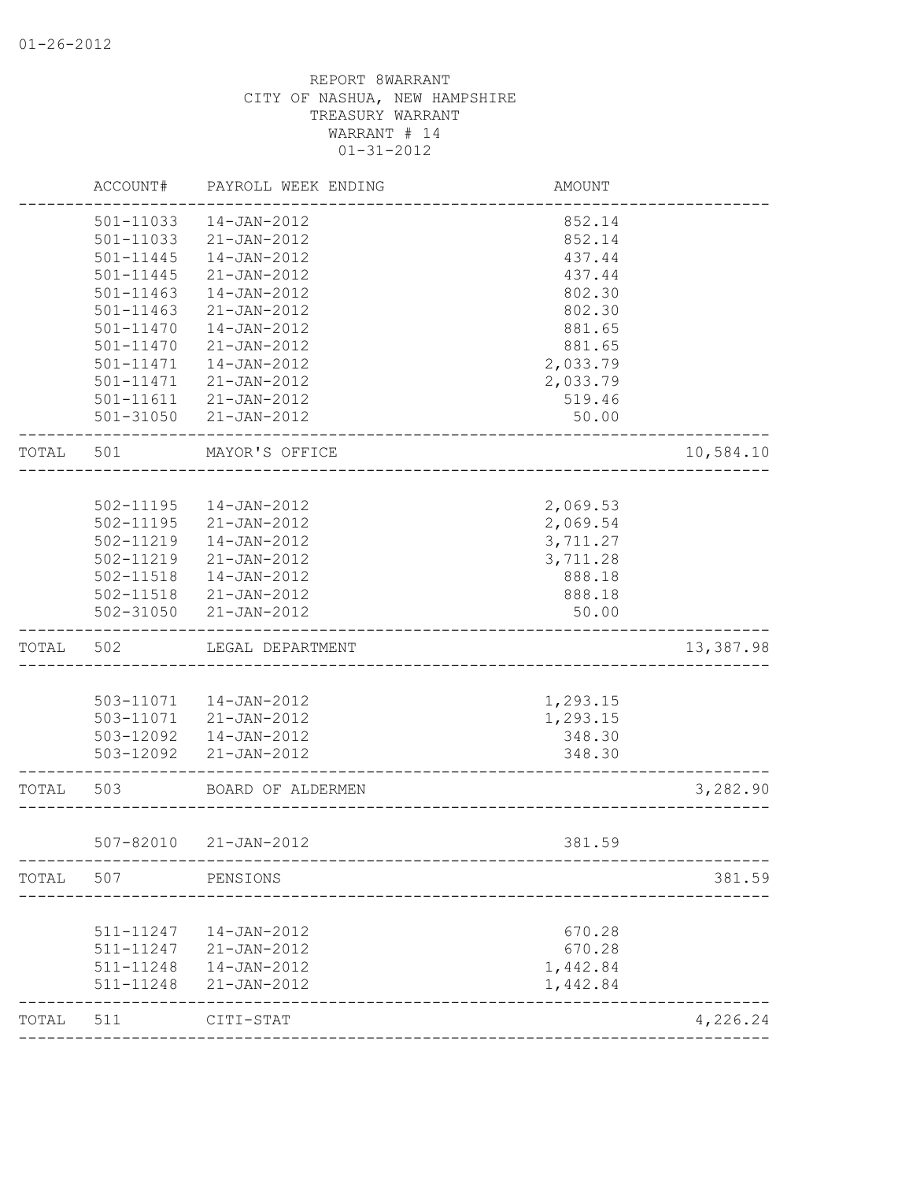REPORT 8WARRANT
CITY OF NASHUA, NEW HAMPSHIRE
TREASURY WARRANT
WARRANT # 14
01-31-2012

| | ACCOUNT# | PAYROLL WEEK ENDING | AMOUNT | |
|---|---|---|---|---|
| | 501-11033 | 14-JAN-2012 | 852.14 | |
| | 501-11033 | 21-JAN-2012 | 852.14 | |
| | 501-11445 | 14-JAN-2012 | 437.44 | |
| | 501-11445 | 21-JAN-2012 | 437.44 | |
| | 501-11463 | 14-JAN-2012 | 802.30 | |
| | 501-11463 | 21-JAN-2012 | 802.30 | |
| | 501-11470 | 14-JAN-2012 | 881.65 | |
| | 501-11470 | 21-JAN-2012 | 881.65 | |
| | 501-11471 | 14-JAN-2012 | 2,033.79 | |
| | 501-11471 | 21-JAN-2012 | 2,033.79 | |
| | 501-11611 | 21-JAN-2012 | 519.46 | |
| | 501-31050 | 21-JAN-2012 | 50.00 | |
| TOTAL | 501 | MAYOR'S OFFICE | | 10,584.10 |
| | 502-11195 | 14-JAN-2012 | 2,069.53 | |
| | 502-11195 | 21-JAN-2012 | 2,069.54 | |
| | 502-11219 | 14-JAN-2012 | 3,711.27 | |
| | 502-11219 | 21-JAN-2012 | 3,711.28 | |
| | 502-11518 | 14-JAN-2012 | 888.18 | |
| | 502-11518 | 21-JAN-2012 | 888.18 | |
| | 502-31050 | 21-JAN-2012 | 50.00 | |
| TOTAL | 502 | LEGAL DEPARTMENT | | 13,387.98 |
| | 503-11071 | 14-JAN-2012 | 1,293.15 | |
| | 503-11071 | 21-JAN-2012 | 1,293.15 | |
| | 503-12092 | 14-JAN-2012 | 348.30 | |
| | 503-12092 | 21-JAN-2012 | 348.30 | |
| TOTAL | 503 | BOARD OF ALDERMEN | | 3,282.90 |
| | 507-82010 | 21-JAN-2012 | 381.59 | |
| TOTAL | 507 | PENSIONS | | 381.59 |
| | 511-11247 | 14-JAN-2012 | 670.28 | |
| | 511-11247 | 21-JAN-2012 | 670.28 | |
| | 511-11248 | 14-JAN-2012 | 1,442.84 | |
| | 511-11248 | 21-JAN-2012 | 1,442.84 | |
| TOTAL | 511 | CITI-STAT | | 4,226.24 |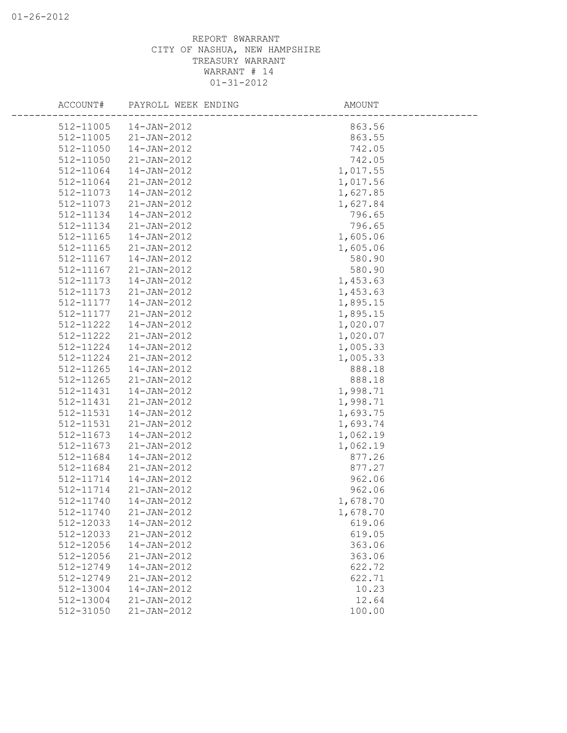REPORT 8WARRANT
CITY OF NASHUA, NEW HAMPSHIRE
TREASURY WARRANT
WARRANT # 14
01-31-2012

| ACCOUNT# | PAYROLL WEEK ENDING | AMOUNT |
|---|---|---|
| 512-11005 | 14-JAN-2012 | 863.56 |
| 512-11005 | 21-JAN-2012 | 863.55 |
| 512-11050 | 14-JAN-2012 | 742.05 |
| 512-11050 | 21-JAN-2012 | 742.05 |
| 512-11064 | 14-JAN-2012 | 1,017.55 |
| 512-11064 | 21-JAN-2012 | 1,017.56 |
| 512-11073 | 14-JAN-2012 | 1,627.85 |
| 512-11073 | 21-JAN-2012 | 1,627.84 |
| 512-11134 | 14-JAN-2012 | 796.65 |
| 512-11134 | 21-JAN-2012 | 796.65 |
| 512-11165 | 14-JAN-2012 | 1,605.06 |
| 512-11165 | 21-JAN-2012 | 1,605.06 |
| 512-11167 | 14-JAN-2012 | 580.90 |
| 512-11167 | 21-JAN-2012 | 580.90 |
| 512-11173 | 14-JAN-2012 | 1,453.63 |
| 512-11173 | 21-JAN-2012 | 1,453.63 |
| 512-11177 | 14-JAN-2012 | 1,895.15 |
| 512-11177 | 21-JAN-2012 | 1,895.15 |
| 512-11222 | 14-JAN-2012 | 1,020.07 |
| 512-11222 | 21-JAN-2012 | 1,020.07 |
| 512-11224 | 14-JAN-2012 | 1,005.33 |
| 512-11224 | 21-JAN-2012 | 1,005.33 |
| 512-11265 | 14-JAN-2012 | 888.18 |
| 512-11265 | 21-JAN-2012 | 888.18 |
| 512-11431 | 14-JAN-2012 | 1,998.71 |
| 512-11431 | 21-JAN-2012 | 1,998.71 |
| 512-11531 | 14-JAN-2012 | 1,693.75 |
| 512-11531 | 21-JAN-2012 | 1,693.74 |
| 512-11673 | 14-JAN-2012 | 1,062.19 |
| 512-11673 | 21-JAN-2012 | 1,062.19 |
| 512-11684 | 14-JAN-2012 | 877.26 |
| 512-11684 | 21-JAN-2012 | 877.27 |
| 512-11714 | 14-JAN-2012 | 962.06 |
| 512-11714 | 21-JAN-2012 | 962.06 |
| 512-11740 | 14-JAN-2012 | 1,678.70 |
| 512-11740 | 21-JAN-2012 | 1,678.70 |
| 512-12033 | 14-JAN-2012 | 619.06 |
| 512-12033 | 21-JAN-2012 | 619.05 |
| 512-12056 | 14-JAN-2012 | 363.06 |
| 512-12056 | 21-JAN-2012 | 363.06 |
| 512-12749 | 14-JAN-2012 | 622.72 |
| 512-12749 | 21-JAN-2012 | 622.71 |
| 512-13004 | 14-JAN-2012 | 10.23 |
| 512-13004 | 21-JAN-2012 | 12.64 |
| 512-31050 | 21-JAN-2012 | 100.00 |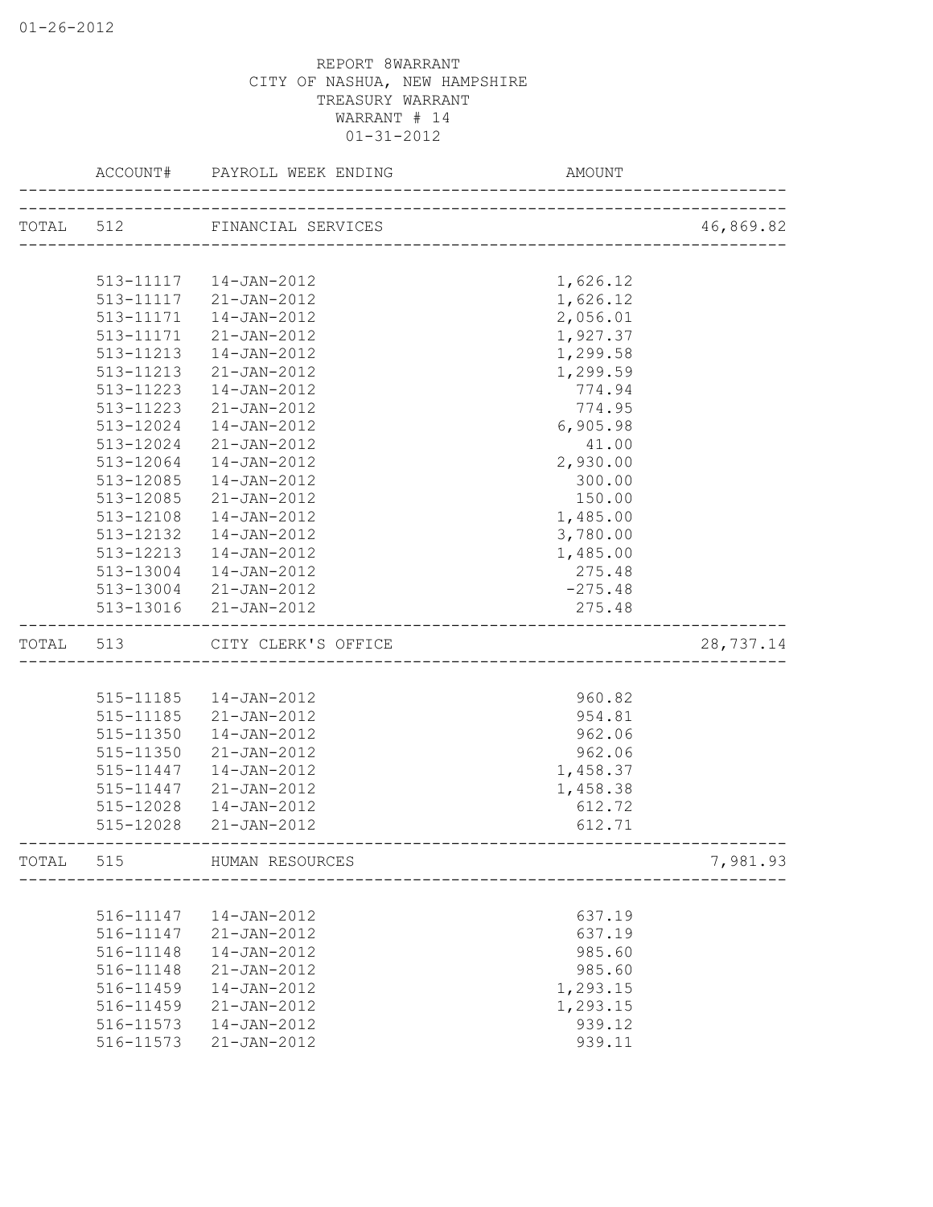REPORT 8WARRANT
CITY OF NASHUA, NEW HAMPSHIRE
TREASURY WARRANT
WARRANT # 14
01-31-2012

| | ACCOUNT# | PAYROLL WEEK ENDING | AMOUNT | |
|---|---|---|---|---|
| TOTAL | 512 | FINANCIAL SERVICES | | 46,869.82 |
| | 513-11117 | 14-JAN-2012 | 1,626.12 | |
| | 513-11117 | 21-JAN-2012 | 1,626.12 | |
| | 513-11171 | 14-JAN-2012 | 2,056.01 | |
| | 513-11171 | 21-JAN-2012 | 1,927.37 | |
| | 513-11213 | 14-JAN-2012 | 1,299.58 | |
| | 513-11213 | 21-JAN-2012 | 1,299.59 | |
| | 513-11223 | 14-JAN-2012 | 774.94 | |
| | 513-11223 | 21-JAN-2012 | 774.95 | |
| | 513-12024 | 14-JAN-2012 | 6,905.98 | |
| | 513-12024 | 21-JAN-2012 | 41.00 | |
| | 513-12064 | 14-JAN-2012 | 2,930.00 | |
| | 513-12085 | 14-JAN-2012 | 300.00 | |
| | 513-12085 | 21-JAN-2012 | 150.00 | |
| | 513-12108 | 14-JAN-2012 | 1,485.00 | |
| | 513-12132 | 14-JAN-2012 | 3,780.00 | |
| | 513-12213 | 14-JAN-2012 | 1,485.00 | |
| | 513-13004 | 14-JAN-2012 | 275.48 | |
| | 513-13004 | 21-JAN-2012 | -275.48 | |
| | 513-13016 | 21-JAN-2012 | 275.48 | |
| TOTAL | 513 | CITY CLERK'S OFFICE | | 28,737.14 |
| | 515-11185 | 14-JAN-2012 | 960.82 | |
| | 515-11185 | 21-JAN-2012 | 954.81 | |
| | 515-11350 | 14-JAN-2012 | 962.06 | |
| | 515-11350 | 21-JAN-2012 | 962.06 | |
| | 515-11447 | 14-JAN-2012 | 1,458.37 | |
| | 515-11447 | 21-JAN-2012 | 1,458.38 | |
| | 515-12028 | 14-JAN-2012 | 612.72 | |
| | 515-12028 | 21-JAN-2012 | 612.71 | |
| TOTAL | 515 | HUMAN RESOURCES | | 7,981.93 |
| | 516-11147 | 14-JAN-2012 | 637.19 | |
| | 516-11147 | 21-JAN-2012 | 637.19 | |
| | 516-11148 | 14-JAN-2012 | 985.60 | |
| | 516-11148 | 21-JAN-2012 | 985.60 | |
| | 516-11459 | 14-JAN-2012 | 1,293.15 | |
| | 516-11459 | 21-JAN-2012 | 1,293.15 | |
| | 516-11573 | 14-JAN-2012 | 939.12 | |
| | 516-11573 | 21-JAN-2012 | 939.11 | |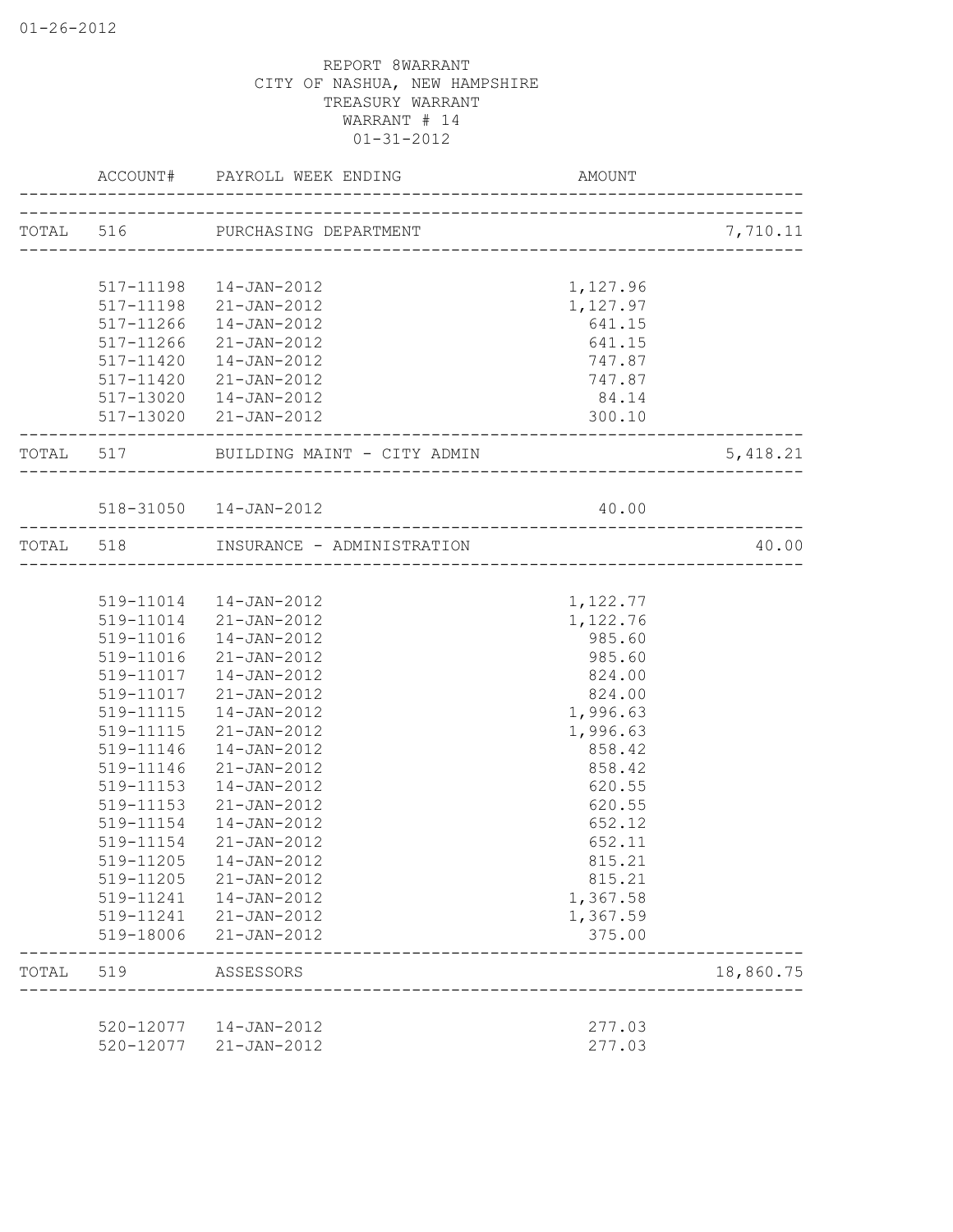01-26-2012

REPORT 8WARRANT
CITY OF NASHUA, NEW HAMPSHIRE
TREASURY WARRANT
WARRANT # 14
01-31-2012

| | ACCOUNT# | PAYROLL WEEK ENDING | AMOUNT | |
|---|---|---|---|---|
| TOTAL | 516 | PURCHASING DEPARTMENT | | 7,710.11 |
| | 517-11198 | 14-JAN-2012 | 1,127.96 | |
| | 517-11198 | 21-JAN-2012 | 1,127.97 | |
| | 517-11266 | 14-JAN-2012 | 641.15 | |
| | 517-11266 | 21-JAN-2012 | 641.15 | |
| | 517-11420 | 14-JAN-2012 | 747.87 | |
| | 517-11420 | 21-JAN-2012 | 747.87 | |
| | 517-13020 | 14-JAN-2012 | 84.14 | |
| | 517-13020 | 21-JAN-2012 | 300.10 | |
| TOTAL | 517 | BUILDING MAINT - CITY ADMIN | | 5,418.21 |
| | 518-31050 | 14-JAN-2012 | 40.00 | |
| TOTAL | 518 | INSURANCE - ADMINISTRATION | | 40.00 |
| | 519-11014 | 14-JAN-2012 | 1,122.77 | |
| | 519-11014 | 21-JAN-2012 | 1,122.76 | |
| | 519-11016 | 14-JAN-2012 | 985.60 | |
| | 519-11016 | 21-JAN-2012 | 985.60 | |
| | 519-11017 | 14-JAN-2012 | 824.00 | |
| | 519-11017 | 21-JAN-2012 | 824.00 | |
| | 519-11115 | 14-JAN-2012 | 1,996.63 | |
| | 519-11115 | 21-JAN-2012 | 1,996.63 | |
| | 519-11146 | 14-JAN-2012 | 858.42 | |
| | 519-11146 | 21-JAN-2012 | 858.42 | |
| | 519-11153 | 14-JAN-2012 | 620.55 | |
| | 519-11153 | 21-JAN-2012 | 620.55 | |
| | 519-11154 | 14-JAN-2012 | 652.12 | |
| | 519-11154 | 21-JAN-2012 | 652.11 | |
| | 519-11205 | 14-JAN-2012 | 815.21 | |
| | 519-11205 | 21-JAN-2012 | 815.21 | |
| | 519-11241 | 14-JAN-2012 | 1,367.58 | |
| | 519-11241 | 21-JAN-2012 | 1,367.59 | |
| | 519-18006 | 21-JAN-2012 | 375.00 | |
| TOTAL | 519 | ASSESSORS | | 18,860.75 |
| | 520-12077 | 14-JAN-2012 | 277.03 | |
| | 520-12077 | 21-JAN-2012 | 277.03 | |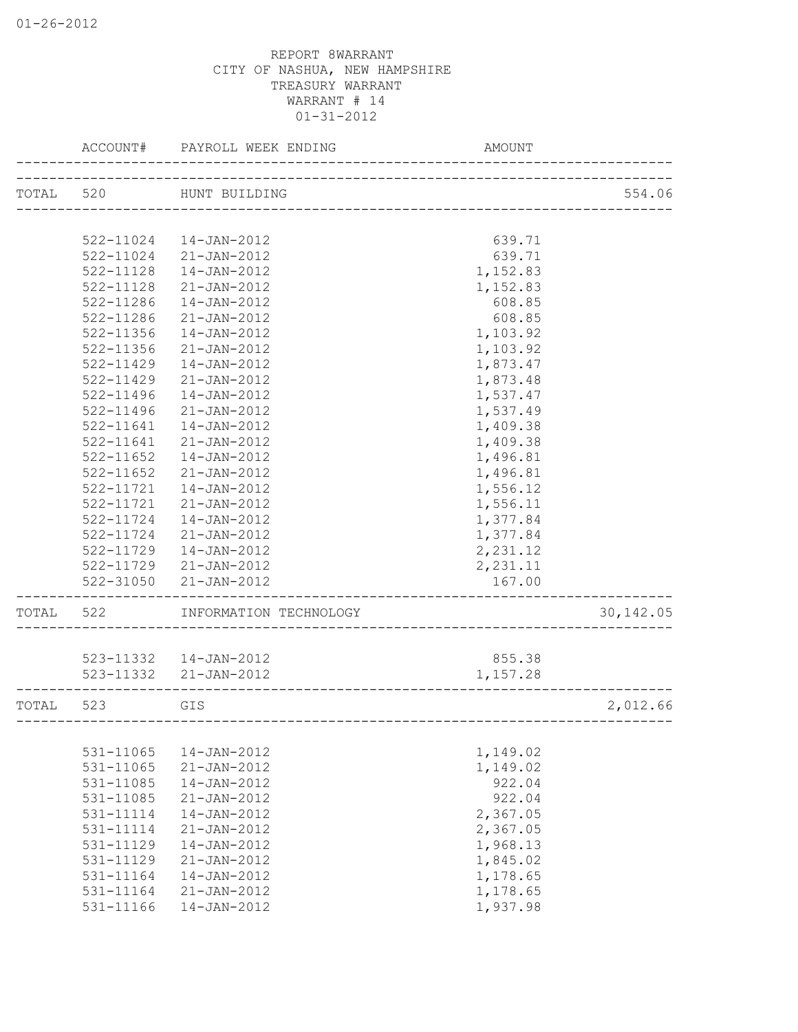REPORT 8WARRANT
CITY OF NASHUA, NEW HAMPSHIRE
TREASURY WARRANT
WARRANT # 14
01-31-2012

| | ACCOUNT# | PAYROLL WEEK ENDING | AMOUNT | |
|---|---|---|---|---|
| TOTAL | 520 | HUNT BUILDING | | 554.06 |
| | 522-11024 | 14-JAN-2012 | 639.71 | |
| | 522-11024 | 21-JAN-2012 | 639.71 | |
| | 522-11128 | 14-JAN-2012 | 1,152.83 | |
| | 522-11128 | 21-JAN-2012 | 1,152.83 | |
| | 522-11286 | 14-JAN-2012 | 608.85 | |
| | 522-11286 | 21-JAN-2012 | 608.85 | |
| | 522-11356 | 14-JAN-2012 | 1,103.92 | |
| | 522-11356 | 21-JAN-2012 | 1,103.92 | |
| | 522-11429 | 14-JAN-2012 | 1,873.47 | |
| | 522-11429 | 21-JAN-2012 | 1,873.48 | |
| | 522-11496 | 14-JAN-2012 | 1,537.47 | |
| | 522-11496 | 21-JAN-2012 | 1,537.49 | |
| | 522-11641 | 14-JAN-2012 | 1,409.38 | |
| | 522-11641 | 21-JAN-2012 | 1,409.38 | |
| | 522-11652 | 14-JAN-2012 | 1,496.81 | |
| | 522-11652 | 21-JAN-2012 | 1,496.81 | |
| | 522-11721 | 14-JAN-2012 | 1,556.12 | |
| | 522-11721 | 21-JAN-2012 | 1,556.11 | |
| | 522-11724 | 14-JAN-2012 | 1,377.84 | |
| | 522-11724 | 21-JAN-2012 | 1,377.84 | |
| | 522-11729 | 14-JAN-2012 | 2,231.12 | |
| | 522-11729 | 21-JAN-2012 | 2,231.11 | |
| | 522-31050 | 21-JAN-2012 | 167.00 | |
| TOTAL | 522 | INFORMATION TECHNOLOGY | | 30,142.05 |
| | 523-11332 | 14-JAN-2012 | 855.38 | |
| | 523-11332 | 21-JAN-2012 | 1,157.28 | |
| TOTAL | 523 | GIS | | 2,012.66 |
| | 531-11065 | 14-JAN-2012 | 1,149.02 | |
| | 531-11065 | 21-JAN-2012 | 1,149.02 | |
| | 531-11085 | 14-JAN-2012 | 922.04 | |
| | 531-11085 | 21-JAN-2012 | 922.04 | |
| | 531-11114 | 14-JAN-2012 | 2,367.05 | |
| | 531-11114 | 21-JAN-2012 | 2,367.05 | |
| | 531-11129 | 14-JAN-2012 | 1,968.13 | |
| | 531-11129 | 21-JAN-2012 | 1,845.02 | |
| | 531-11164 | 14-JAN-2012 | 1,178.65 | |
| | 531-11164 | 21-JAN-2012 | 1,178.65 | |
| | 531-11166 | 14-JAN-2012 | 1,937.98 | |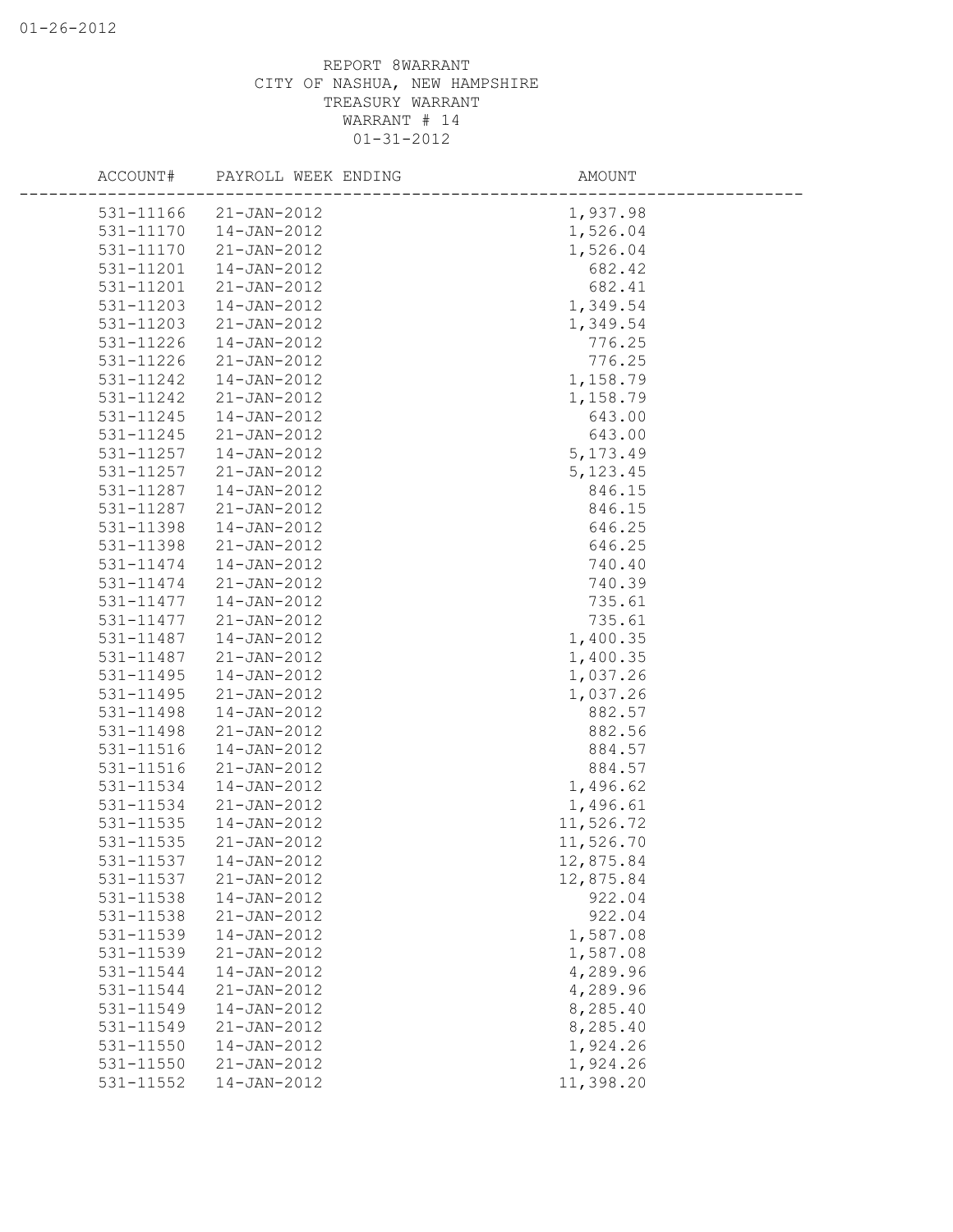REPORT 8WARRANT
CITY OF NASHUA, NEW HAMPSHIRE
TREASURY WARRANT
WARRANT # 14
01-31-2012

| ACCOUNT# | PAYROLL WEEK ENDING | AMOUNT |
|---|---|---|
| 531-11166 | 21-JAN-2012 | 1,937.98 |
| 531-11170 | 14-JAN-2012 | 1,526.04 |
| 531-11170 | 21-JAN-2012 | 1,526.04 |
| 531-11201 | 14-JAN-2012 | 682.42 |
| 531-11201 | 21-JAN-2012 | 682.41 |
| 531-11203 | 14-JAN-2012 | 1,349.54 |
| 531-11203 | 21-JAN-2012 | 1,349.54 |
| 531-11226 | 14-JAN-2012 | 776.25 |
| 531-11226 | 21-JAN-2012 | 776.25 |
| 531-11242 | 14-JAN-2012 | 1,158.79 |
| 531-11242 | 21-JAN-2012 | 1,158.79 |
| 531-11245 | 14-JAN-2012 | 643.00 |
| 531-11245 | 21-JAN-2012 | 643.00 |
| 531-11257 | 14-JAN-2012 | 5,173.49 |
| 531-11257 | 21-JAN-2012 | 5,123.45 |
| 531-11287 | 14-JAN-2012 | 846.15 |
| 531-11287 | 21-JAN-2012 | 846.15 |
| 531-11398 | 14-JAN-2012 | 646.25 |
| 531-11398 | 21-JAN-2012 | 646.25 |
| 531-11474 | 14-JAN-2012 | 740.40 |
| 531-11474 | 21-JAN-2012 | 740.39 |
| 531-11477 | 14-JAN-2012 | 735.61 |
| 531-11477 | 21-JAN-2012 | 735.61 |
| 531-11487 | 14-JAN-2012 | 1,400.35 |
| 531-11487 | 21-JAN-2012 | 1,400.35 |
| 531-11495 | 14-JAN-2012 | 1,037.26 |
| 531-11495 | 21-JAN-2012 | 1,037.26 |
| 531-11498 | 14-JAN-2012 | 882.57 |
| 531-11498 | 21-JAN-2012 | 882.56 |
| 531-11516 | 14-JAN-2012 | 884.57 |
| 531-11516 | 21-JAN-2012 | 884.57 |
| 531-11534 | 14-JAN-2012 | 1,496.62 |
| 531-11534 | 21-JAN-2012 | 1,496.61 |
| 531-11535 | 14-JAN-2012 | 11,526.72 |
| 531-11535 | 21-JAN-2012 | 11,526.70 |
| 531-11537 | 14-JAN-2012 | 12,875.84 |
| 531-11537 | 21-JAN-2012 | 12,875.84 |
| 531-11538 | 14-JAN-2012 | 922.04 |
| 531-11538 | 21-JAN-2012 | 922.04 |
| 531-11539 | 14-JAN-2012 | 1,587.08 |
| 531-11539 | 21-JAN-2012 | 1,587.08 |
| 531-11544 | 14-JAN-2012 | 4,289.96 |
| 531-11544 | 21-JAN-2012 | 4,289.96 |
| 531-11549 | 14-JAN-2012 | 8,285.40 |
| 531-11549 | 21-JAN-2012 | 8,285.40 |
| 531-11550 | 14-JAN-2012 | 1,924.26 |
| 531-11550 | 21-JAN-2012 | 1,924.26 |
| 531-11552 | 14-JAN-2012 | 11,398.20 |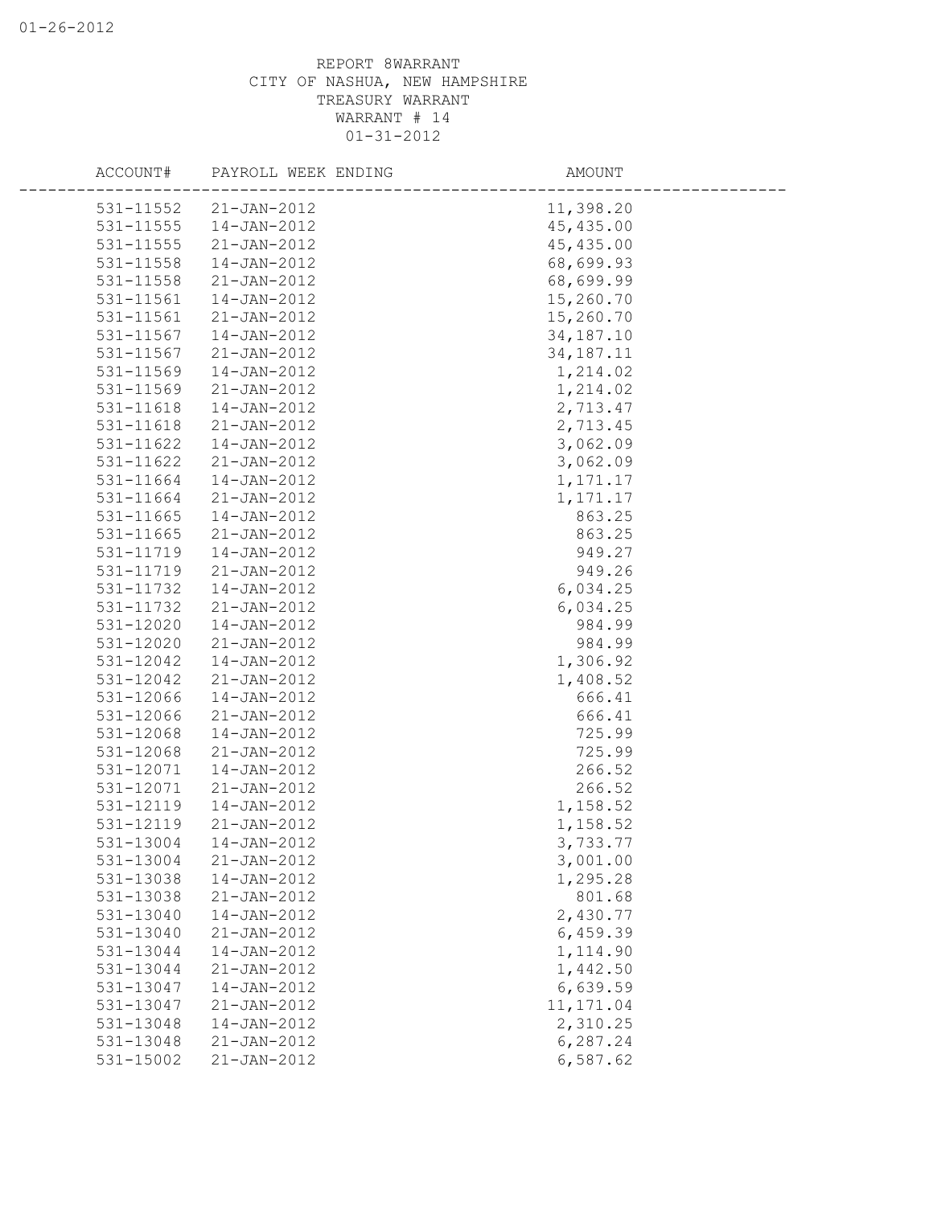REPORT 8WARRANT
CITY OF NASHUA, NEW HAMPSHIRE
TREASURY WARRANT
WARRANT # 14
01-31-2012

| ACCOUNT# | PAYROLL WEEK ENDING | AMOUNT |
|---|---|---|
| 531-11552 | 21-JAN-2012 | 11,398.20 |
| 531-11555 | 14-JAN-2012 | 45,435.00 |
| 531-11555 | 21-JAN-2012 | 45,435.00 |
| 531-11558 | 14-JAN-2012 | 68,699.93 |
| 531-11558 | 21-JAN-2012 | 68,699.99 |
| 531-11561 | 14-JAN-2012 | 15,260.70 |
| 531-11561 | 21-JAN-2012 | 15,260.70 |
| 531-11567 | 14-JAN-2012 | 34,187.10 |
| 531-11567 | 21-JAN-2012 | 34,187.11 |
| 531-11569 | 14-JAN-2012 | 1,214.02 |
| 531-11569 | 21-JAN-2012 | 1,214.02 |
| 531-11618 | 14-JAN-2012 | 2,713.47 |
| 531-11618 | 21-JAN-2012 | 2,713.45 |
| 531-11622 | 14-JAN-2012 | 3,062.09 |
| 531-11622 | 21-JAN-2012 | 3,062.09 |
| 531-11664 | 14-JAN-2012 | 1,171.17 |
| 531-11664 | 21-JAN-2012 | 1,171.17 |
| 531-11665 | 14-JAN-2012 | 863.25 |
| 531-11665 | 21-JAN-2012 | 863.25 |
| 531-11719 | 14-JAN-2012 | 949.27 |
| 531-11719 | 21-JAN-2012 | 949.26 |
| 531-11732 | 14-JAN-2012 | 6,034.25 |
| 531-11732 | 21-JAN-2012 | 6,034.25 |
| 531-12020 | 14-JAN-2012 | 984.99 |
| 531-12020 | 21-JAN-2012 | 984.99 |
| 531-12042 | 14-JAN-2012 | 1,306.92 |
| 531-12042 | 21-JAN-2012 | 1,408.52 |
| 531-12066 | 14-JAN-2012 | 666.41 |
| 531-12066 | 21-JAN-2012 | 666.41 |
| 531-12068 | 14-JAN-2012 | 725.99 |
| 531-12068 | 21-JAN-2012 | 725.99 |
| 531-12071 | 14-JAN-2012 | 266.52 |
| 531-12071 | 21-JAN-2012 | 266.52 |
| 531-12119 | 14-JAN-2012 | 1,158.52 |
| 531-12119 | 21-JAN-2012 | 1,158.52 |
| 531-13004 | 14-JAN-2012 | 3,733.77 |
| 531-13004 | 21-JAN-2012 | 3,001.00 |
| 531-13038 | 14-JAN-2012 | 1,295.28 |
| 531-13038 | 21-JAN-2012 | 801.68 |
| 531-13040 | 14-JAN-2012 | 2,430.77 |
| 531-13040 | 21-JAN-2012 | 6,459.39 |
| 531-13044 | 14-JAN-2012 | 1,114.90 |
| 531-13044 | 21-JAN-2012 | 1,442.50 |
| 531-13047 | 14-JAN-2012 | 6,639.59 |
| 531-13047 | 21-JAN-2012 | 11,171.04 |
| 531-13048 | 14-JAN-2012 | 2,310.25 |
| 531-13048 | 21-JAN-2012 | 6,287.24 |
| 531-15002 | 21-JAN-2012 | 6,587.62 |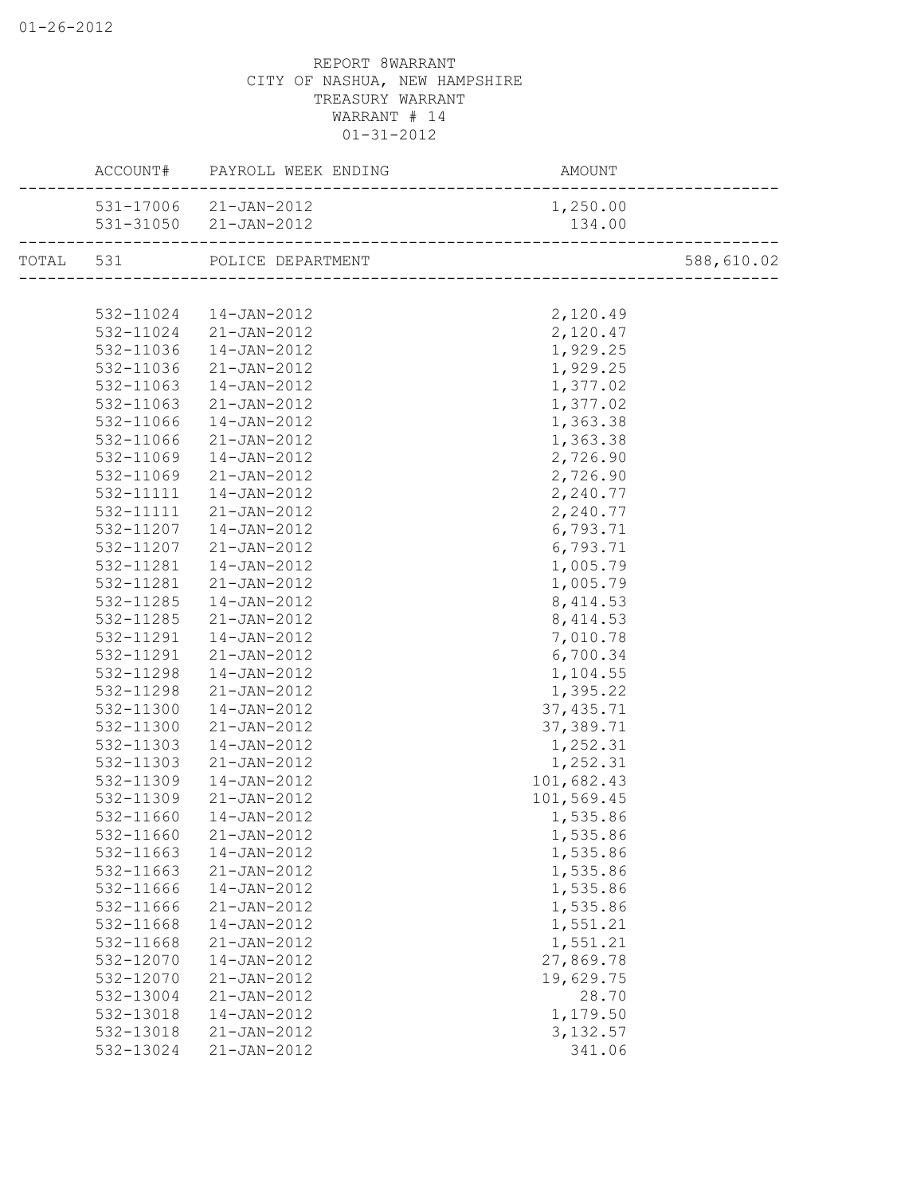REPORT 8WARRANT
CITY OF NASHUA, NEW HAMPSHIRE
TREASURY WARRANT
WARRANT # 14
01-31-2012

| | ACCOUNT# | PAYROLL WEEK ENDING | AMOUNT | |
|---|---|---|---|---|
| | 531-17006 | 21-JAN-2012 | 1,250.00 | |
| | 531-31050 | 21-JAN-2012 | 134.00 | |
| TOTAL | 531 | POLICE DEPARTMENT | | 588,610.02 |
| | 532-11024 | 14-JAN-2012 | 2,120.49 | |
| | 532-11024 | 21-JAN-2012 | 2,120.47 | |
| | 532-11036 | 14-JAN-2012 | 1,929.25 | |
| | 532-11036 | 21-JAN-2012 | 1,929.25 | |
| | 532-11063 | 14-JAN-2012 | 1,377.02 | |
| | 532-11063 | 21-JAN-2012 | 1,377.02 | |
| | 532-11066 | 14-JAN-2012 | 1,363.38 | |
| | 532-11066 | 21-JAN-2012 | 1,363.38 | |
| | 532-11069 | 14-JAN-2012 | 2,726.90 | |
| | 532-11069 | 21-JAN-2012 | 2,726.90 | |
| | 532-11111 | 14-JAN-2012 | 2,240.77 | |
| | 532-11111 | 21-JAN-2012 | 2,240.77 | |
| | 532-11207 | 14-JAN-2012 | 6,793.71 | |
| | 532-11207 | 21-JAN-2012 | 6,793.71 | |
| | 532-11281 | 14-JAN-2012 | 1,005.79 | |
| | 532-11281 | 21-JAN-2012 | 1,005.79 | |
| | 532-11285 | 14-JAN-2012 | 8,414.53 | |
| | 532-11285 | 21-JAN-2012 | 8,414.53 | |
| | 532-11291 | 14-JAN-2012 | 7,010.78 | |
| | 532-11291 | 21-JAN-2012 | 6,700.34 | |
| | 532-11298 | 14-JAN-2012 | 1,104.55 | |
| | 532-11298 | 21-JAN-2012 | 1,395.22 | |
| | 532-11300 | 14-JAN-2012 | 37,435.71 | |
| | 532-11300 | 21-JAN-2012 | 37,389.71 | |
| | 532-11303 | 14-JAN-2012 | 1,252.31 | |
| | 532-11303 | 21-JAN-2012 | 1,252.31 | |
| | 532-11309 | 14-JAN-2012 | 101,682.43 | |
| | 532-11309 | 21-JAN-2012 | 101,569.45 | |
| | 532-11660 | 14-JAN-2012 | 1,535.86 | |
| | 532-11660 | 21-JAN-2012 | 1,535.86 | |
| | 532-11663 | 14-JAN-2012 | 1,535.86 | |
| | 532-11663 | 21-JAN-2012 | 1,535.86 | |
| | 532-11666 | 14-JAN-2012 | 1,535.86 | |
| | 532-11666 | 21-JAN-2012 | 1,535.86 | |
| | 532-11668 | 14-JAN-2012 | 1,551.21 | |
| | 532-11668 | 21-JAN-2012 | 1,551.21 | |
| | 532-12070 | 14-JAN-2012 | 27,869.78 | |
| | 532-12070 | 21-JAN-2012 | 19,629.75 | |
| | 532-13004 | 21-JAN-2012 | 28.70 | |
| | 532-13018 | 14-JAN-2012 | 1,179.50 | |
| | 532-13018 | 21-JAN-2012 | 3,132.57 | |
| | 532-13024 | 21-JAN-2012 | 341.06 | |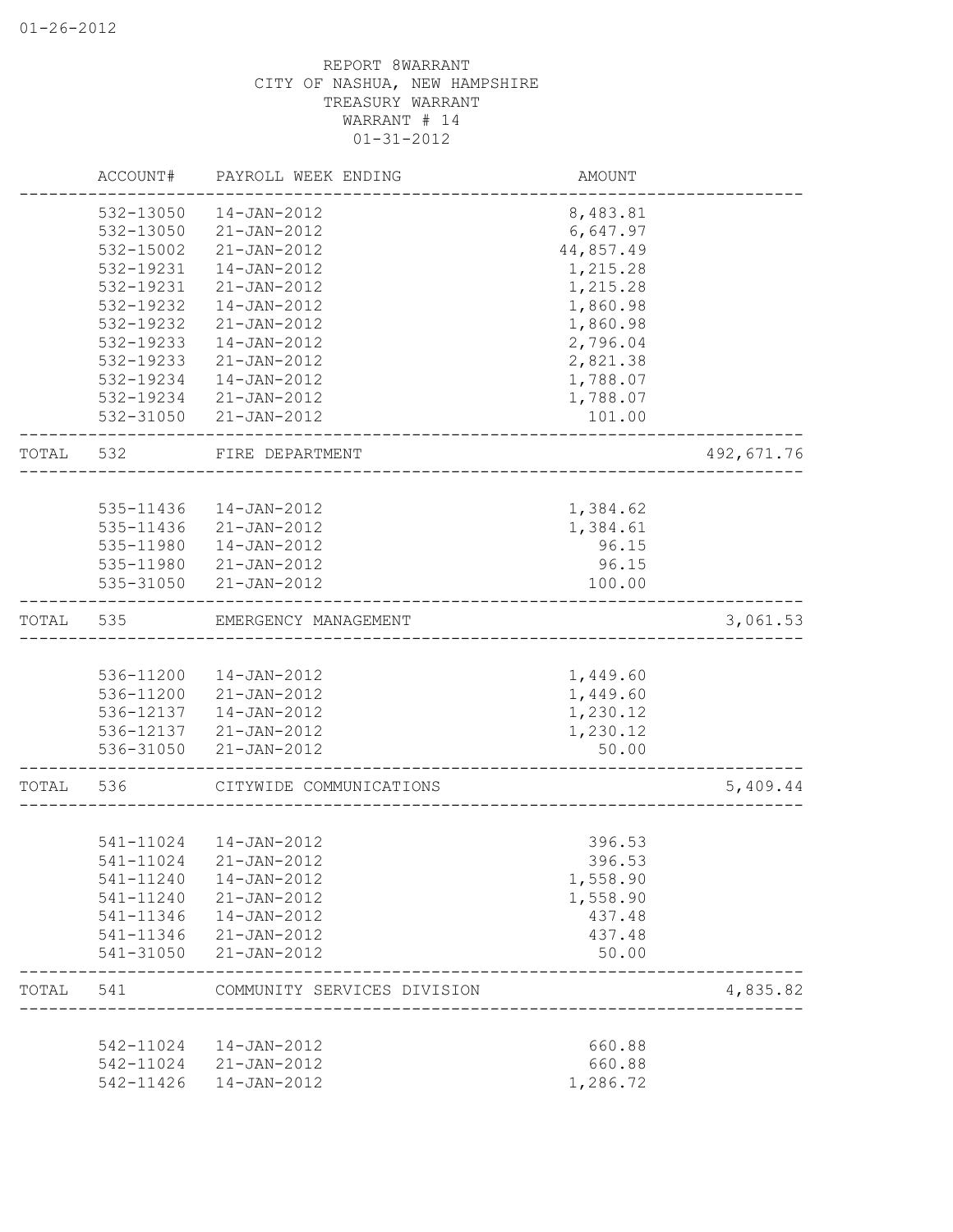REPORT 8WARRANT
CITY OF NASHUA, NEW HAMPSHIRE
TREASURY WARRANT
WARRANT # 14
01-31-2012

| ACCOUNT# | PAYROLL WEEK ENDING | AMOUNT | |
|---|---|---|---|
| 532-13050 | 14-JAN-2012 | 8,483.81 | |
| 532-13050 | 21-JAN-2012 | 6,647.97 | |
| 532-15002 | 21-JAN-2012 | 44,857.49 | |
| 532-19231 | 14-JAN-2012 | 1,215.28 | |
| 532-19231 | 21-JAN-2012 | 1,215.28 | |
| 532-19232 | 14-JAN-2012 | 1,860.98 | |
| 532-19232 | 21-JAN-2012 | 1,860.98 | |
| 532-19233 | 14-JAN-2012 | 2,796.04 | |
| 532-19233 | 21-JAN-2012 | 2,821.38 | |
| 532-19234 | 14-JAN-2012 | 1,788.07 | |
| 532-19234 | 21-JAN-2012 | 1,788.07 | |
| 532-31050 | 21-JAN-2012 | 101.00 | |
| TOTAL 532 | FIRE DEPARTMENT | | 492,671.76 |
| 535-11436 | 14-JAN-2012 | 1,384.62 | |
| 535-11436 | 21-JAN-2012 | 1,384.61 | |
| 535-11980 | 14-JAN-2012 | 96.15 | |
| 535-11980 | 21-JAN-2012 | 96.15 | |
| 535-31050 | 21-JAN-2012 | 100.00 | |
| TOTAL 535 | EMERGENCY MANAGEMENT | | 3,061.53 |
| 536-11200 | 14-JAN-2012 | 1,449.60 | |
| 536-11200 | 21-JAN-2012 | 1,449.60 | |
| 536-12137 | 14-JAN-2012 | 1,230.12 | |
| 536-12137 | 21-JAN-2012 | 1,230.12 | |
| 536-31050 | 21-JAN-2012 | 50.00 | |
| TOTAL 536 | CITYWIDE COMMUNICATIONS | | 5,409.44 |
| 541-11024 | 14-JAN-2012 | 396.53 | |
| 541-11024 | 21-JAN-2012 | 396.53 | |
| 541-11240 | 14-JAN-2012 | 1,558.90 | |
| 541-11240 | 21-JAN-2012 | 1,558.90 | |
| 541-11346 | 14-JAN-2012 | 437.48 | |
| 541-11346 | 21-JAN-2012 | 437.48 | |
| 541-31050 | 21-JAN-2012 | 50.00 | |
| TOTAL 541 | COMMUNITY SERVICES DIVISION | | 4,835.82 |
| 542-11024 | 14-JAN-2012 | 660.88 | |
| 542-11024 | 21-JAN-2012 | 660.88 | |
| 542-11426 | 14-JAN-2012 | 1,286.72 | |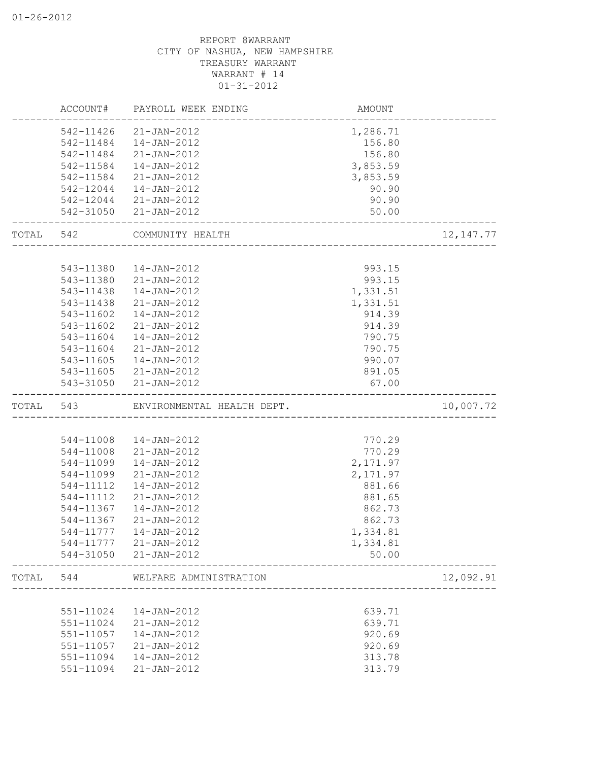REPORT 8WARRANT
CITY OF NASHUA, NEW HAMPSHIRE
TREASURY WARRANT
WARRANT # 14
01-31-2012

| ACCOUNT# | PAYROLL WEEK ENDING | AMOUNT | |
|---|---|---|---|
| 542-11426 | 21-JAN-2012 | 1,286.71 | |
| 542-11484 | 14-JAN-2012 | 156.80 | |
| 542-11484 | 21-JAN-2012 | 156.80 | |
| 542-11584 | 14-JAN-2012 | 3,853.59 | |
| 542-11584 | 21-JAN-2012 | 3,853.59 | |
| 542-12044 | 14-JAN-2012 | 90.90 | |
| 542-12044 | 21-JAN-2012 | 90.90 | |
| 542-31050 | 21-JAN-2012 | 50.00 | |
| TOTAL 542 | COMMUNITY HEALTH | | 12,147.77 |
| 543-11380 | 14-JAN-2012 | 993.15 | |
| 543-11380 | 21-JAN-2012 | 993.15 | |
| 543-11438 | 14-JAN-2012 | 1,331.51 | |
| 543-11438 | 21-JAN-2012 | 1,331.51 | |
| 543-11602 | 14-JAN-2012 | 914.39 | |
| 543-11602 | 21-JAN-2012 | 914.39 | |
| 543-11604 | 14-JAN-2012 | 790.75 | |
| 543-11604 | 21-JAN-2012 | 790.75 | |
| 543-11605 | 14-JAN-2012 | 990.07 | |
| 543-11605 | 21-JAN-2012 | 891.05 | |
| 543-31050 | 21-JAN-2012 | 67.00 | |
| TOTAL 543 | ENVIRONMENTAL HEALTH DEPT. | | 10,007.72 |
| 544-11008 | 14-JAN-2012 | 770.29 | |
| 544-11008 | 21-JAN-2012 | 770.29 | |
| 544-11099 | 14-JAN-2012 | 2,171.97 | |
| 544-11099 | 21-JAN-2012 | 2,171.97 | |
| 544-11112 | 14-JAN-2012 | 881.66 | |
| 544-11112 | 21-JAN-2012 | 881.65 | |
| 544-11367 | 14-JAN-2012 | 862.73 | |
| 544-11367 | 21-JAN-2012 | 862.73 | |
| 544-11777 | 14-JAN-2012 | 1,334.81 | |
| 544-11777 | 21-JAN-2012 | 1,334.81 | |
| 544-31050 | 21-JAN-2012 | 50.00 | |
| TOTAL 544 | WELFARE ADMINISTRATION | | 12,092.91 |
| 551-11024 | 14-JAN-2012 | 639.71 | |
| 551-11024 | 21-JAN-2012 | 639.71 | |
| 551-11057 | 14-JAN-2012 | 920.69 | |
| 551-11057 | 21-JAN-2012 | 920.69 | |
| 551-11094 | 14-JAN-2012 | 313.78 | |
| 551-11094 | 21-JAN-2012 | 313.79 | |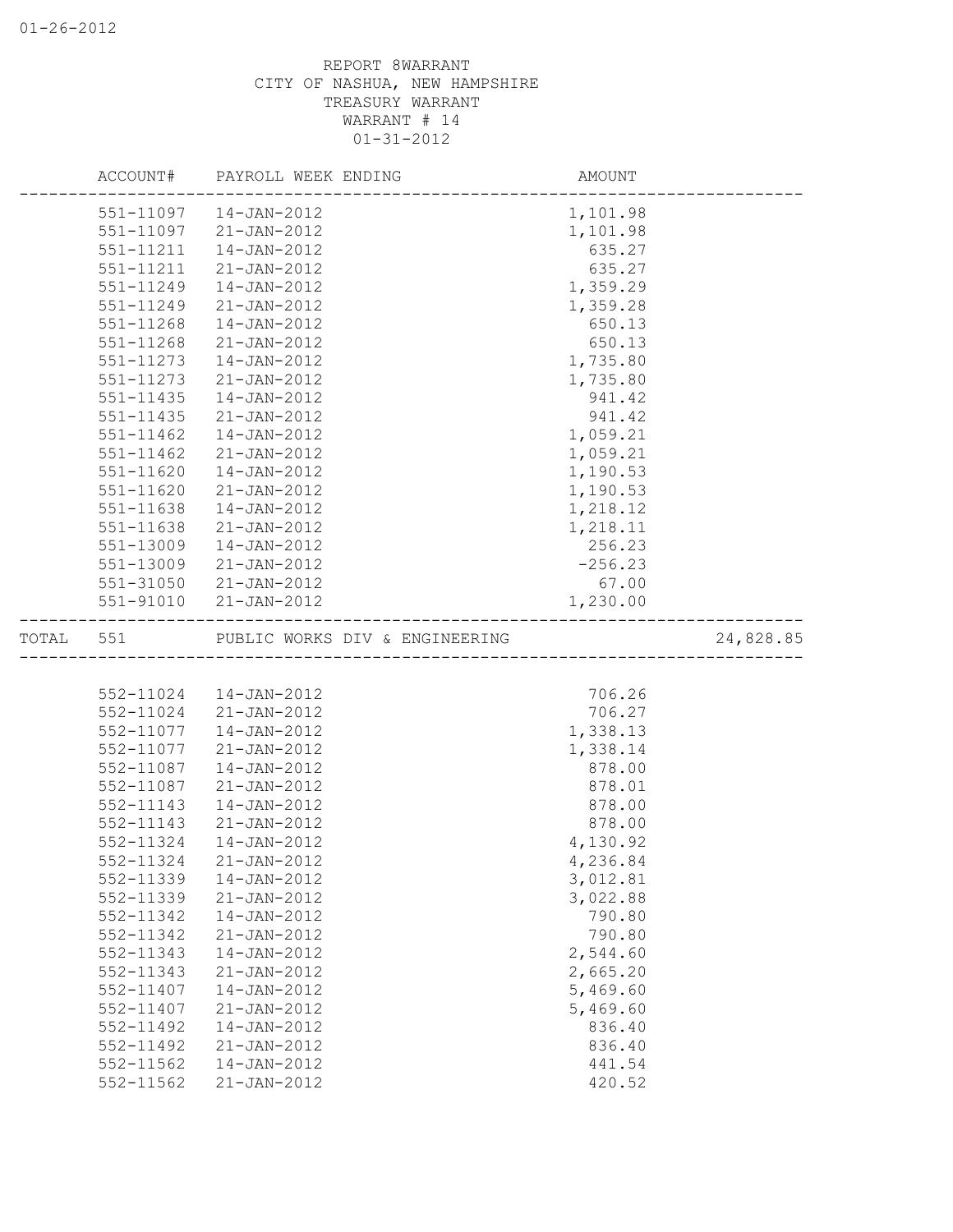01-26-2012

REPORT 8WARRANT
CITY OF NASHUA, NEW HAMPSHIRE
TREASURY WARRANT
WARRANT # 14
01-31-2012

| | ACCOUNT# | PAYROLL WEEK ENDING | AMOUNT | |
|---|---|---|---|---|
| | 551-11097 | 14-JAN-2012 | 1,101.98 | |
| | 551-11097 | 21-JAN-2012 | 1,101.98 | |
| | 551-11211 | 14-JAN-2012 | 635.27 | |
| | 551-11211 | 21-JAN-2012 | 635.27 | |
| | 551-11249 | 14-JAN-2012 | 1,359.29 | |
| | 551-11249 | 21-JAN-2012 | 1,359.28 | |
| | 551-11268 | 14-JAN-2012 | 650.13 | |
| | 551-11268 | 21-JAN-2012 | 650.13 | |
| | 551-11273 | 14-JAN-2012 | 1,735.80 | |
| | 551-11273 | 21-JAN-2012 | 1,735.80 | |
| | 551-11435 | 14-JAN-2012 | 941.42 | |
| | 551-11435 | 21-JAN-2012 | 941.42 | |
| | 551-11462 | 14-JAN-2012 | 1,059.21 | |
| | 551-11462 | 21-JAN-2012 | 1,059.21 | |
| | 551-11620 | 14-JAN-2012 | 1,190.53 | |
| | 551-11620 | 21-JAN-2012 | 1,190.53 | |
| | 551-11638 | 14-JAN-2012 | 1,218.12 | |
| | 551-11638 | 21-JAN-2012 | 1,218.11 | |
| | 551-13009 | 14-JAN-2012 | 256.23 | |
| | 551-13009 | 21-JAN-2012 | -256.23 | |
| | 551-31050 | 21-JAN-2012 | 67.00 | |
| | 551-91010 | 21-JAN-2012 | 1,230.00 | |
| TOTAL | 551 | PUBLIC WORKS DIV & ENGINEERING | | 24,828.85 |
| | 552-11024 | 14-JAN-2012 | 706.26 | |
| | 552-11024 | 21-JAN-2012 | 706.27 | |
| | 552-11077 | 14-JAN-2012 | 1,338.13 | |
| | 552-11077 | 21-JAN-2012 | 1,338.14 | |
| | 552-11087 | 14-JAN-2012 | 878.00 | |
| | 552-11087 | 21-JAN-2012 | 878.01 | |
| | 552-11143 | 14-JAN-2012 | 878.00 | |
| | 552-11143 | 21-JAN-2012 | 878.00 | |
| | 552-11324 | 14-JAN-2012 | 4,130.92 | |
| | 552-11324 | 21-JAN-2012 | 4,236.84 | |
| | 552-11339 | 14-JAN-2012 | 3,012.81 | |
| | 552-11339 | 21-JAN-2012 | 3,022.88 | |
| | 552-11342 | 14-JAN-2012 | 790.80 | |
| | 552-11342 | 21-JAN-2012 | 790.80 | |
| | 552-11343 | 14-JAN-2012 | 2,544.60 | |
| | 552-11343 | 21-JAN-2012 | 2,665.20 | |
| | 552-11407 | 14-JAN-2012 | 5,469.60 | |
| | 552-11407 | 21-JAN-2012 | 5,469.60 | |
| | 552-11492 | 14-JAN-2012 | 836.40 | |
| | 552-11492 | 21-JAN-2012 | 836.40 | |
| | 552-11562 | 14-JAN-2012 | 441.54 | |
| | 552-11562 | 21-JAN-2012 | 420.52 | |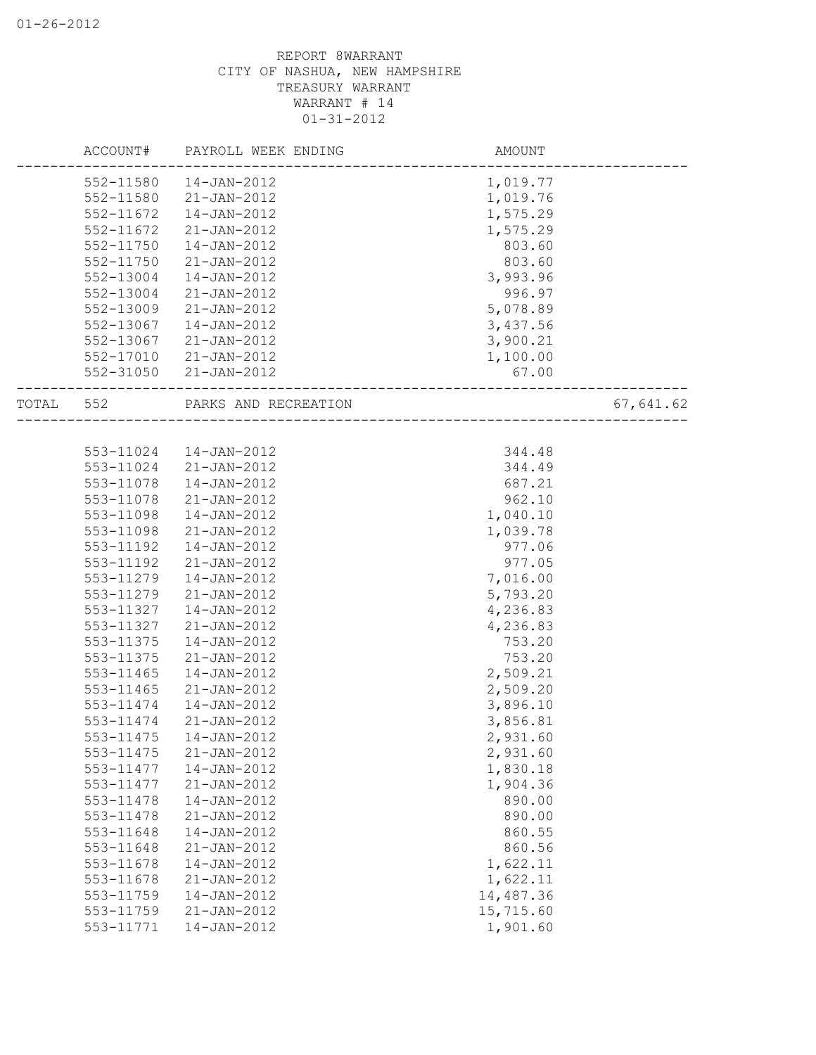REPORT 8WARRANT
CITY OF NASHUA, NEW HAMPSHIRE
TREASURY WARRANT
WARRANT # 14
01-31-2012

| ACCOUNT# | PAYROLL WEEK ENDING | AMOUNT | |
|---|---|---|---|
| 552-11580 | 14-JAN-2012 | 1,019.77 | |
| 552-11580 | 21-JAN-2012 | 1,019.76 | |
| 552-11672 | 14-JAN-2012 | 1,575.29 | |
| 552-11672 | 21-JAN-2012 | 1,575.29 | |
| 552-11750 | 14-JAN-2012 | 803.60 | |
| 552-11750 | 21-JAN-2012 | 803.60 | |
| 552-13004 | 14-JAN-2012 | 3,993.96 | |
| 552-13004 | 21-JAN-2012 | 996.97 | |
| 552-13009 | 21-JAN-2012 | 5,078.89 | |
| 552-13067 | 14-JAN-2012 | 3,437.56 | |
| 552-13067 | 21-JAN-2012 | 3,900.21 | |
| 552-17010 | 21-JAN-2012 | 1,100.00 | |
| 552-31050 | 21-JAN-2012 | 67.00 | |
| TOTAL 552 | PARKS AND RECREATION | | 67,641.62 |
| 553-11024 | 14-JAN-2012 | 344.48 | |
| 553-11024 | 21-JAN-2012 | 344.49 | |
| 553-11078 | 14-JAN-2012 | 687.21 | |
| 553-11078 | 21-JAN-2012 | 962.10 | |
| 553-11098 | 14-JAN-2012 | 1,040.10 | |
| 553-11098 | 21-JAN-2012 | 1,039.78 | |
| 553-11192 | 14-JAN-2012 | 977.06 | |
| 553-11192 | 21-JAN-2012 | 977.05 | |
| 553-11279 | 14-JAN-2012 | 7,016.00 | |
| 553-11279 | 21-JAN-2012 | 5,793.20 | |
| 553-11327 | 14-JAN-2012 | 4,236.83 | |
| 553-11327 | 21-JAN-2012 | 4,236.83 | |
| 553-11375 | 14-JAN-2012 | 753.20 | |
| 553-11375 | 21-JAN-2012 | 753.20 | |
| 553-11465 | 14-JAN-2012 | 2,509.21 | |
| 553-11465 | 21-JAN-2012 | 2,509.20 | |
| 553-11474 | 14-JAN-2012 | 3,896.10 | |
| 553-11474 | 21-JAN-2012 | 3,856.81 | |
| 553-11475 | 14-JAN-2012 | 2,931.60 | |
| 553-11475 | 21-JAN-2012 | 2,931.60 | |
| 553-11477 | 14-JAN-2012 | 1,830.18 | |
| 553-11477 | 21-JAN-2012 | 1,904.36 | |
| 553-11478 | 14-JAN-2012 | 890.00 | |
| 553-11478 | 21-JAN-2012 | 890.00 | |
| 553-11648 | 14-JAN-2012 | 860.55 | |
| 553-11648 | 21-JAN-2012 | 860.56 | |
| 553-11678 | 14-JAN-2012 | 1,622.11 | |
| 553-11678 | 21-JAN-2012 | 1,622.11 | |
| 553-11759 | 14-JAN-2012 | 14,487.36 | |
| 553-11759 | 21-JAN-2012 | 15,715.60 | |
| 553-11771 | 14-JAN-2012 | 1,901.60 | |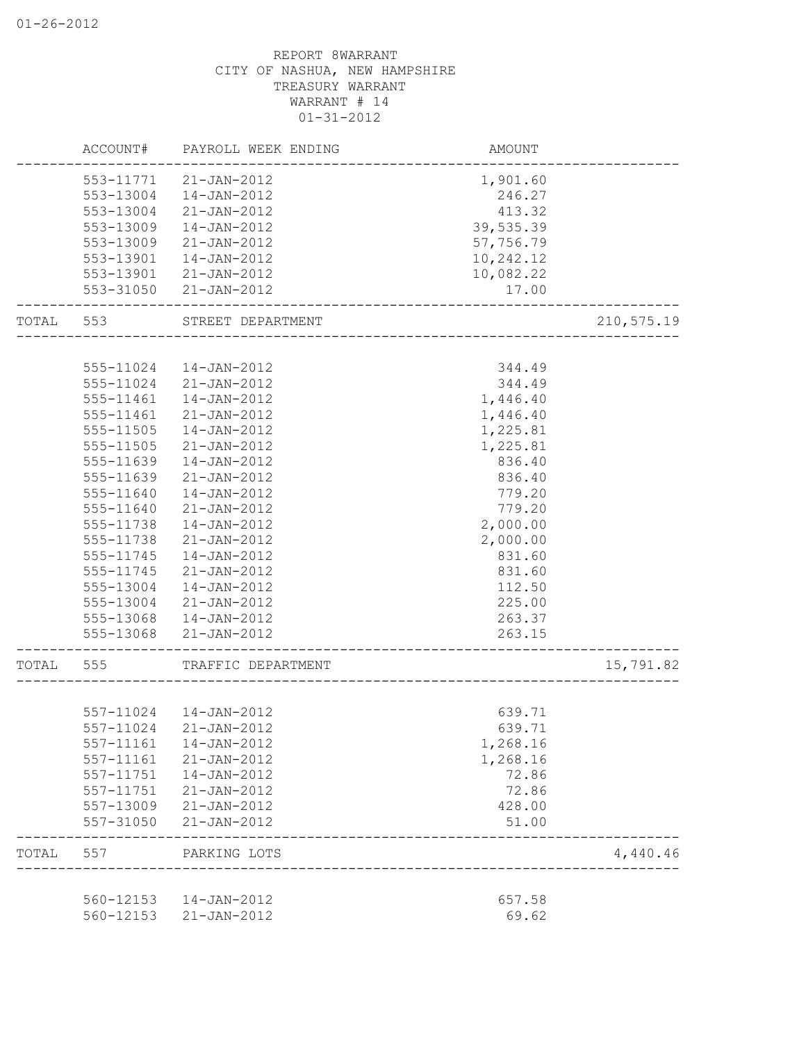01-26-2012

REPORT 8WARRANT
CITY OF NASHUA, NEW HAMPSHIRE
TREASURY WARRANT
WARRANT # 14
01-31-2012

| | ACCOUNT# | PAYROLL WEEK ENDING | AMOUNT | |
|---|---|---|---|---|
| | 553-11771 | 21-JAN-2012 | 1,901.60 | |
| | 553-13004 | 14-JAN-2012 | 246.27 | |
| | 553-13004 | 21-JAN-2012 | 413.32 | |
| | 553-13009 | 14-JAN-2012 | 39,535.39 | |
| | 553-13009 | 21-JAN-2012 | 57,756.79 | |
| | 553-13901 | 14-JAN-2012 | 10,242.12 | |
| | 553-13901 | 21-JAN-2012 | 10,082.22 | |
| | 553-31050 | 21-JAN-2012 | 17.00 | |
| TOTAL | 553 | STREET DEPARTMENT | | 210,575.19 |
| | 555-11024 | 14-JAN-2012 | 344.49 | |
| | 555-11024 | 21-JAN-2012 | 344.49 | |
| | 555-11461 | 14-JAN-2012 | 1,446.40 | |
| | 555-11461 | 21-JAN-2012 | 1,446.40 | |
| | 555-11505 | 14-JAN-2012 | 1,225.81 | |
| | 555-11505 | 21-JAN-2012 | 1,225.81 | |
| | 555-11639 | 14-JAN-2012 | 836.40 | |
| | 555-11639 | 21-JAN-2012 | 836.40 | |
| | 555-11640 | 14-JAN-2012 | 779.20 | |
| | 555-11640 | 21-JAN-2012 | 779.20 | |
| | 555-11738 | 14-JAN-2012 | 2,000.00 | |
| | 555-11738 | 21-JAN-2012 | 2,000.00 | |
| | 555-11745 | 14-JAN-2012 | 831.60 | |
| | 555-11745 | 21-JAN-2012 | 831.60 | |
| | 555-13004 | 14-JAN-2012 | 112.50 | |
| | 555-13004 | 21-JAN-2012 | 225.00 | |
| | 555-13068 | 14-JAN-2012 | 263.37 | |
| | 555-13068 | 21-JAN-2012 | 263.15 | |
| TOTAL | 555 | TRAFFIC DEPARTMENT | | 15,791.82 |
| | 557-11024 | 14-JAN-2012 | 639.71 | |
| | 557-11024 | 21-JAN-2012 | 639.71 | |
| | 557-11161 | 14-JAN-2012 | 1,268.16 | |
| | 557-11161 | 21-JAN-2012 | 1,268.16 | |
| | 557-11751 | 14-JAN-2012 | 72.86 | |
| | 557-11751 | 21-JAN-2012 | 72.86 | |
| | 557-13009 | 21-JAN-2012 | 428.00 | |
| | 557-31050 | 21-JAN-2012 | 51.00 | |
| TOTAL | 557 | PARKING LOTS | | 4,440.46 |
| | 560-12153 | 14-JAN-2012 | 657.58 | |
| | 560-12153 | 21-JAN-2012 | 69.62 | |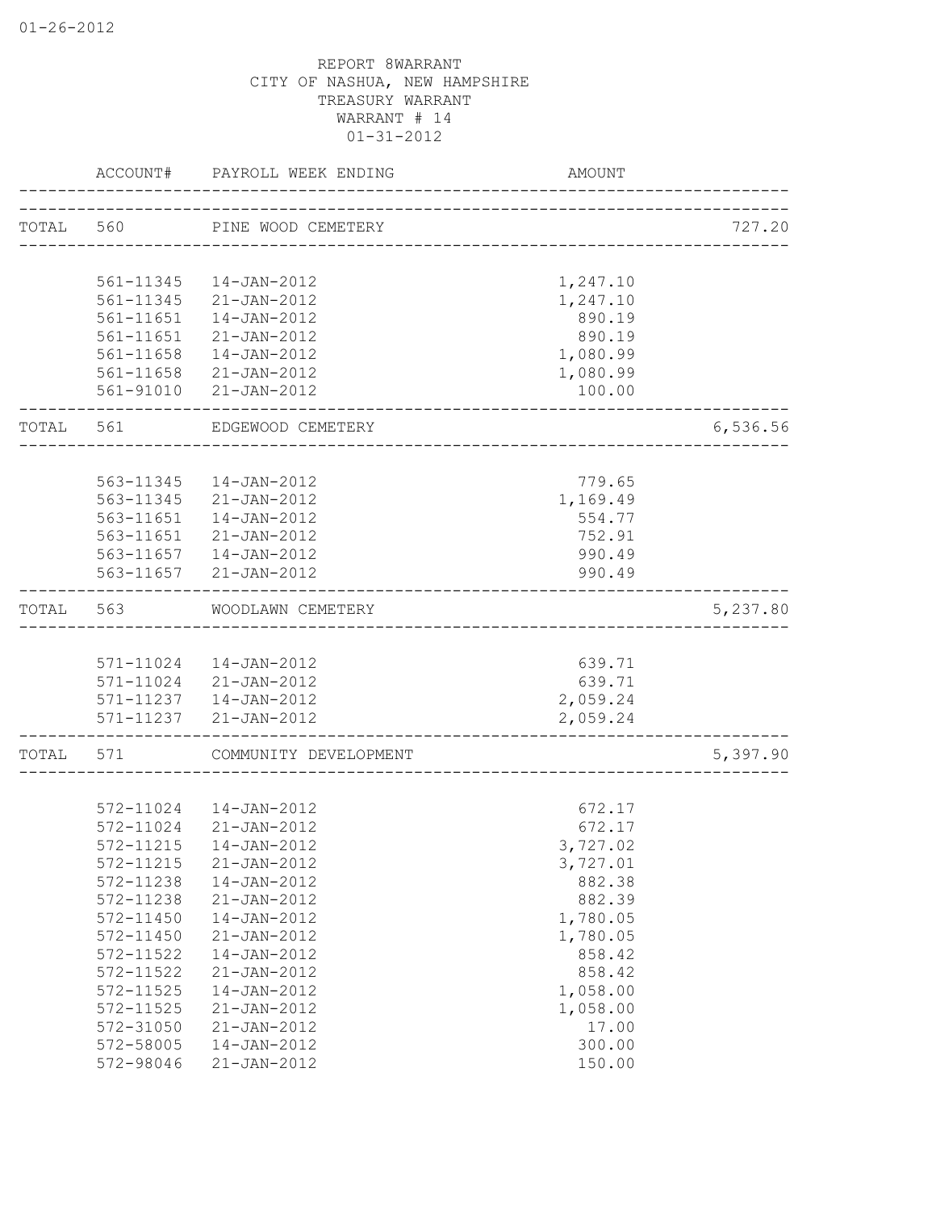REPORT 8WARRANT
CITY OF NASHUA, NEW HAMPSHIRE
TREASURY WARRANT
WARRANT # 14
01-31-2012

| | ACCOUNT# | PAYROLL WEEK ENDING | AMOUNT | |
|---|---|---|---|---|
| TOTAL | 560 | PINE WOOD CEMETERY | | 727.20 |
| | 561-11345 | 14-JAN-2012 | 1,247.10 | |
| | 561-11345 | 21-JAN-2012 | 1,247.10 | |
| | 561-11651 | 14-JAN-2012 | 890.19 | |
| | 561-11651 | 21-JAN-2012 | 890.19 | |
| | 561-11658 | 14-JAN-2012 | 1,080.99 | |
| | 561-11658 | 21-JAN-2012 | 1,080.99 | |
| | 561-91010 | 21-JAN-2012 | 100.00 | |
| TOTAL | 561 | EDGEWOOD CEMETERY | | 6,536.56 |
| | 563-11345 | 14-JAN-2012 | 779.65 | |
| | 563-11345 | 21-JAN-2012 | 1,169.49 | |
| | 563-11651 | 14-JAN-2012 | 554.77 | |
| | 563-11651 | 21-JAN-2012 | 752.91 | |
| | 563-11657 | 14-JAN-2012 | 990.49 | |
| | 563-11657 | 21-JAN-2012 | 990.49 | |
| TOTAL | 563 | WOODLAWN CEMETERY | | 5,237.80 |
| | 571-11024 | 14-JAN-2012 | 639.71 | |
| | 571-11024 | 21-JAN-2012 | 639.71 | |
| | 571-11237 | 14-JAN-2012 | 2,059.24 | |
| | 571-11237 | 21-JAN-2012 | 2,059.24 | |
| TOTAL | 571 | COMMUNITY DEVELOPMENT | | 5,397.90 |
| | 572-11024 | 14-JAN-2012 | 672.17 | |
| | 572-11024 | 21-JAN-2012 | 672.17 | |
| | 572-11215 | 14-JAN-2012 | 3,727.02 | |
| | 572-11215 | 21-JAN-2012 | 3,727.01 | |
| | 572-11238 | 14-JAN-2012 | 882.38 | |
| | 572-11238 | 21-JAN-2012 | 882.39 | |
| | 572-11450 | 14-JAN-2012 | 1,780.05 | |
| | 572-11450 | 21-JAN-2012 | 1,780.05 | |
| | 572-11522 | 14-JAN-2012 | 858.42 | |
| | 572-11522 | 21-JAN-2012 | 858.42 | |
| | 572-11525 | 14-JAN-2012 | 1,058.00 | |
| | 572-11525 | 21-JAN-2012 | 1,058.00 | |
| | 572-31050 | 21-JAN-2012 | 17.00 | |
| | 572-58005 | 14-JAN-2012 | 300.00 | |
| | 572-98046 | 21-JAN-2012 | 150.00 | |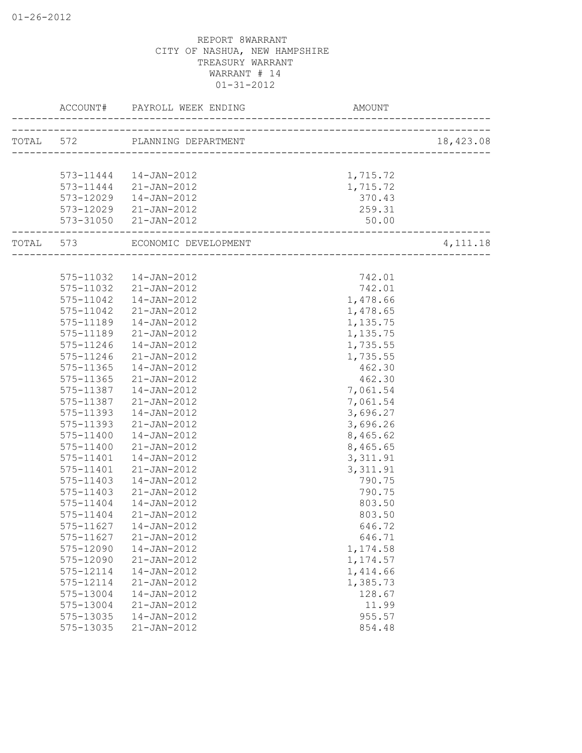REPORT 8WARRANT
CITY OF NASHUA, NEW HAMPSHIRE
TREASURY WARRANT
WARRANT # 14
01-31-2012

| | ACCOUNT# | PAYROLL WEEK ENDING | AMOUNT | |
|---|---|---|---|---|
| TOTAL | 572 | PLANNING DEPARTMENT | | 18,423.08 |
| | 573-11444 | 14-JAN-2012 | 1,715.72 | |
| | 573-11444 | 21-JAN-2012 | 1,715.72 | |
| | 573-12029 | 14-JAN-2012 | 370.43 | |
| | 573-12029 | 21-JAN-2012 | 259.31 | |
| | 573-31050 | 21-JAN-2012 | 50.00 | |
| TOTAL | 573 | ECONOMIC DEVELOPMENT | | 4,111.18 |
| | 575-11032 | 14-JAN-2012 | 742.01 | |
| | 575-11032 | 21-JAN-2012 | 742.01 | |
| | 575-11042 | 14-JAN-2012 | 1,478.66 | |
| | 575-11042 | 21-JAN-2012 | 1,478.65 | |
| | 575-11189 | 14-JAN-2012 | 1,135.75 | |
| | 575-11189 | 21-JAN-2012 | 1,135.75 | |
| | 575-11246 | 14-JAN-2012 | 1,735.55 | |
| | 575-11246 | 21-JAN-2012 | 1,735.55 | |
| | 575-11365 | 14-JAN-2012 | 462.30 | |
| | 575-11365 | 21-JAN-2012 | 462.30 | |
| | 575-11387 | 14-JAN-2012 | 7,061.54 | |
| | 575-11387 | 21-JAN-2012 | 7,061.54 | |
| | 575-11393 | 14-JAN-2012 | 3,696.27 | |
| | 575-11393 | 21-JAN-2012 | 3,696.26 | |
| | 575-11400 | 14-JAN-2012 | 8,465.62 | |
| | 575-11400 | 21-JAN-2012 | 8,465.65 | |
| | 575-11401 | 14-JAN-2012 | 3,311.91 | |
| | 575-11401 | 21-JAN-2012 | 3,311.91 | |
| | 575-11403 | 14-JAN-2012 | 790.75 | |
| | 575-11403 | 21-JAN-2012 | 790.75 | |
| | 575-11404 | 14-JAN-2012 | 803.50 | |
| | 575-11404 | 21-JAN-2012 | 803.50 | |
| | 575-11627 | 14-JAN-2012 | 646.72 | |
| | 575-11627 | 21-JAN-2012 | 646.71 | |
| | 575-12090 | 14-JAN-2012 | 1,174.58 | |
| | 575-12090 | 21-JAN-2012 | 1,174.57 | |
| | 575-12114 | 14-JAN-2012 | 1,414.66 | |
| | 575-12114 | 21-JAN-2012 | 1,385.73 | |
| | 575-13004 | 14-JAN-2012 | 128.67 | |
| | 575-13004 | 21-JAN-2012 | 11.99 | |
| | 575-13035 | 14-JAN-2012 | 955.57 | |
| | 575-13035 | 21-JAN-2012 | 854.48 | |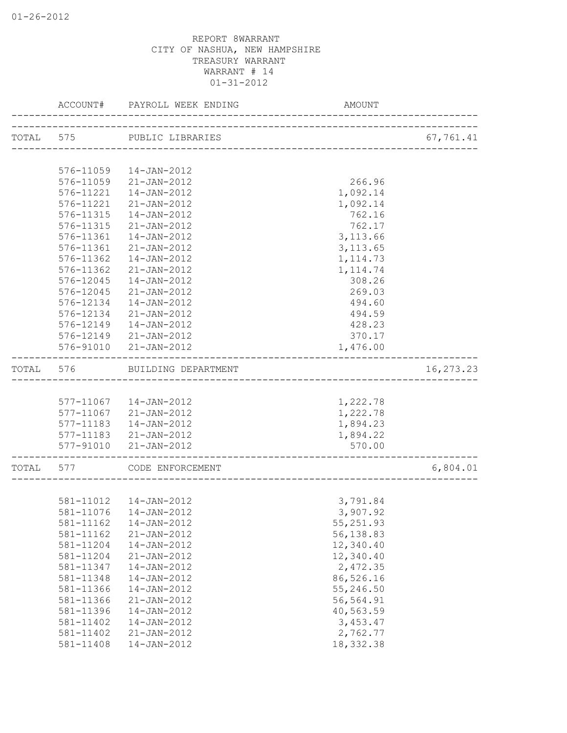REPORT 8WARRANT
CITY OF NASHUA, NEW HAMPSHIRE
TREASURY WARRANT
WARRANT # 14
01-31-2012

| | ACCOUNT# | PAYROLL WEEK ENDING | AMOUNT | |
|---|---|---|---|---|
| TOTAL | 575 | PUBLIC LIBRARIES | | 67,761.41 |
| | 576-11059 | 14-JAN-2012 | | |
| | 576-11059 | 21-JAN-2012 | 266.96 | |
| | 576-11221 | 14-JAN-2012 | 1,092.14 | |
| | 576-11221 | 21-JAN-2012 | 1,092.14 | |
| | 576-11315 | 14-JAN-2012 | 762.16 | |
| | 576-11315 | 21-JAN-2012 | 762.17 | |
| | 576-11361 | 14-JAN-2012 | 3,113.66 | |
| | 576-11361 | 21-JAN-2012 | 3,113.65 | |
| | 576-11362 | 14-JAN-2012 | 1,114.73 | |
| | 576-11362 | 21-JAN-2012 | 1,114.74 | |
| | 576-12045 | 14-JAN-2012 | 308.26 | |
| | 576-12045 | 21-JAN-2012 | 269.03 | |
| | 576-12134 | 14-JAN-2012 | 494.60 | |
| | 576-12134 | 21-JAN-2012 | 494.59 | |
| | 576-12149 | 14-JAN-2012 | 428.23 | |
| | 576-12149 | 21-JAN-2012 | 370.17 | |
| | 576-91010 | 21-JAN-2012 | 1,476.00 | |
| TOTAL | 576 | BUILDING DEPARTMENT | | 16,273.23 |
| | 577-11067 | 14-JAN-2012 | 1,222.78 | |
| | 577-11067 | 21-JAN-2012 | 1,222.78 | |
| | 577-11183 | 14-JAN-2012 | 1,894.23 | |
| | 577-11183 | 21-JAN-2012 | 1,894.22 | |
| | 577-91010 | 21-JAN-2012 | 570.00 | |
| TOTAL | 577 | CODE ENFORCEMENT | | 6,804.01 |
| | 581-11012 | 14-JAN-2012 | 3,791.84 | |
| | 581-11076 | 14-JAN-2012 | 3,907.92 | |
| | 581-11162 | 14-JAN-2012 | 55,251.93 | |
| | 581-11162 | 21-JAN-2012 | 56,138.83 | |
| | 581-11204 | 14-JAN-2012 | 12,340.40 | |
| | 581-11204 | 21-JAN-2012 | 12,340.40 | |
| | 581-11347 | 14-JAN-2012 | 2,472.35 | |
| | 581-11348 | 14-JAN-2012 | 86,526.16 | |
| | 581-11366 | 14-JAN-2012 | 55,246.50 | |
| | 581-11366 | 21-JAN-2012 | 56,564.91 | |
| | 581-11396 | 14-JAN-2012 | 40,563.59 | |
| | 581-11402 | 14-JAN-2012 | 3,453.47 | |
| | 581-11402 | 21-JAN-2012 | 2,762.77 | |
| | 581-11408 | 14-JAN-2012 | 18,332.38 | |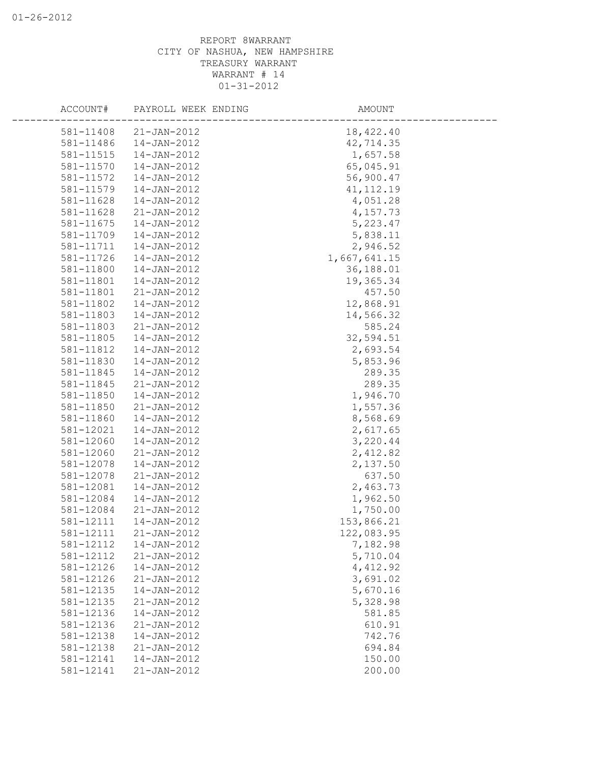REPORT 8WARRANT
CITY OF NASHUA, NEW HAMPSHIRE
TREASURY WARRANT
WARRANT # 14
01-31-2012

| ACCOUNT# | PAYROLL WEEK ENDING | AMOUNT |
|---|---|---|
| 581-11408 | 21-JAN-2012 | 18,422.40 |
| 581-11486 | 14-JAN-2012 | 42,714.35 |
| 581-11515 | 14-JAN-2012 | 1,657.58 |
| 581-11570 | 14-JAN-2012 | 65,045.91 |
| 581-11572 | 14-JAN-2012 | 56,900.47 |
| 581-11579 | 14-JAN-2012 | 41,112.19 |
| 581-11628 | 14-JAN-2012 | 4,051.28 |
| 581-11628 | 21-JAN-2012 | 4,157.73 |
| 581-11675 | 14-JAN-2012 | 5,223.47 |
| 581-11709 | 14-JAN-2012 | 5,838.11 |
| 581-11711 | 14-JAN-2012 | 2,946.52 |
| 581-11726 | 14-JAN-2012 | 1,667,641.15 |
| 581-11800 | 14-JAN-2012 | 36,188.01 |
| 581-11801 | 14-JAN-2012 | 19,365.34 |
| 581-11801 | 21-JAN-2012 | 457.50 |
| 581-11802 | 14-JAN-2012 | 12,868.91 |
| 581-11803 | 14-JAN-2012 | 14,566.32 |
| 581-11803 | 21-JAN-2012 | 585.24 |
| 581-11805 | 14-JAN-2012 | 32,594.51 |
| 581-11812 | 14-JAN-2012 | 2,693.54 |
| 581-11830 | 14-JAN-2012 | 5,853.96 |
| 581-11845 | 14-JAN-2012 | 289.35 |
| 581-11845 | 21-JAN-2012 | 289.35 |
| 581-11850 | 14-JAN-2012 | 1,946.70 |
| 581-11850 | 21-JAN-2012 | 1,557.36 |
| 581-11860 | 14-JAN-2012 | 8,568.69 |
| 581-12021 | 14-JAN-2012 | 2,617.65 |
| 581-12060 | 14-JAN-2012 | 3,220.44 |
| 581-12060 | 21-JAN-2012 | 2,412.82 |
| 581-12078 | 14-JAN-2012 | 2,137.50 |
| 581-12078 | 21-JAN-2012 | 637.50 |
| 581-12081 | 14-JAN-2012 | 2,463.73 |
| 581-12084 | 14-JAN-2012 | 1,962.50 |
| 581-12084 | 21-JAN-2012 | 1,750.00 |
| 581-12111 | 14-JAN-2012 | 153,866.21 |
| 581-12111 | 21-JAN-2012 | 122,083.95 |
| 581-12112 | 14-JAN-2012 | 7,182.98 |
| 581-12112 | 21-JAN-2012 | 5,710.04 |
| 581-12126 | 14-JAN-2012 | 4,412.92 |
| 581-12126 | 21-JAN-2012 | 3,691.02 |
| 581-12135 | 14-JAN-2012 | 5,670.16 |
| 581-12135 | 21-JAN-2012 | 5,328.98 |
| 581-12136 | 14-JAN-2012 | 581.85 |
| 581-12136 | 21-JAN-2012 | 610.91 |
| 581-12138 | 14-JAN-2012 | 742.76 |
| 581-12138 | 21-JAN-2012 | 694.84 |
| 581-12141 | 14-JAN-2012 | 150.00 |
| 581-12141 | 21-JAN-2012 | 200.00 |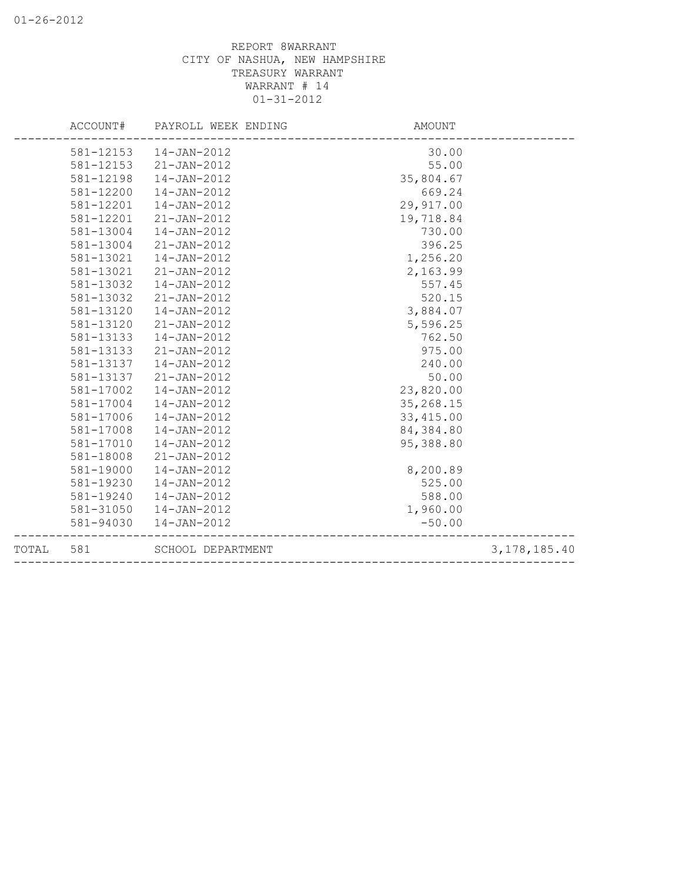REPORT 8WARRANT
CITY OF NASHUA, NEW HAMPSHIRE
TREASURY WARRANT
WARRANT # 14
01-31-2012

| ACCOUNT# | PAYROLL WEEK ENDING | AMOUNT | |
|---|---|---|---|
| 581-12153 | 14-JAN-2012 | 30.00 | |
| 581-12153 | 21-JAN-2012 | 55.00 | |
| 581-12198 | 14-JAN-2012 | 35,804.67 | |
| 581-12200 | 14-JAN-2012 | 669.24 | |
| 581-12201 | 14-JAN-2012 | 29,917.00 | |
| 581-12201 | 21-JAN-2012 | 19,718.84 | |
| 581-13004 | 14-JAN-2012 | 730.00 | |
| 581-13004 | 21-JAN-2012 | 396.25 | |
| 581-13021 | 14-JAN-2012 | 1,256.20 | |
| 581-13021 | 21-JAN-2012 | 2,163.99 | |
| 581-13032 | 14-JAN-2012 | 557.45 | |
| 581-13032 | 21-JAN-2012 | 520.15 | |
| 581-13120 | 14-JAN-2012 | 3,884.07 | |
| 581-13120 | 21-JAN-2012 | 5,596.25 | |
| 581-13133 | 14-JAN-2012 | 762.50 | |
| 581-13133 | 21-JAN-2012 | 975.00 | |
| 581-13137 | 14-JAN-2012 | 240.00 | |
| 581-13137 | 21-JAN-2012 | 50.00 | |
| 581-17002 | 14-JAN-2012 | 23,820.00 | |
| 581-17004 | 14-JAN-2012 | 35,268.15 | |
| 581-17006 | 14-JAN-2012 | 33,415.00 | |
| 581-17008 | 14-JAN-2012 | 84,384.80 | |
| 581-17010 | 14-JAN-2012 | 95,388.80 | |
| 581-18008 | 21-JAN-2012 | | |
| 581-19000 | 14-JAN-2012 | 8,200.89 | |
| 581-19230 | 14-JAN-2012 | 525.00 | |
| 581-19240 | 14-JAN-2012 | 588.00 | |
| 581-31050 | 14-JAN-2012 | 1,960.00 | |
| 581-94030 | 14-JAN-2012 | -50.00 | |
| TOTAL 581 | SCHOOL DEPARTMENT | | 3,178,185.40 |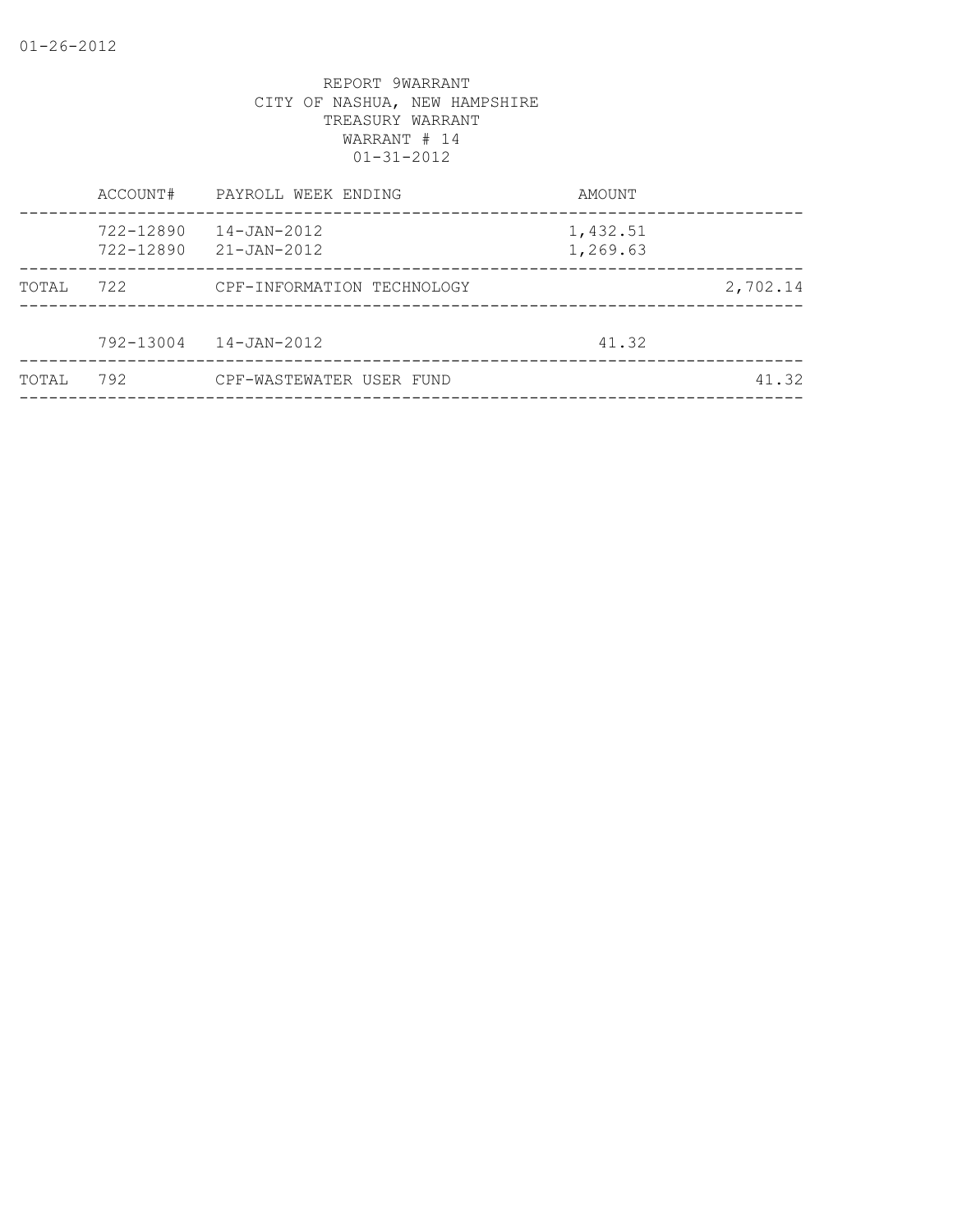01-26-2012

REPORT 9WARRANT
CITY OF NASHUA, NEW HAMPSHIRE
TREASURY WARRANT
WARRANT # 14
01-31-2012

| | ACCOUNT# | PAYROLL WEEK ENDING | AMOUNT | |
|---|---|---|---|---|
| | 722-12890 | 14-JAN-2012 | 1,432.51 | |
| | 722-12890 | 21-JAN-2012 | 1,269.63 | |
| TOTAL | 722 | CPF-INFORMATION TECHNOLOGY | | 2,702.14 |
| | 792-13004 | 14-JAN-2012 | 41.32 | |
| TOTAL | 792 | CPF-WASTEWATER USER FUND | | 41.32 |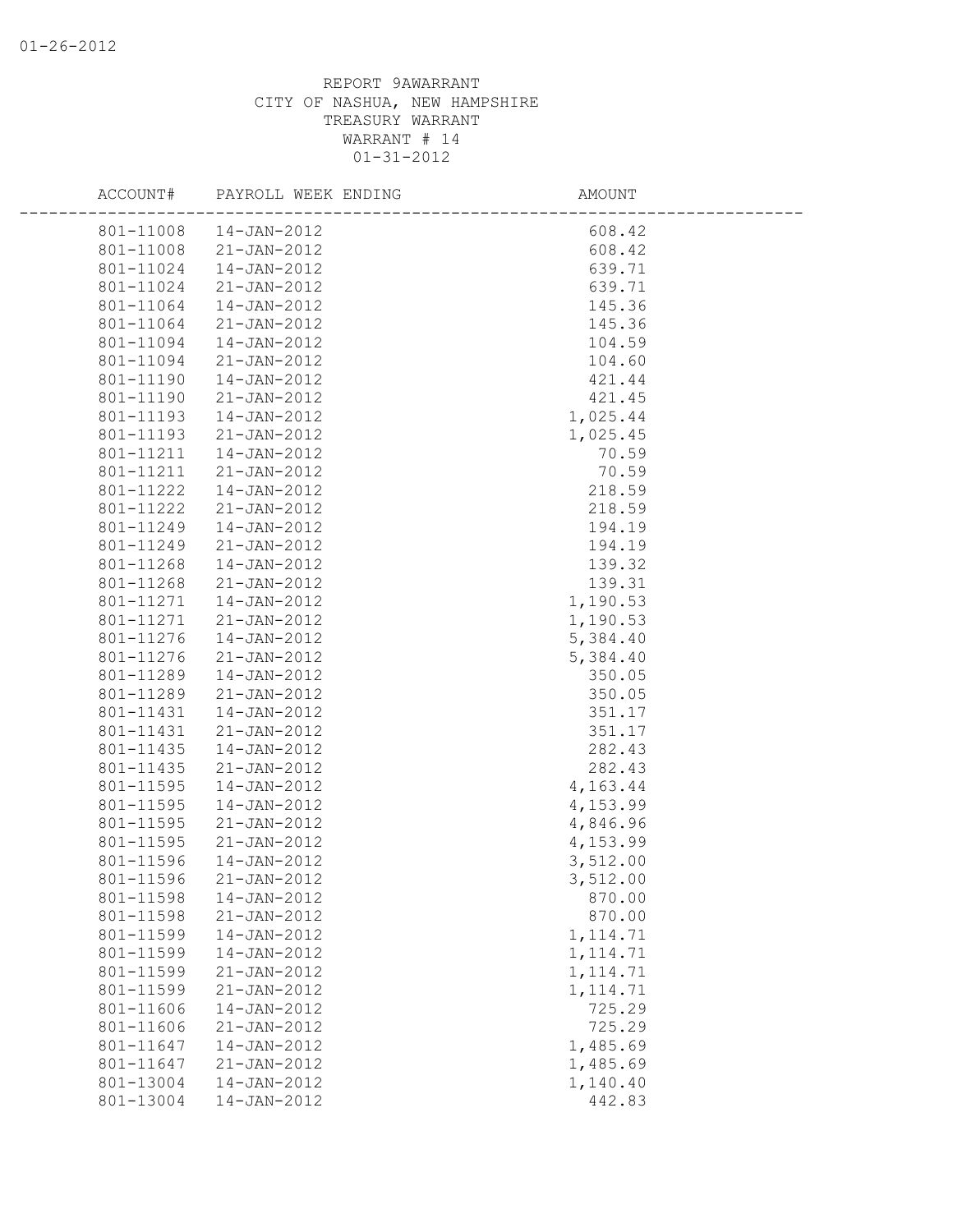01-26-2012

REPORT 9AWARRANT
CITY OF NASHUA, NEW HAMPSHIRE
TREASURY WARRANT
WARRANT # 14
01-31-2012

| ACCOUNT# | PAYROLL WEEK ENDING | AMOUNT |
|---|---|---|
| 801-11008 | 14-JAN-2012 | 608.42 |
| 801-11008 | 21-JAN-2012 | 608.42 |
| 801-11024 | 14-JAN-2012 | 639.71 |
| 801-11024 | 21-JAN-2012 | 639.71 |
| 801-11064 | 14-JAN-2012 | 145.36 |
| 801-11064 | 21-JAN-2012 | 145.36 |
| 801-11094 | 14-JAN-2012 | 104.59 |
| 801-11094 | 21-JAN-2012 | 104.60 |
| 801-11190 | 14-JAN-2012 | 421.44 |
| 801-11190 | 21-JAN-2012 | 421.45 |
| 801-11193 | 14-JAN-2012 | 1,025.44 |
| 801-11193 | 21-JAN-2012 | 1,025.45 |
| 801-11211 | 14-JAN-2012 | 70.59 |
| 801-11211 | 21-JAN-2012 | 70.59 |
| 801-11222 | 14-JAN-2012 | 218.59 |
| 801-11222 | 21-JAN-2012 | 218.59 |
| 801-11249 | 14-JAN-2012 | 194.19 |
| 801-11249 | 21-JAN-2012 | 194.19 |
| 801-11268 | 14-JAN-2012 | 139.32 |
| 801-11268 | 21-JAN-2012 | 139.31 |
| 801-11271 | 14-JAN-2012 | 1,190.53 |
| 801-11271 | 21-JAN-2012 | 1,190.53 |
| 801-11276 | 14-JAN-2012 | 5,384.40 |
| 801-11276 | 21-JAN-2012 | 5,384.40 |
| 801-11289 | 14-JAN-2012 | 350.05 |
| 801-11289 | 21-JAN-2012 | 350.05 |
| 801-11431 | 14-JAN-2012 | 351.17 |
| 801-11431 | 21-JAN-2012 | 351.17 |
| 801-11435 | 14-JAN-2012 | 282.43 |
| 801-11435 | 21-JAN-2012 | 282.43 |
| 801-11595 | 14-JAN-2012 | 4,163.44 |
| 801-11595 | 14-JAN-2012 | 4,153.99 |
| 801-11595 | 21-JAN-2012 | 4,846.96 |
| 801-11595 | 21-JAN-2012 | 4,153.99 |
| 801-11596 | 14-JAN-2012 | 3,512.00 |
| 801-11596 | 21-JAN-2012 | 3,512.00 |
| 801-11598 | 14-JAN-2012 | 870.00 |
| 801-11598 | 21-JAN-2012 | 870.00 |
| 801-11599 | 14-JAN-2012 | 1,114.71 |
| 801-11599 | 14-JAN-2012 | 1,114.71 |
| 801-11599 | 21-JAN-2012 | 1,114.71 |
| 801-11599 | 21-JAN-2012 | 1,114.71 |
| 801-11606 | 14-JAN-2012 | 725.29 |
| 801-11606 | 21-JAN-2012 | 725.29 |
| 801-11647 | 14-JAN-2012 | 1,485.69 |
| 801-11647 | 21-JAN-2012 | 1,485.69 |
| 801-13004 | 14-JAN-2012 | 1,140.40 |
| 801-13004 | 14-JAN-2012 | 442.83 |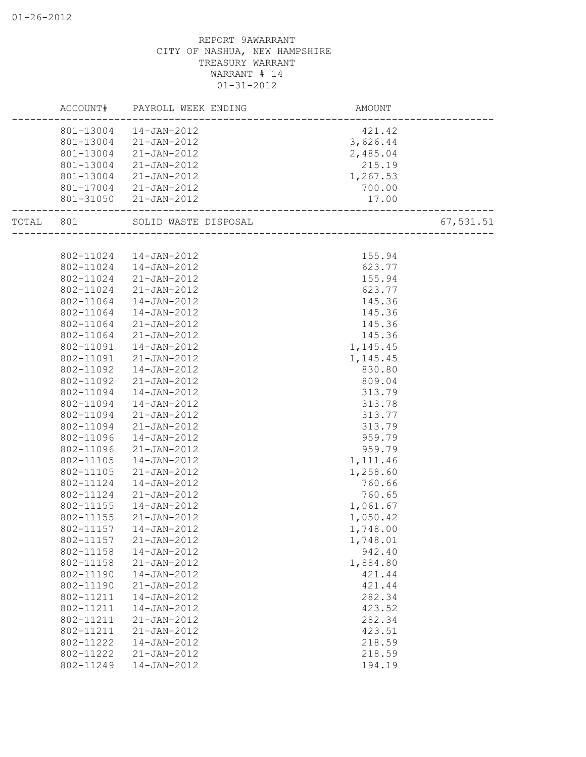REPORT 9AWARRANT
CITY OF NASHUA, NEW HAMPSHIRE
TREASURY WARRANT
WARRANT # 14
01-31-2012

| | ACCOUNT# | PAYROLL WEEK ENDING | AMOUNT | |
|---|---|---|---|---|
| | 801-13004 | 14-JAN-2012 | 421.42 | |
| | 801-13004 | 21-JAN-2012 | 3,626.44 | |
| | 801-13004 | 21-JAN-2012 | 2,485.04 | |
| | 801-13004 | 21-JAN-2012 | 215.19 | |
| | 801-13004 | 21-JAN-2012 | 1,267.53 | |
| | 801-17004 | 21-JAN-2012 | 700.00 | |
| | 801-31050 | 21-JAN-2012 | 17.00 | |
| TOTAL | 801 | SOLID WASTE DISPOSAL | | 67,531.51 |
| | 802-11024 | 14-JAN-2012 | 155.94 | |
| | 802-11024 | 14-JAN-2012 | 623.77 | |
| | 802-11024 | 21-JAN-2012 | 155.94 | |
| | 802-11024 | 21-JAN-2012 | 623.77 | |
| | 802-11064 | 14-JAN-2012 | 145.36 | |
| | 802-11064 | 14-JAN-2012 | 145.36 | |
| | 802-11064 | 21-JAN-2012 | 145.36 | |
| | 802-11064 | 21-JAN-2012 | 145.36 | |
| | 802-11091 | 14-JAN-2012 | 1,145.45 | |
| | 802-11091 | 21-JAN-2012 | 1,145.45 | |
| | 802-11092 | 14-JAN-2012 | 830.80 | |
| | 802-11092 | 21-JAN-2012 | 809.04 | |
| | 802-11094 | 14-JAN-2012 | 313.79 | |
| | 802-11094 | 14-JAN-2012 | 313.78 | |
| | 802-11094 | 21-JAN-2012 | 313.77 | |
| | 802-11094 | 21-JAN-2012 | 313.79 | |
| | 802-11096 | 14-JAN-2012 | 959.79 | |
| | 802-11096 | 21-JAN-2012 | 959.79 | |
| | 802-11105 | 14-JAN-2012 | 1,111.46 | |
| | 802-11105 | 21-JAN-2012 | 1,258.60 | |
| | 802-11124 | 14-JAN-2012 | 760.66 | |
| | 802-11124 | 21-JAN-2012 | 760.65 | |
| | 802-11155 | 14-JAN-2012 | 1,061.67 | |
| | 802-11155 | 21-JAN-2012 | 1,050.42 | |
| | 802-11157 | 14-JAN-2012 | 1,748.00 | |
| | 802-11157 | 21-JAN-2012 | 1,748.01 | |
| | 802-11158 | 14-JAN-2012 | 942.40 | |
| | 802-11158 | 21-JAN-2012 | 1,884.80 | |
| | 802-11190 | 14-JAN-2012 | 421.44 | |
| | 802-11190 | 21-JAN-2012 | 421.44 | |
| | 802-11211 | 14-JAN-2012 | 282.34 | |
| | 802-11211 | 14-JAN-2012 | 423.52 | |
| | 802-11211 | 21-JAN-2012 | 282.34 | |
| | 802-11211 | 21-JAN-2012 | 423.51 | |
| | 802-11222 | 14-JAN-2012 | 218.59 | |
| | 802-11222 | 21-JAN-2012 | 218.59 | |
| | 802-11249 | 14-JAN-2012 | 194.19 | |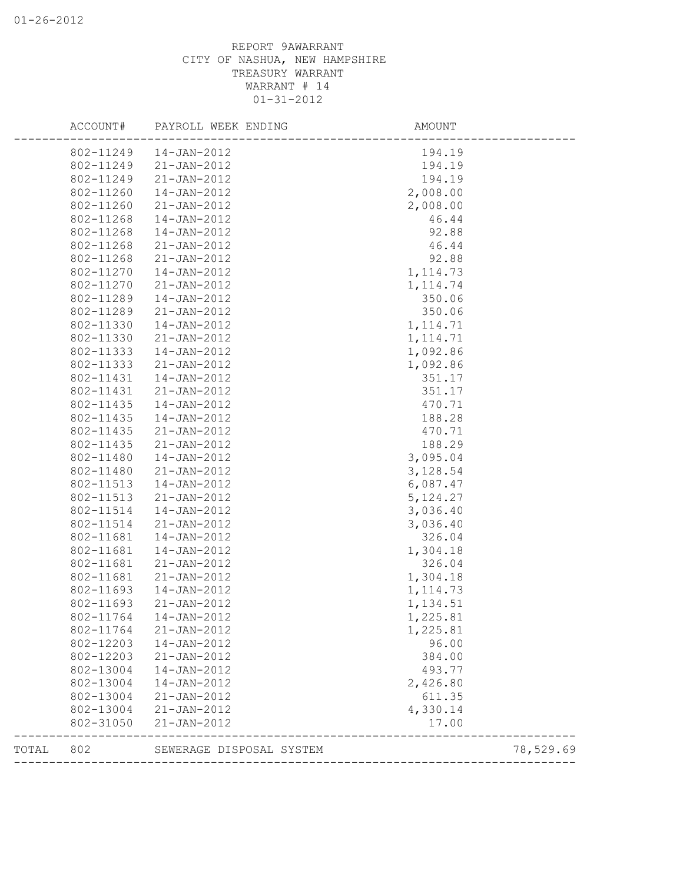REPORT 9AWARRANT
CITY OF NASHUA, NEW HAMPSHIRE
TREASURY WARRANT
WARRANT # 14
01-31-2012

| ACCOUNT# | PAYROLL WEEK ENDING | AMOUNT | |
|---|---|---|---|
| 802-11249 | 14-JAN-2012 | 194.19 | |
| 802-11249 | 21-JAN-2012 | 194.19 | |
| 802-11249 | 21-JAN-2012 | 194.19 | |
| 802-11260 | 14-JAN-2012 | 2,008.00 | |
| 802-11260 | 21-JAN-2012 | 2,008.00 | |
| 802-11268 | 14-JAN-2012 | 46.44 | |
| 802-11268 | 14-JAN-2012 | 92.88 | |
| 802-11268 | 21-JAN-2012 | 46.44 | |
| 802-11268 | 21-JAN-2012 | 92.88 | |
| 802-11270 | 14-JAN-2012 | 1,114.73 | |
| 802-11270 | 21-JAN-2012 | 1,114.74 | |
| 802-11289 | 14-JAN-2012 | 350.06 | |
| 802-11289 | 21-JAN-2012 | 350.06 | |
| 802-11330 | 14-JAN-2012 | 1,114.71 | |
| 802-11330 | 21-JAN-2012 | 1,114.71 | |
| 802-11333 | 14-JAN-2012 | 1,092.86 | |
| 802-11333 | 21-JAN-2012 | 1,092.86 | |
| 802-11431 | 14-JAN-2012 | 351.17 | |
| 802-11431 | 21-JAN-2012 | 351.17 | |
| 802-11435 | 14-JAN-2012 | 470.71 | |
| 802-11435 | 14-JAN-2012 | 188.28 | |
| 802-11435 | 21-JAN-2012 | 470.71 | |
| 802-11435 | 21-JAN-2012 | 188.29 | |
| 802-11480 | 14-JAN-2012 | 3,095.04 | |
| 802-11480 | 21-JAN-2012 | 3,128.54 | |
| 802-11513 | 14-JAN-2012 | 6,087.47 | |
| 802-11513 | 21-JAN-2012 | 5,124.27 | |
| 802-11514 | 14-JAN-2012 | 3,036.40 | |
| 802-11514 | 21-JAN-2012 | 3,036.40 | |
| 802-11681 | 14-JAN-2012 | 326.04 | |
| 802-11681 | 14-JAN-2012 | 1,304.18 | |
| 802-11681 | 21-JAN-2012 | 326.04 | |
| 802-11681 | 21-JAN-2012 | 1,304.18 | |
| 802-11693 | 14-JAN-2012 | 1,114.73 | |
| 802-11693 | 21-JAN-2012 | 1,134.51 | |
| 802-11764 | 14-JAN-2012 | 1,225.81 | |
| 802-11764 | 21-JAN-2012 | 1,225.81 | |
| 802-12203 | 14-JAN-2012 | 96.00 | |
| 802-12203 | 21-JAN-2012 | 384.00 | |
| 802-13004 | 14-JAN-2012 | 493.77 | |
| 802-13004 | 14-JAN-2012 | 2,426.80 | |
| 802-13004 | 21-JAN-2012 | 611.35 | |
| 802-13004 | 21-JAN-2012 | 4,330.14 | |
| 802-31050 | 21-JAN-2012 | 17.00 | |
| TOTAL 802 | SEWERAGE DISPOSAL SYSTEM | | 78,529.69 |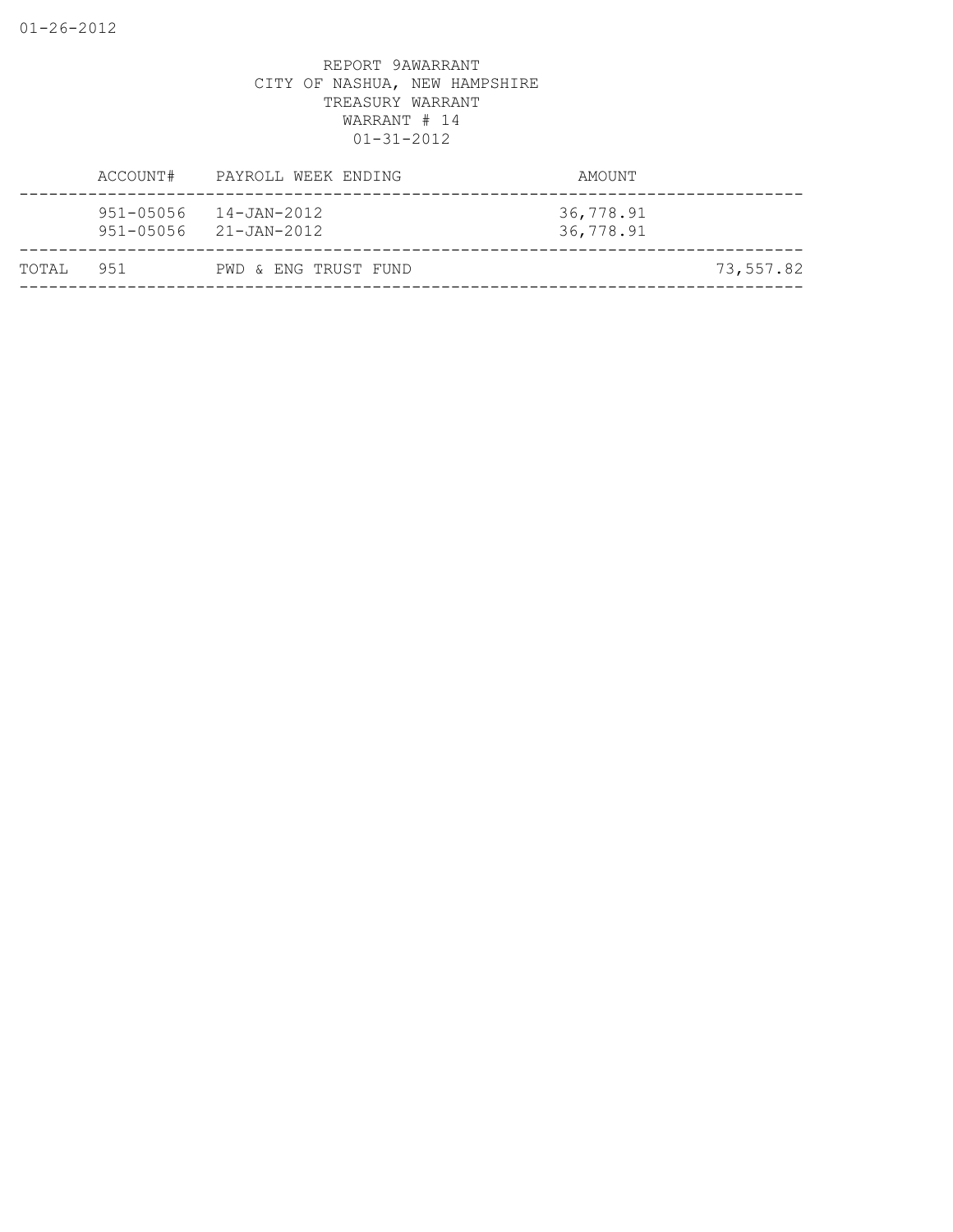REPORT 9AWARRANT
CITY OF NASHUA, NEW HAMPSHIRE
TREASURY WARRANT
WARRANT # 14
01-31-2012

| | ACCOUNT# | PAYROLL WEEK ENDING | AMOUNT | |
|---|---|---|---|---|
| | 951-05056 | 14-JAN-2012 | 36,778.91 | |
| | 951-05056 | 21-JAN-2012 | 36,778.91 | |
| TOTAL | 951 | PWD & ENG TRUST FUND | | 73,557.82 |